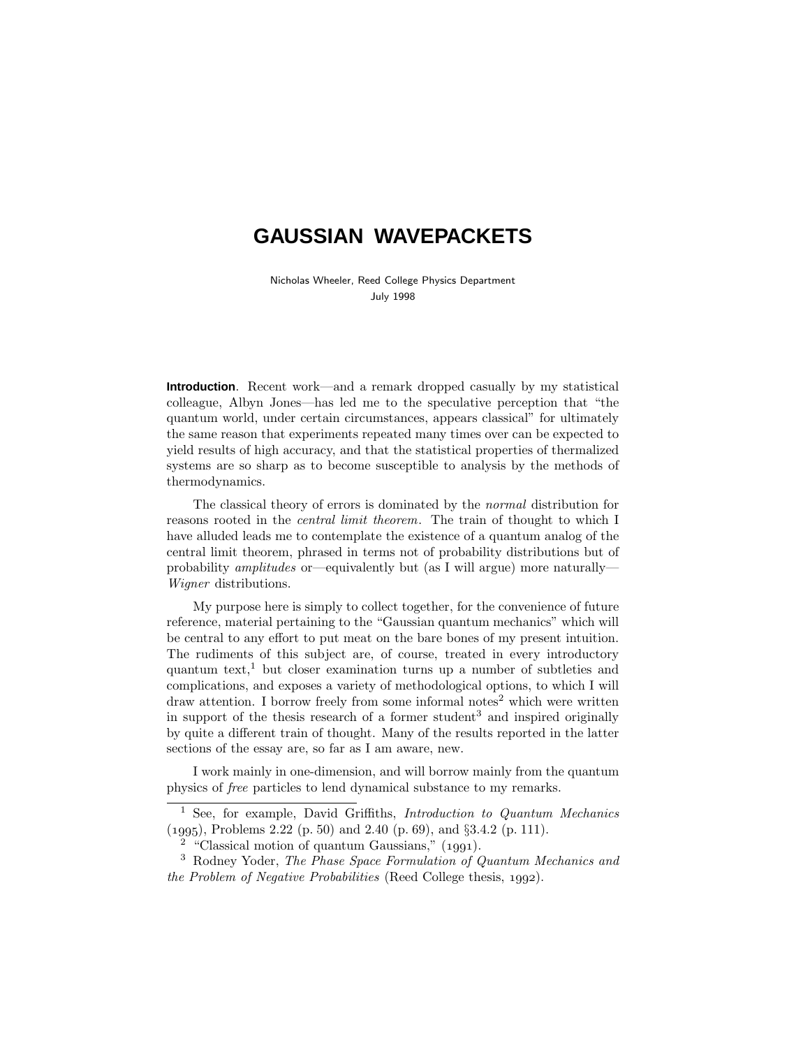# GAUSSIAN WAVEPACKETS

Nicholas Wheeler, Reed College Physics Department
July 1998

**Introduction**. Recent work—and a remark dropped casually by my statistical colleague, Albyn Jones—has led me to the speculative perception that "the quantum world, under certain circumstances, appears classical" for ultimately the same reason that experiments repeated many times over can be expected to yield results of high accuracy, and that the statistical properties of thermalized systems are so sharp as to become susceptible to analysis by the methods of thermodynamics.

The classical theory of errors is dominated by the *normal* distribution for reasons rooted in the *central limit theorem*. The train of thought to which I have alluded leads me to contemplate the existence of a quantum analog of the central limit theorem, phrased in terms not of probability distributions but of probability *amplitudes* or—equivalently but (as I will argue) more naturally—*Wigner* distributions.

My purpose here is simply to collect together, for the convenience of future reference, material pertaining to the "Gaussian quantum mechanics" which will be central to any effort to put meat on the bare bones of my present intuition. The rudiments of this subject are, of course, treated in every introductory quantum text,[1] but closer examination turns up a number of subtleties and complications, and exposes a variety of methodological options, to which I will draw attention. I borrow freely from some informal notes[2] which were written in support of the thesis research of a former student[3] and inspired originally by quite a different train of thought. Many of the results reported in the latter sections of the essay are, so far as I am aware, new.

I work mainly in one-dimension, and will borrow mainly from the quantum physics of *free* particles to lend dynamical substance to my remarks.

---

[1] See, for example, David Griffiths, *Introduction to Quantum Mechanics* (1995), Problems 2.22 (p. 50) and 2.40 (p. 69), and §3.4.2 (p. 111).

[2] "Classical motion of quantum Gaussians," (1991).

[3] Rodney Yoder, *The Phase Space Formulation of Quantum Mechanics and the Problem of Negative Probabilities* (Reed College thesis, 1992).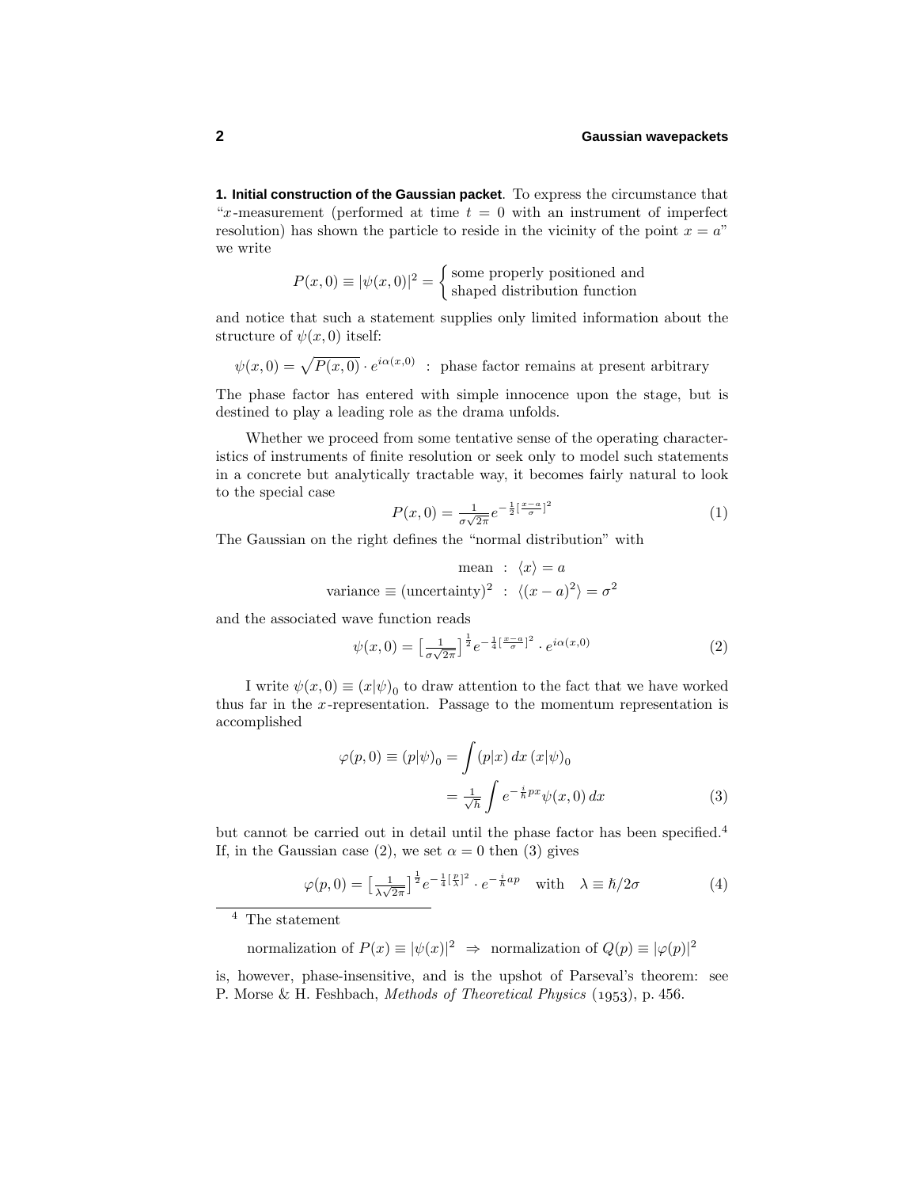**1. Initial construction of the Gaussian packet**. To express the circumstance that "$x$-measurement (performed at time $t = 0$ with an instrument of imperfect resolution) has shown the particle to reside in the vicinity of the point $x = a$" we write

$$P(x,0) \equiv |\psi(x,0)|^2 = \begin{cases} \text{some properly positioned and} \\ \text{shaped distribution function} \end{cases}$$

and notice that such a statement supplies only limited information about the structure of $\psi(x,0)$ itself:

$$\psi(x,0) = \sqrt{P(x,0)} \cdot e^{i\alpha(x,0)} \quad : \text{ phase factor remains at present arbitrary}$$

The phase factor has entered with simple innocence upon the stage, but is destined to play a leading role as the drama unfolds.

Whether we proceed from some tentative sense of the operating characteristics of instruments of finite resolution or seek only to model such statements in a concrete but analytically tractable way, it becomes fairly natural to look to the special case

$$P(x,0) = \tfrac{1}{\sigma\sqrt{2\pi}} e^{-\frac{1}{2}[\frac{x-a}{\sigma}]^2} \tag{1}$$

The Gaussian on the right defines the "normal distribution" with

$$\begin{aligned} \text{mean} \; &: \; \langle x \rangle = a \\ \text{variance} \equiv (\text{uncertainty})^2 \; &: \; \langle (x-a)^2 \rangle = \sigma^2 \end{aligned}$$

and the associated wave function reads

$$\psi(x,0) = \left[\tfrac{1}{\sigma\sqrt{2\pi}}\right]^{\frac{1}{2}} e^{-\frac{1}{4}[\frac{x-a}{\sigma}]^2} \cdot e^{i\alpha(x,0)} \tag{2}$$

I write $\psi(x,0) \equiv (x|\psi)_0$ to draw attention to the fact that we have worked thus far in the $x$-representation. Passage to the momentum representation is accomplished

$$\begin{aligned} \varphi(p,0) \equiv (p|\psi)_0 &= \int (p|x)\,dx\,(x|\psi)_0 \\ &= \tfrac{1}{\sqrt{h}} \int e^{-\frac{i}{\hbar}px} \psi(x,0)\,dx \end{aligned} \tag{3}$$

but cannot be carried out in detail until the phase factor has been specified.[4] If, in the Gaussian case (2), we set $\alpha = 0$ then (3) gives

$$\varphi(p,0) = \left[\tfrac{1}{\lambda\sqrt{2\pi}}\right]^{\frac{1}{2}} e^{-\frac{1}{4}[\frac{p}{\lambda}]^2} \cdot e^{-\frac{i}{\hbar}ap} \quad \text{with} \quad \lambda \equiv \hbar/2\sigma \tag{4}$$

---

[4] The statement

$$\text{normalization of } P(x) \equiv |\psi(x)|^2 \;\Rightarrow\; \text{normalization of } Q(p) \equiv |\varphi(p)|^2$$

is, however, phase-insensitive, and is the upshot of Parseval's theorem: see P. Morse & H. Feshbach, *Methods of Theoretical Physics* (1953), p. 456.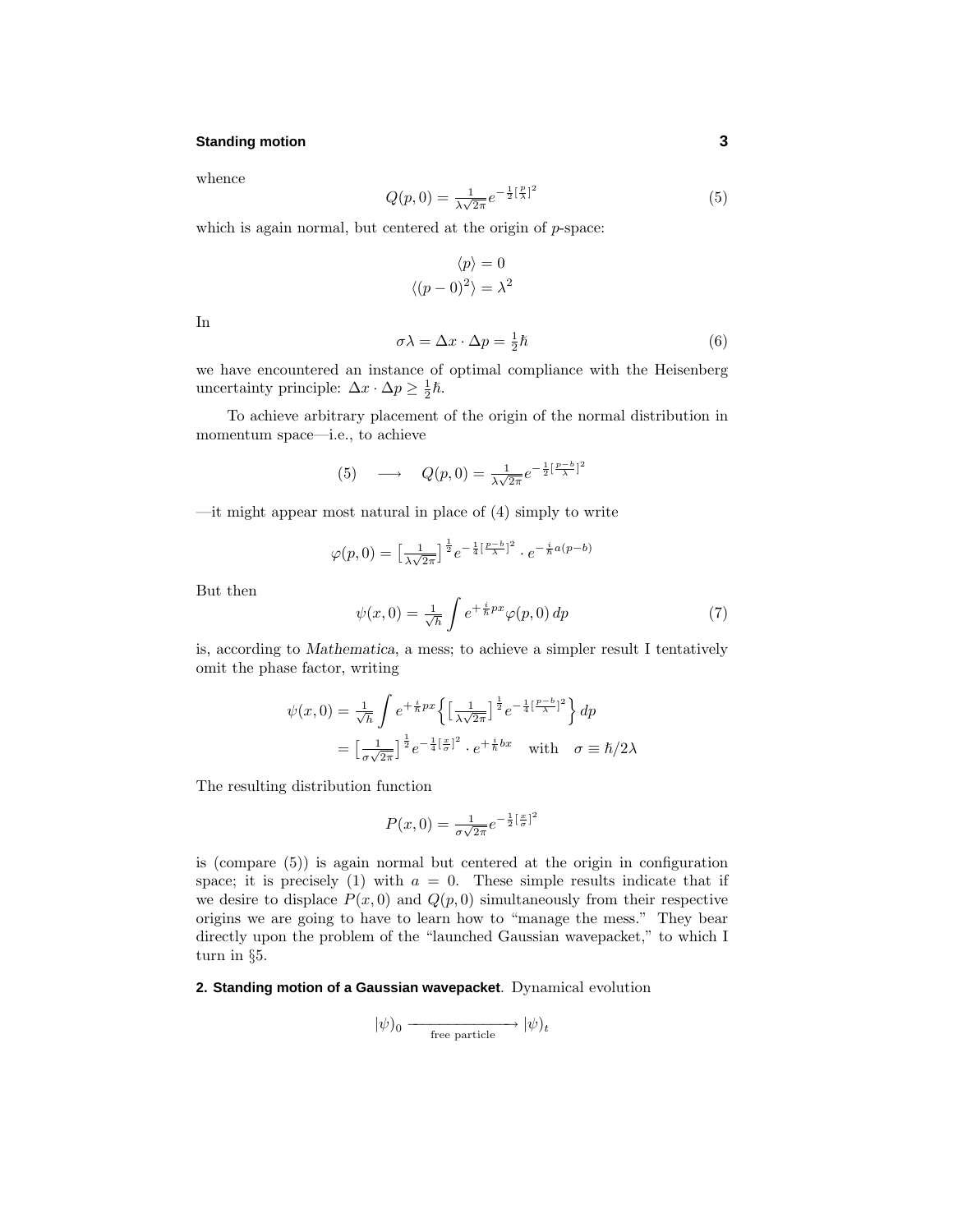whence

$$Q(p,0) = \tfrac{1}{\lambda\sqrt{2\pi}} e^{-\frac{1}{2}[\frac{p}{\lambda}]^2} \tag{5}$$

which is again normal, but centered at the origin of $p$-space:

$$\begin{aligned}\langle p\rangle &= 0\\ \langle (p-0)^2\rangle &= \lambda^2\end{aligned}$$

In

$$\sigma\lambda = \Delta x \cdot \Delta p = \tfrac{1}{2}\hbar \tag{6}$$

we have encountered an instance of optimal compliance with the Heisenberg uncertainty principle: $\Delta x \cdot \Delta p \geq \frac{1}{2}\hbar$.

To achieve arbitrary placement of the origin of the normal distribution in momentum space—i.e., to achieve

$$(5) \quad \longrightarrow \quad Q(p,0) = \tfrac{1}{\lambda\sqrt{2\pi}} e^{-\frac{1}{2}[\frac{p-b}{\lambda}]^2}$$

—it might appear most natural in place of (4) simply to write

$$\varphi(p,0) = \big[\tfrac{1}{\lambda\sqrt{2\pi}}\big]^{\frac{1}{2}} e^{-\frac{1}{4}[\frac{p-b}{\lambda}]^2} \cdot e^{-\frac{i}{\hbar}a(p-b)}$$

But then

$$\psi(x,0) = \tfrac{1}{\sqrt{h}} \int e^{+\frac{i}{\hbar}px} \varphi(p,0)\, dp \tag{7}$$

is, according to *Mathematica*, a mess; to achieve a simpler result I tentatively omit the phase factor, writing

$$\begin{aligned}\psi(x,0) &= \tfrac{1}{\sqrt{h}} \int e^{+\frac{i}{\hbar}px} \Big\{ \big[\tfrac{1}{\lambda\sqrt{2\pi}}\big]^{\frac{1}{2}} e^{-\frac{1}{4}[\frac{p-b}{\lambda}]^2} \Big\}\, dp\\ &= \big[\tfrac{1}{\sigma\sqrt{2\pi}}\big]^{\frac{1}{2}} e^{-\frac{1}{4}[\frac{x}{\sigma}]^2} \cdot e^{+\frac{i}{\hbar}bx} \quad \text{with} \quad \sigma \equiv \hbar/2\lambda\end{aligned}$$

The resulting distribution function

$$P(x,0) = \tfrac{1}{\sigma\sqrt{2\pi}} e^{-\frac{1}{2}[\frac{x}{\sigma}]^2}$$

is (compare (5)) is again normal but centered at the origin in configuration space; it is precisely (1) with $a = 0$. These simple results indicate that if we desire to displace $P(x,0)$ and $Q(p,0)$ simultaneously from their respective origins we are going to have to learn how to "manage the mess." They bear directly upon the problem of the "launched Gaussian wavepacket," to which I turn in §5.

## 2. Standing motion of a Gaussian wavepacket.

Dynamical evolution

$$|\psi)_0 \xrightarrow[\text{free particle}]{} |\psi)_t$$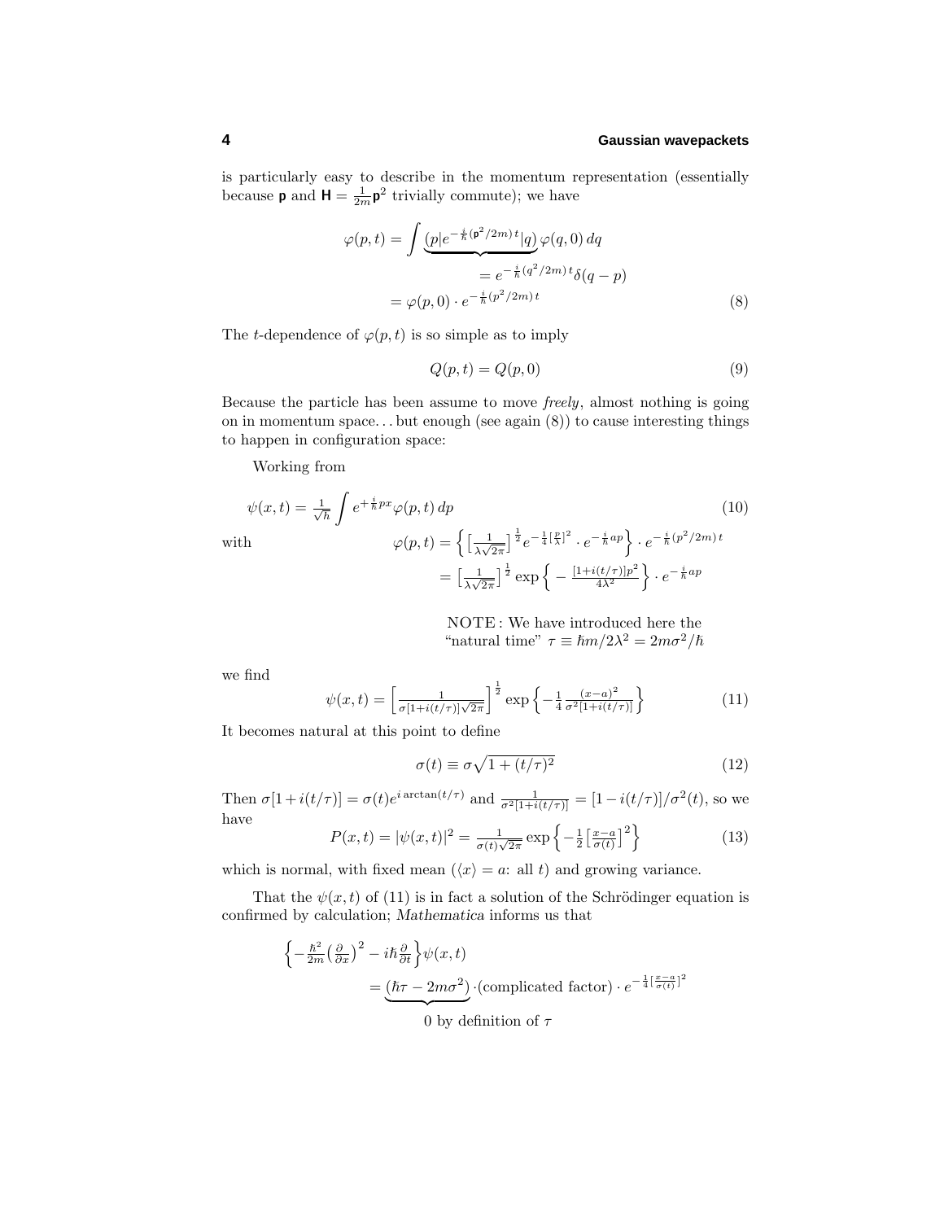is particularly easy to describe in the momentum representation (essentially because $\mathsf{p}$ and $\mathsf{H} = \frac{1}{2m}\mathsf{p}^2$ trivially commute); we have

$$
\begin{aligned}
\varphi(p,t) &= \int \underbrace{(p|e^{-\frac{i}{\hbar}(\mathsf{p}^2/2m)\,t}|q)}_{=\, e^{-\frac{i}{\hbar}(q^2/2m)\,t}\delta(q-p)}\varphi(q,0)\,dq \\
&= \varphi(p,0)\cdot e^{-\frac{i}{\hbar}(p^2/2m)\,t}
\end{aligned}
\tag{8}
$$

The $t$-dependence of $\varphi(p,t)$ is so simple as to imply

$$
Q(p,t) = Q(p,0) \tag{9}
$$

Because the particle has been assume to move *freely*, almost nothing is going on in momentum space... but enough (see again (8)) to cause interesting things to happen in configuration space:

Working from

$$
\psi(x,t) = \tfrac{1}{\sqrt{h}}\int e^{+\frac{i}{\hbar}px}\varphi(p,t)\,dp \tag{10}
$$

with

$$
\begin{aligned}
\varphi(p,t) &= \Big\{\big[\tfrac{1}{\lambda\sqrt{2\pi}}\big]^{\frac{1}{2}}e^{-\frac{1}{4}[\frac{p}{\lambda}]^2}\cdot e^{-\frac{i}{\hbar}ap}\Big\}\cdot e^{-\frac{i}{\hbar}(p^2/2m)\,t} \\
&= \big[\tfrac{1}{\lambda\sqrt{2\pi}}\big]^{\frac{1}{2}}\exp\Big\{-\tfrac{[1+i(t/\tau)]p^2}{4\lambda^2}\Big\}\cdot e^{-\frac{i}{\hbar}ap}
\end{aligned}
$$

NOTE: We have introduced here the "natural time" $\tau \equiv \hbar m/2\lambda^2 = 2m\sigma^2/\hbar$

we find

$$
\psi(x,t) = \Big[\tfrac{1}{\sigma[1+i(t/\tau)]\sqrt{2\pi}}\Big]^{\frac{1}{2}}\exp\Big\{-\tfrac{1}{4}\tfrac{(x-a)^2}{\sigma^2[1+i(t/\tau)]}\Big\} \tag{11}
$$

It becomes natural at this point to define

$$
\sigma(t) \equiv \sigma\sqrt{1+(t/\tau)^2} \tag{12}
$$

Then $\sigma[1+i(t/\tau)] = \sigma(t)e^{i\arctan(t/\tau)}$ and $\frac{1}{\sigma^2[1+i(t/\tau)]} = [1-i(t/\tau)]/\sigma^2(t)$, so we have

$$
P(x,t) = |\psi(x,t)|^2 = \tfrac{1}{\sigma(t)\sqrt{2\pi}}\exp\Big\{-\tfrac{1}{2}\big[\tfrac{x-a}{\sigma(t)}\big]^2\Big\} \tag{13}
$$

which is normal, with fixed mean ($\langle x\rangle = a$: all $t$) and growing variance.

That the $\psi(x,t)$ of (11) is in fact a solution of the Schrödinger equation is confirmed by calculation; *Mathematica* informs us that

$$
\begin{aligned}
&\Big\{-\tfrac{\hbar^2}{2m}\big(\tfrac{\partial}{\partial x}\big)^2 - i\hbar\tfrac{\partial}{\partial t}\Big\}\psi(x,t) \\
&\qquad = \underbrace{(\hbar\tau - 2m\sigma^2)}_{0 \text{ by definition of } \tau}\cdot(\text{complicated factor})\cdot e^{-\frac{1}{4}[\frac{x-a}{\sigma(t)}]^2}
\end{aligned}
$$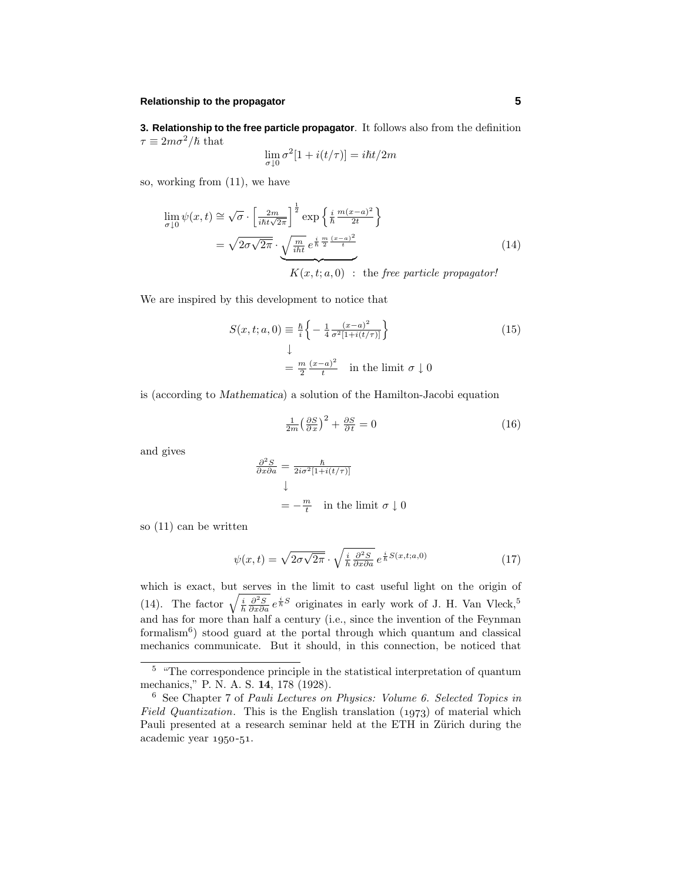**3. Relationship to the free particle propagator**. It follows also from the definition $\tau \equiv 2m\sigma^2/\hbar$ that

$$\lim_{\sigma\downarrow 0}\sigma^2[1+i(t/\tau)] = i\hbar t/2m$$

so, working from (11), we have

$$\begin{aligned}
\lim_{\sigma\downarrow 0}\psi(x,t) &\cong \sqrt{\sigma}\cdot\left[\tfrac{2m}{i\hbar t\sqrt{2\pi}}\right]^{\frac{1}{2}}\exp\left\{\tfrac{i}{\hbar}\tfrac{m(x-a)^2}{2t}\right\} \\
&= \sqrt{2\sigma\sqrt{2\pi}}\cdot\underbrace{\sqrt{\tfrac{m}{iht}}\,e^{\frac{i}{\hbar}\frac{m}{2}\frac{(x-a)^2}{t}}}_{K(x,t;a,0)\ :\ \text{the } \textit{free particle propagator!}}
\end{aligned} \tag{14}$$

We are inspired by this development to notice that

$$\begin{aligned}
S(x,t;a,0) &\equiv \tfrac{\hbar}{i}\Big\{-\tfrac{1}{4}\tfrac{(x-a)^2}{\sigma^2[1+i(t/\tau)]}\Big\} \\
&\downarrow \\
&= \tfrac{m}{2}\tfrac{(x-a)^2}{t} \quad \text{in the limit } \sigma\downarrow 0
\end{aligned} \tag{15}$$

is (according to *Mathematica*) a solution of the Hamilton-Jacobi equation

$$\tfrac{1}{2m}\big(\tfrac{\partial S}{\partial x}\big)^2 + \tfrac{\partial S}{\partial t} = 0 \tag{16}$$

and gives

$$\begin{aligned}
\tfrac{\partial^2 S}{\partial x\partial a} &= \tfrac{\hbar}{2i\sigma^2[1+i(t/\tau)]} \\
&\downarrow \\
&= -\tfrac{m}{t} \quad \text{in the limit } \sigma\downarrow 0
\end{aligned}$$

so (11) can be written

$$\psi(x,t) = \sqrt{2\sigma\sqrt{2\pi}}\cdot\sqrt{\tfrac{i}{\hbar}\tfrac{\partial^2 S}{\partial x\partial a}}\,e^{\frac{i}{\hbar}S(x,t;a,0)} \tag{17}$$

which is exact, but serves in the limit to cast useful light on the origin of (14). The factor $\sqrt{\frac{i}{\hbar}\frac{\partial^2 S}{\partial x\partial a}}\,e^{\frac{i}{\hbar}S}$ originates in early work of J. H. Van Vleck,[5] and has for more than half a century (i.e., since the invention of the Feynman formalism[6]) stood guard at the portal through which quantum and classical mechanics communicate. But it should, in this connection, be noticed that

---

[5] "The correspondence principle in the statistical interpretation of quantum mechanics," P. N. A. S. **14**, 178 (1928).

[6] See Chapter 7 of *Pauli Lectures on Physics: Volume 6. Selected Topics in Field Quantization*. This is the English translation (1973) of material which Pauli presented at a research seminar held at the ETH in Zürich during the academic year 1950-51.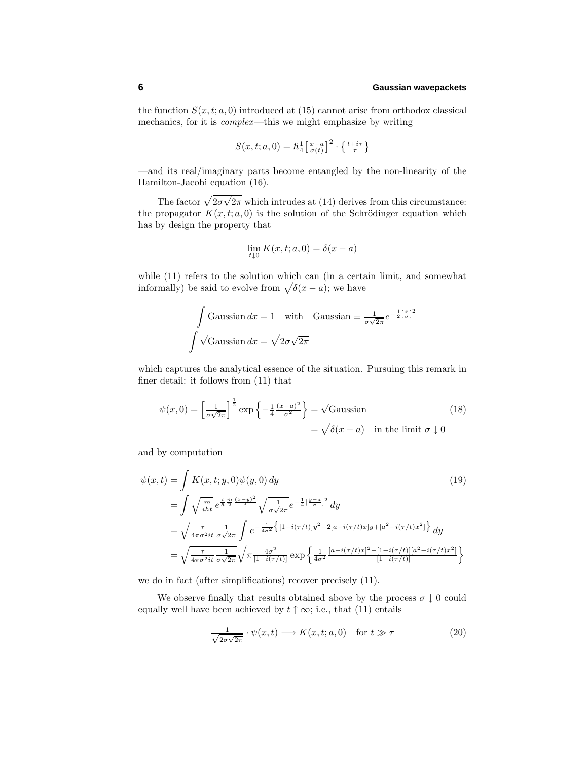the function $S(x,t;a,0)$ introduced at (15) cannot arise from orthodox classical mechanics, for it is *complex*—this we might emphasize by writing

$$S(x,t;a,0) = \hbar\tfrac{1}{4}\big[\tfrac{x-a}{\sigma(t)}\big]^2 \cdot \big\{\tfrac{t+i\tau}{\tau}\big\}$$

—and its real/imaginary parts become entangled by the non-linearity of the Hamilton-Jacobi equation (16).

The factor $\sqrt{2\sigma\sqrt{2\pi}}$ which intrudes at (14) derives from this circumstance: the propagator $K(x,t;a,0)$ is the solution of the Schrödinger equation which has by design the property that

$$\lim_{t\downarrow 0} K(x,t;a,0) = \delta(x-a)$$

while (11) refers to the solution which can (in a certain limit, and somewhat informally) be said to evolve from $\sqrt{\delta(x-a)}$; we have

$$\begin{aligned}\int \text{Gaussian}\, dx &= 1 \quad \text{with} \quad \text{Gaussian} \equiv \tfrac{1}{\sigma\sqrt{2\pi}} e^{-\frac{1}{2}[\frac{x}{\sigma}]^2}\\ \int \sqrt{\text{Gaussian}}\, dx &= \sqrt{2\sigma\sqrt{2\pi}}\end{aligned}$$

which captures the analytical essence of the situation. Pursuing this remark in finer detail: it follows from (11) that

$$\begin{aligned}\psi(x,0) = \Big[\tfrac{1}{\sigma\sqrt{2\pi}}\Big]^{\frac{1}{2}} \exp\Big\{-\tfrac{1}{4}\tfrac{(x-a)^2}{\sigma^2}\Big\} &= \sqrt{\text{Gaussian}} \qquad (18)\\ &= \sqrt{\delta(x-a)} \quad \text{in the limit } \sigma \downarrow 0\end{aligned}$$

and by computation

$$\begin{aligned}\psi(x,t) &= \int K(x,t;y,0)\psi(y,0)\, dy \qquad (19)\\ &= \int \sqrt{\tfrac{m}{iht}}\, e^{\frac{i}{\hbar}\frac{m}{2}\frac{(x-y)^2}{t}} \sqrt{\tfrac{1}{\sigma\sqrt{2\pi}}} e^{-\frac{1}{4}[\frac{y-a}{\sigma}]^2}\, dy\\ &= \sqrt{\tfrac{\tau}{4\pi\sigma^2 it}\,\tfrac{1}{\sigma\sqrt{2\pi}}} \int e^{-\frac{1}{4\sigma^2}\left\{[1-i(\tau/t)]y^2 - 2[a-i(\tau/t)x]y + [a^2 - i(\tau/t)x^2]\right\}}\, dy\\ &= \sqrt{\tfrac{\tau}{4\pi\sigma^2 it}\,\tfrac{1}{\sigma\sqrt{2\pi}}} \sqrt{\pi\tfrac{4\sigma^2}{[1-i(\tau/t)]}} \exp\left\{\tfrac{1}{4\sigma^2}\tfrac{[a-i(\tau/t)x]^2 - [1-i(\tau/t)][a^2-i(\tau/t)x^2]}{[1-i(\tau/t)]}\right\}\end{aligned}$$

we do in fact (after simplifications) recover precisely (11).

We observe finally that results obtained above by the process $\sigma \downarrow 0$ could equally well have been achieved by $t \uparrow \infty$; i.e., that (11) entails

$$\tfrac{1}{\sqrt{2\sigma\sqrt{2\pi}}} \cdot \psi(x,t) \longrightarrow K(x,t;a,0) \quad \text{for } t \gg \tau \qquad (20)$$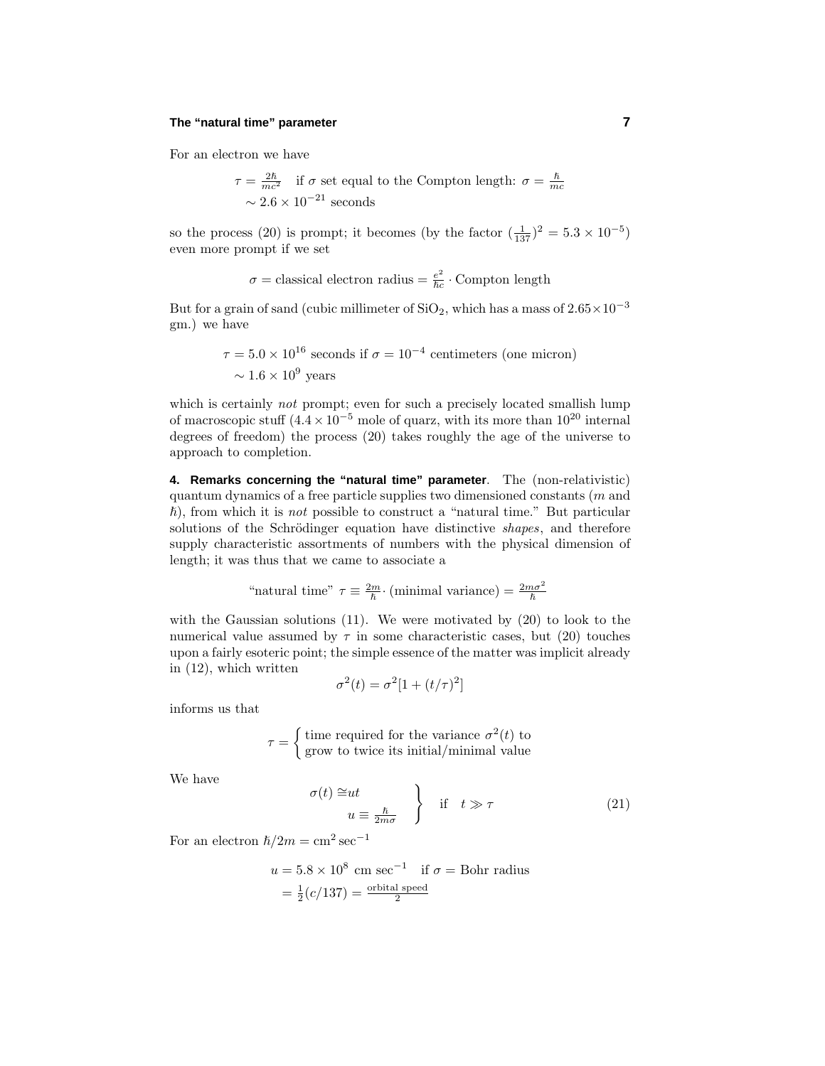For an electron we have

$$\tau = \tfrac{2\hbar}{mc^2} \quad \text{if } \sigma \text{ set equal to the Compton length: } \sigma = \tfrac{\hbar}{mc}$$
$$\sim 2.6 \times 10^{-21} \text{ seconds}$$

so the process (20) is prompt; it becomes (by the factor $(\frac{1}{137})^2 = 5.3 \times 10^{-5}$) even more prompt if we set

$$\sigma = \text{classical electron radius} = \tfrac{e^2}{\hbar c} \cdot \text{Compton length}$$

But for a grain of sand (cubic millimeter of $SiO_2$, which has a mass of $2.65 \times 10^{-3}$ gm.) we have

$$\tau = 5.0 \times 10^{16} \text{ seconds if } \sigma = 10^{-4} \text{ centimeters (one micron)}$$
$$\sim 1.6 \times 10^{9} \text{ years}$$

which is certainly *not* prompt; even for such a precisely located smallish lump of macroscopic stuff ($4.4 \times 10^{-5}$ mole of quarz, with its more than $10^{20}$ internal degrees of freedom) the process (20) takes roughly the age of the universe to approach to completion.

**4. Remarks concerning the "natural time" parameter**. The (non-relativistic) quantum dynamics of a free particle supplies two dimensioned constants ($m$ and $\hbar$), from which it is *not* possible to construct a "natural time." But particular solutions of the Schrödinger equation have distinctive *shapes*, and therefore supply characteristic assortments of numbers with the physical dimension of length; it was thus that we came to associate a

$$\text{"natural time" } \tau \equiv \tfrac{2m}{\hbar} \cdot (\text{minimal variance}) = \tfrac{2m\sigma^2}{\hbar}$$

with the Gaussian solutions (11). We were motivated by (20) to look to the numerical value assumed by $\tau$ in some characteristic cases, but (20) touches upon a fairly esoteric point; the simple essence of the matter was implicit already in (12), which written

$$\sigma^2(t) = \sigma^2[1 + (t/\tau)^2]$$

informs us that

$$\tau = \begin{cases} \text{time required for the variance } \sigma^2(t) \text{ to} \\ \text{grow to twice its initial/minimal value} \end{cases}$$

We have

$$\left.\begin{aligned} \sigma(t) &\cong ut \\ u &\equiv \tfrac{\hbar}{2m\sigma} \end{aligned}\right\} \quad \text{if} \quad t \gg \tau \tag{21}$$

For an electron $\hbar/2m = \text{cm}^2\,\text{sec}^{-1}$

$$u = 5.8 \times 10^{8} \text{ cm sec}^{-1} \quad \text{if } \sigma = \text{Bohr radius}$$
$$= \tfrac{1}{2}(c/137) = \tfrac{\text{orbital speed}}{2}$$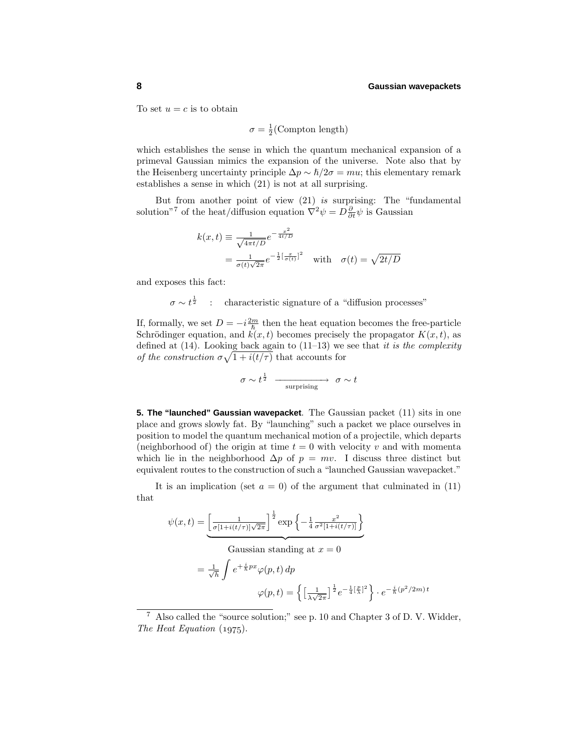To set $u = c$ is to obtain

$$\sigma = \tfrac{1}{2}(\text{Compton length})$$

which establishes the sense in which the quantum mechanical expansion of a primeval Gaussian mimics the expansion of the universe. Note also that by the Heisenberg uncertainty principle $\Delta p \sim \hbar/2\sigma = mu$; this elementary remark establishes a sense in which (21) is not at all surprising.

But from another point of view (21) *is* surprising: The "fundamental solution"[7] of the heat/diffusion equation $\nabla^2\psi = D\frac{\partial}{\partial t}\psi$ is Gaussian

$$\begin{aligned}
k(x,t) &\equiv \tfrac{1}{\sqrt{4\pi t/D}}e^{-\frac{x^2}{4t/D}} \\
&= \tfrac{1}{\sigma(t)\sqrt{2\pi}}e^{-\frac{1}{2}[\frac{x}{\sigma(t)}]^2} \quad \text{with} \quad \sigma(t) = \sqrt{2t/D}
\end{aligned}$$

and exposes this fact:

$$\sigma \sim t^{\frac{1}{2}} \quad : \quad \text{characteristic signature of a "diffusion processes"}$$

If, formally, we set $D = -i\frac{2m}{\hbar}$ then the heat equation becomes the free-particle Schrödinger equation, and $k(x,t)$ becomes precisely the propagator $K(x,t)$, as defined at (14). Looking back again to (11–13) we see that *it is the complexity of the construction* $\sigma\sqrt{1+i(t/\tau)}$ that accounts for

$$\sigma \sim t^{\frac{1}{2}} \xrightarrow[\text{surprising}]{\hspace{2cm}} \sigma \sim t$$

**5. The "launched" Gaussian wavepacket**. The Gaussian packet (11) sits in one place and grows slowly fat. By "launching" such a packet we place ourselves in position to model the quantum mechanical motion of a projectile, which departs (neighborhood of) the origin at time $t = 0$ with velocity $v$ and with momenta which lie in the neighborhood $\Delta p$ of $p = mv$. I discuss three distinct but equivalent routes to the construction of such a "launched Gaussian wavepacket."

It is an implication (set $a = 0$) of the argument that culminated in (11) that

$$\begin{aligned}
\psi(x,t) &= \underbrace{\Big[\tfrac{1}{\sigma[1+i(t/\tau)]\sqrt{2\pi}}\Big]^{\frac{1}{2}}\exp\Big\{-\tfrac{1}{4}\tfrac{x^2}{\sigma^2[1+i(t/\tau)]}\Big\}}_{\text{Gaussian standing at } x=0} \\
&= \tfrac{1}{\sqrt{h}}\int e^{+\frac{i}{\hbar}px}\varphi(p,t)\,dp \\
&\qquad\qquad \varphi(p,t) = \Big\{\big[\tfrac{1}{\lambda\sqrt{2\pi}}\big]^{\frac{1}{2}}e^{-\frac{1}{4}[\frac{p}{\lambda}]^2}\Big\}\cdot e^{-\frac{i}{\hbar}(p^2/2m)t}
\end{aligned}$$

---

[7] Also called the "source solution;" see p. 10 and Chapter 3 of D. V. Widder, *The Heat Equation* (1975).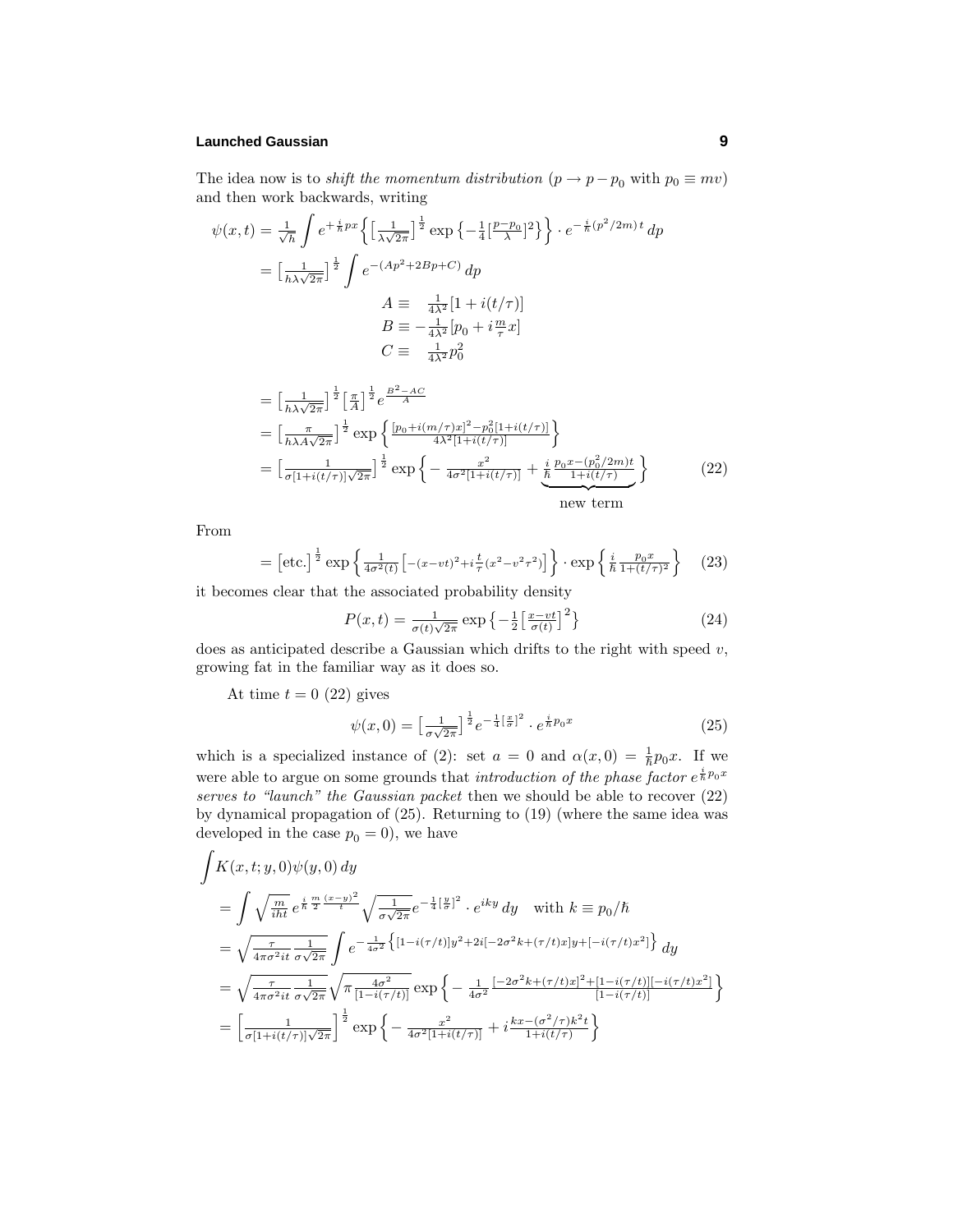The idea now is to *shift the momentum distribution* ($p \to p - p_0$ with $p_0 \equiv mv$) and then work backwards, writing

$$
\begin{aligned}
\psi(x,t) &= \tfrac{1}{\sqrt{h}} \int e^{+\frac{i}{\hbar}px} \Big\{ \big[\tfrac{1}{\lambda\sqrt{2\pi}}\big]^{\frac{1}{2}} \exp\big\{-\tfrac{1}{4}[\tfrac{p-p_0}{\lambda}]^2\big\}\Big\} \cdot e^{-\frac{i}{\hbar}(p^2/2m)\,t}\,dp \\
&= \big[\tfrac{1}{h\lambda\sqrt{2\pi}}\big]^{\frac{1}{2}} \int e^{-(Ap^2+2Bp+C)}\,dp \\
&\qquad\qquad A \equiv \quad \tfrac{1}{4\lambda^2}[1+i(t/\tau)] \\
&\qquad\qquad B \equiv -\tfrac{1}{4\lambda^2}[p_0 + i\tfrac{m}{\tau}x] \\
&\qquad\qquad C \equiv \quad \tfrac{1}{4\lambda^2}p_0^2 \\[1ex]
&= \big[\tfrac{1}{h\lambda\sqrt{2\pi}}\big]^{\frac{1}{2}}\big[\tfrac{\pi}{A}\big]^{\frac{1}{2}} e^{\frac{B^2-AC}{A}} \\
&= \big[\tfrac{\pi}{h\lambda A\sqrt{2\pi}}\big]^{\frac{1}{2}} \exp\Big\{\tfrac{[p_0+i(m/\tau)x]^2 - p_0^2[1+i(t/\tau)]}{4\lambda^2[1+i(t/\tau)]}\Big\} \\
&= \big[\tfrac{1}{\sigma[1+i(t/\tau)]\sqrt{2\pi}}\big]^{\frac{1}{2}} \exp\Big\{-\tfrac{x^2}{4\sigma^2[1+i(t/\tau)]} + \underbrace{\tfrac{i}{\hbar}\tfrac{p_0x-(p_0^2/2m)t}{1+i(t/\tau)}}_{\text{new term}}\Big\}
\end{aligned}
\tag{22}
$$

From

$$
= \big[\text{etc.}\big]^{\frac{1}{2}} \exp\Big\{\tfrac{1}{4\sigma^2(t)}\big[-(x-vt)^2 + i\tfrac{t}{\tau}(x^2-v^2\tau^2)\big]\Big\}\cdot \exp\Big\{\tfrac{i}{\hbar}\tfrac{p_0x}{1+(t/\tau)^2}\Big\} \tag{23}
$$

it becomes clear that the associated probability density

$$
P(x,t) = \tfrac{1}{\sigma(t)\sqrt{2\pi}} \exp\big\{-\tfrac{1}{2}\big[\tfrac{x-vt}{\sigma(t)}\big]^2\big\} \tag{24}
$$

does as anticipated describe a Gaussian which drifts to the right with speed $v$, growing fat in the familiar way as it does so.

At time $t = 0$ (22) gives

$$
\psi(x,0) = \big[\tfrac{1}{\sigma\sqrt{2\pi}}\big]^{\frac{1}{2}} e^{-\frac{1}{4}[\frac{x}{\sigma}]^2} \cdot e^{\frac{i}{\hbar}p_0x} \tag{25}
$$

which is a specialized instance of (2): set $a = 0$ and $\alpha(x,0) = \frac{1}{\hbar}p_0x$. If we were able to argue on some grounds that *introduction of the phase factor* $e^{\frac{i}{\hbar}p_0x}$ *serves to "launch" the Gaussian packet* then we should be able to recover (22) by dynamical propagation of (25). Returning to (19) (where the same idea was developed in the case $p_0 = 0$), we have

$$
\begin{aligned}
&\int K(x,t;y,0)\psi(y,0)\,dy \\
&\quad = \int \sqrt{\tfrac{m}{iht}}\, e^{\frac{i}{\hbar}\frac{m}{2}\frac{(x-y)^2}{t}} \sqrt{\tfrac{1}{\sigma\sqrt{2\pi}}} e^{-\frac{1}{4}[\frac{y}{\sigma}]^2}\cdot e^{iky}\,dy \quad \text{with } k \equiv p_0/\hbar \\
&\quad = \sqrt{\tfrac{\tau}{4\pi\sigma^2 it}\tfrac{1}{\sigma\sqrt{2\pi}}} \int e^{-\frac{1}{4\sigma^2}\big\{[1-i(\tau/t)]y^2 + 2i[-2\sigma^2k+(\tau/t)x]y + [-i(\tau/t)x^2]\big\}}\,dy \\
&\quad = \sqrt{\tfrac{\tau}{4\pi\sigma^2 it}\tfrac{1}{\sigma\sqrt{2\pi}}}\sqrt{\pi\tfrac{4\sigma^2}{[1-i(\tau/t)]}} \exp\Big\{-\tfrac{1}{4\sigma^2}\tfrac{[-2\sigma^2k+(\tau/t)x]^2 + [1-i(\tau/t)][-i(\tau/t)x^2]}{[1-i(\tau/t)]}\Big\} \\
&\quad = \Big[\tfrac{1}{\sigma[1+i(t/\tau)]\sqrt{2\pi}}\Big]^{\frac{1}{2}} \exp\Big\{-\tfrac{x^2}{4\sigma^2[1+i(t/\tau)]} + i\tfrac{kx-(\sigma^2/\tau)k^2t}{1+i(t/\tau)}\Big\}
\end{aligned}
$$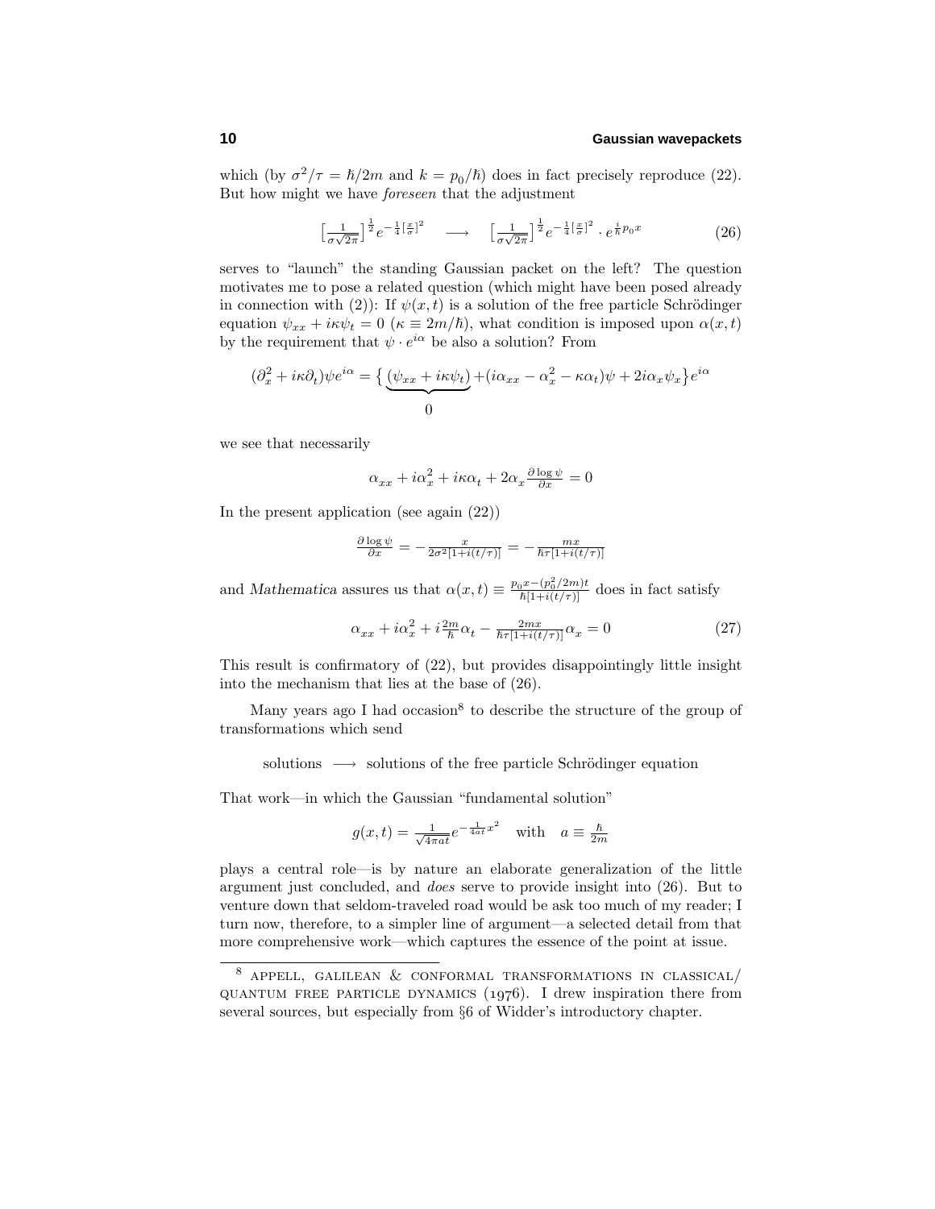which (by $\sigma^2/\tau = \hbar/2m$ and $k = p_0/\hbar$) does in fact precisely reproduce (22). But how might we have *foreseen* that the adjustment

$$\left[\tfrac{1}{\sigma\sqrt{2\pi}}\right]^{\frac{1}{2}} e^{-\frac{1}{4}\left[\frac{x}{\sigma}\right]^2} \quad \longrightarrow \quad \left[\tfrac{1}{\sigma\sqrt{2\pi}}\right]^{\frac{1}{2}} e^{-\frac{1}{4}\left[\frac{x}{\sigma}\right]^2} \cdot e^{\frac{i}{\hbar}p_0 x} \tag{26}$$

serves to "launch" the standing Gaussian packet on the left? The question motivates me to pose a related question (which might have been posed already in connection with (2)): If $\psi(x,t)$ is a solution of the free particle Schrödinger equation $\psi_{xx} + i\kappa\psi_t = 0$ ($\kappa \equiv 2m/\hbar$), what condition is imposed upon $\alpha(x,t)$ by the requirement that $\psi \cdot e^{i\alpha}$ be also a solution? From

$$(\partial_x^2 + i\kappa\partial_t)\psi e^{i\alpha} = \big\{\underbrace{(\psi_{xx} + i\kappa\psi_t)}_{0} + (i\alpha_{xx} - \alpha_x^2 - \kappa\alpha_t)\psi + 2i\alpha_x\psi_x\big\}e^{i\alpha}$$

we see that necessarily

$$\alpha_{xx} + i\alpha_x^2 + i\kappa\alpha_t + 2\alpha_x \tfrac{\partial \log \psi}{\partial x} = 0$$

In the present application (see again (22))

$$\tfrac{\partial \log \psi}{\partial x} = -\tfrac{x}{2\sigma^2[1+i(t/\tau)]} = -\tfrac{mx}{\hbar\tau[1+i(t/\tau)]}$$

and *Mathematica* assures us that $\alpha(x,t) \equiv \frac{p_0 x - (p_0^2/2m)t}{\hbar[1+i(t/\tau)]}$ does in fact satisfy

$$\alpha_{xx} + i\alpha_x^2 + i\tfrac{2m}{\hbar}\alpha_t - \tfrac{2mx}{\hbar\tau[1+i(t/\tau)]}\alpha_x = 0 \tag{27}$$

This result is confirmatory of (22), but provides disappointingly little insight into the mechanism that lies at the base of (26).

Many years ago I had occasion[8] to describe the structure of the group of transformations which send

$$\text{solutions} \quad \longrightarrow \quad \text{solutions of the free particle Schrödinger equation}$$

That work—in which the Gaussian "fundamental solution"

$$g(x,t) = \tfrac{1}{\sqrt{4\pi a t}} e^{-\frac{1}{4at}x^2} \quad \text{with} \quad a \equiv \tfrac{\hbar}{2m}$$

plays a central role—is by nature an elaborate generalization of the little argument just concluded, and *does* serve to provide insight into (26). But to venture down that seldom-traveled road would be ask too much of my reader; I turn now, therefore, to a simpler line of argument—a selected detail from that more comprehensive work—which captures the essence of the point at issue.

---

[8] APPELL, GALILEAN & CONFORMAL TRANSFORMATIONS IN CLASSICAL/QUANTUM FREE PARTICLE DYNAMICS (1976). I drew inspiration there from several sources, but especially from §6 of Widder's introductory chapter.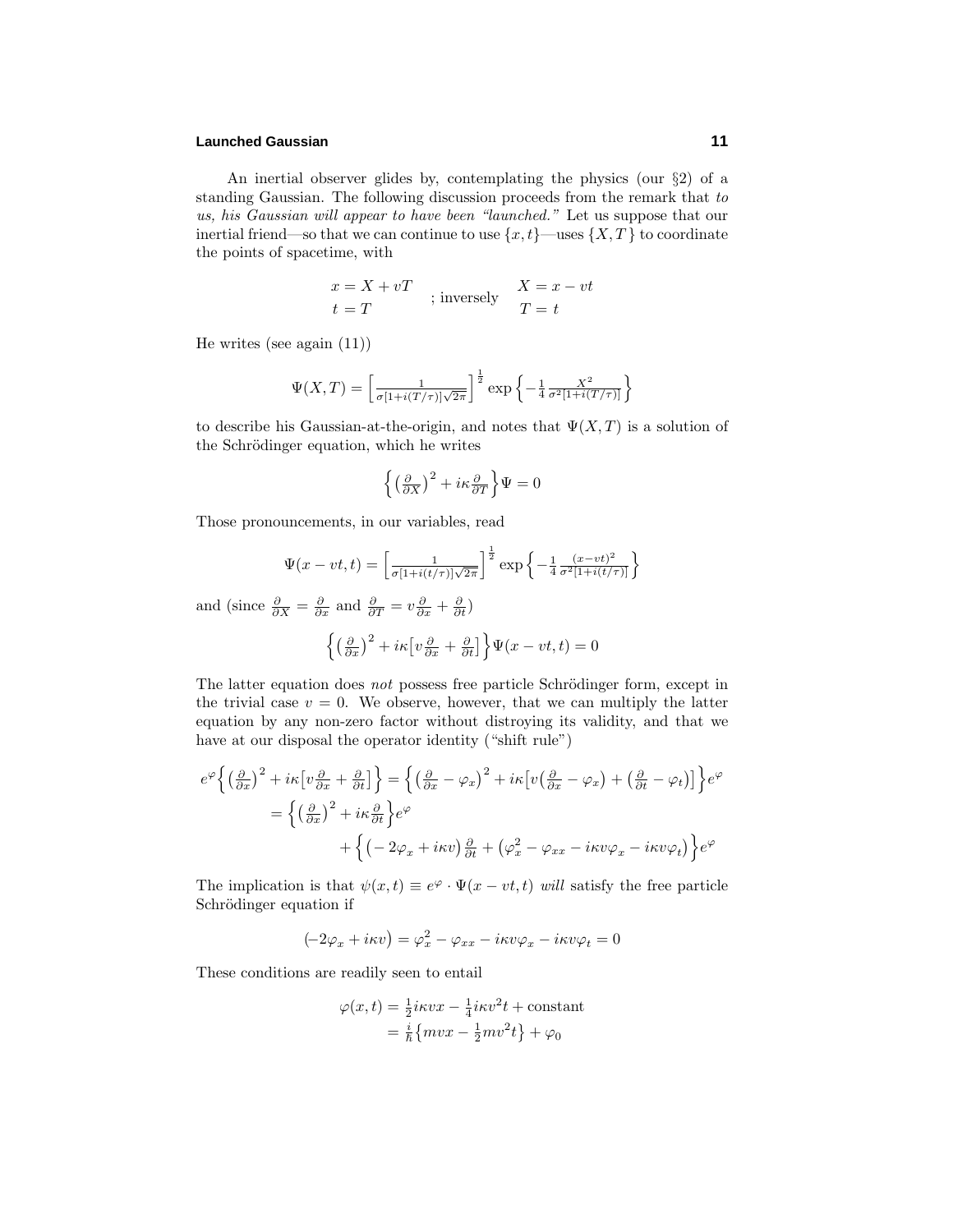An inertial observer glides by, contemplating the physics (our §2) of a standing Gaussian. The following discussion proceeds from the remark that *to us, his Gaussian will appear to have been "launched."* Let us suppose that our inertial friend—so that we can continue to use $\{x,t\}$—uses $\{X,T\}$ to coordinate the points of spacetime, with

$$\begin{matrix} x = X + vT \\ t = T \end{matrix} \quad ; \text{ inversely} \quad \begin{matrix} X = x - vt \\ T = t \end{matrix}$$

He writes (see again (11))

$$\Psi(X,T) = \Big[\tfrac{1}{\sigma[1+i(T/\tau)]\sqrt{2\pi}}\Big]^{\frac{1}{2}} \exp\Big\{-\tfrac{1}{4}\tfrac{X^2}{\sigma^2[1+i(T/\tau)]}\Big\}$$

to describe his Gaussian-at-the-origin, and notes that $\Psi(X,T)$ is a solution of the Schrödinger equation, which he writes

$$\Big\{\big(\tfrac{\partial}{\partial X}\big)^2 + i\kappa\tfrac{\partial}{\partial T}\Big\}\Psi = 0$$

Those pronouncements, in our variables, read

$$\Psi(x-vt,t) = \Big[\tfrac{1}{\sigma[1+i(t/\tau)]\sqrt{2\pi}}\Big]^{\frac{1}{2}} \exp\Big\{-\tfrac{1}{4}\tfrac{(x-vt)^2}{\sigma^2[1+i(t/\tau)]}\Big\}$$

and (since $\frac{\partial}{\partial X} = \frac{\partial}{\partial x}$ and $\frac{\partial}{\partial T} = v\frac{\partial}{\partial x} + \frac{\partial}{\partial t}$)

$$\Big\{\big(\tfrac{\partial}{\partial x}\big)^2 + i\kappa\big[v\tfrac{\partial}{\partial x} + \tfrac{\partial}{\partial t}\big]\Big\}\Psi(x-vt,t) = 0$$

The latter equation does *not* possess free particle Schrödinger form, except in the trivial case $v = 0$. We observe, however, that we can multiply the latter equation by any non-zero factor without distroying its validity, and that we have at our disposal the operator identity ("shift rule")

$$\begin{aligned} e^{\varphi}\Big\{\big(\tfrac{\partial}{\partial x}\big)^2 + i\kappa\big[v\tfrac{\partial}{\partial x} + \tfrac{\partial}{\partial t}\big]\Big\} &= \Big\{\big(\tfrac{\partial}{\partial x} - \varphi_x\big)^2 + i\kappa\big[v\big(\tfrac{\partial}{\partial x} - \varphi_x\big) + \big(\tfrac{\partial}{\partial t} - \varphi_t\big)\big]\Big\}e^{\varphi} \\ &= \Big\{\big(\tfrac{\partial}{\partial x}\big)^2 + i\kappa\tfrac{\partial}{\partial t}\Big\}e^{\varphi} \\ &\qquad + \Big\{\big(-2\varphi_x + i\kappa v\big)\tfrac{\partial}{\partial t} + \big(\varphi_x^2 - \varphi_{xx} - i\kappa v\varphi_x - i\kappa v\varphi_t\big)\Big\}e^{\varphi} \end{aligned}$$

The implication is that $\psi(x,t) \equiv e^{\varphi}\cdot\Psi(x-vt,t)$ *will* satisfy the free particle Schrödinger equation if

$$\big(-2\varphi_x + i\kappa v\big) = \varphi_x^2 - \varphi_{xx} - i\kappa v\varphi_x - i\kappa v\varphi_t = 0$$

These conditions are readily seen to entail

$$\begin{aligned} \varphi(x,t) &= \tfrac{1}{2}i\kappa vx - \tfrac{1}{4}i\kappa v^2 t + \text{constant} \\ &= \tfrac{i}{\hbar}\big\{mvx - \tfrac{1}{2}mv^2 t\big\} + \varphi_0 \end{aligned}$$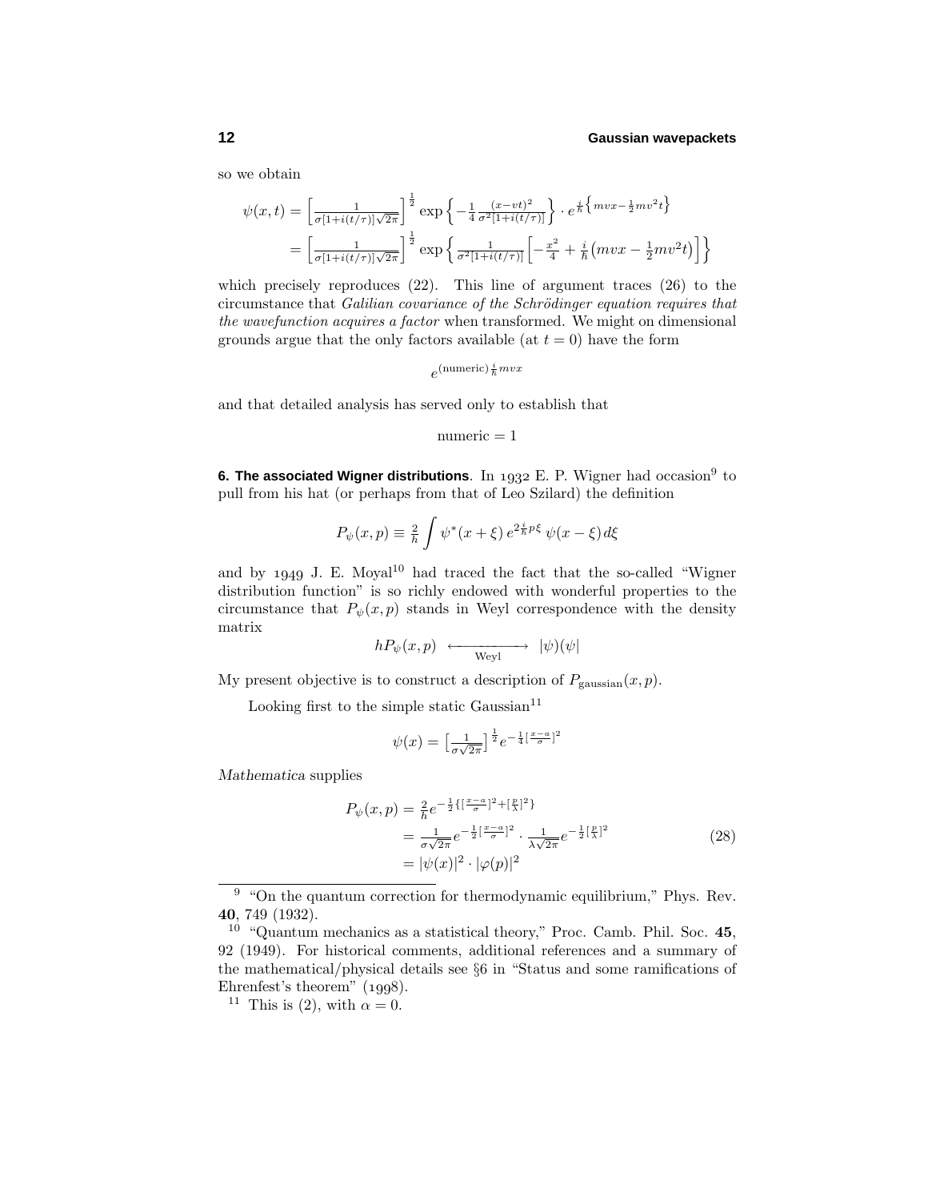so we obtain

$$
\begin{aligned}
\psi(x,t) &= \Big[\tfrac{1}{\sigma[1+i(t/\tau)]\sqrt{2\pi}}\Big]^{\frac{1}{2}} \exp\Big\{-\tfrac{1}{4}\tfrac{(x-vt)^2}{\sigma^2[1+i(t/\tau)]}\Big\}\cdot e^{\frac{i}{\hbar}\left\{mvx-\frac{1}{2}mv^2t\right\}} \\
&= \Big[\tfrac{1}{\sigma[1+i(t/\tau)]\sqrt{2\pi}}\Big]^{\frac{1}{2}} \exp\Big\{\tfrac{1}{\sigma^2[1+i(t/\tau)]}\Big[-\tfrac{x^2}{4}+\tfrac{i}{\hbar}\big(mvx-\tfrac{1}{2}mv^2t\big)\Big]\Big\}
\end{aligned}
$$

which precisely reproduces (22). This line of argument traces (26) to the circumstance that *Galilian covariance of the Schrödinger equation requires that the wavefunction acquires a factor* when transformed. We might on dimensional grounds argue that the only factors available (at $t=0$) have the form

$$
e^{(\text{numeric})\frac{i}{\hbar}mvx}
$$

and that detailed analysis has served only to establish that

$$
\text{numeric} = 1
$$

**6. The associated Wigner distributions**. In 1932 E. P. Wigner had occasion[9] to pull from his hat (or perhaps from that of Leo Szilard) the definition

$$
P_\psi(x,p) \equiv \tfrac{2}{h}\int \psi^*(x+\xi)\, e^{2\frac{i}{\hbar}p\xi}\, \psi(x-\xi)\, d\xi
$$

and by 1949 J. E. Moyal[10] had traced the fact that the so-called "Wigner distribution function" is so richly endowed with wonderful properties to the circumstance that $P_\psi(x,p)$ stands in Weyl correspondence with the density matrix

$$
hP_\psi(x,p) \;\xleftarrow[\text{Weyl}]{\hspace{2em}}\!\!\!\xrightarrow{\hspace{2em}}\; |\psi)(\psi|
$$

My present objective is to construct a description of $P_{\text{gaussian}}(x,p)$.

Looking first to the simple static Gaussian[11]

$$
\psi(x) = \big[\tfrac{1}{\sigma\sqrt{2\pi}}\big]^{\frac{1}{2}} e^{-\frac{1}{4}[\frac{x-a}{\sigma}]^2}
$$

*Mathematica* supplies

$$
\begin{aligned}
P_\psi(x,p) &= \tfrac{2}{h} e^{-\frac{1}{2}\{[\frac{x-a}{\sigma}]^2+[\frac{p}{\lambda}]^2\}} \\
&= \tfrac{1}{\sigma\sqrt{2\pi}} e^{-\frac{1}{2}[\frac{x-a}{\sigma}]^2}\cdot \tfrac{1}{\lambda\sqrt{2\pi}} e^{-\frac{1}{2}[\frac{p}{\lambda}]^2} \\
&= |\psi(x)|^2\cdot|\varphi(p)|^2
\end{aligned}
\tag{28}
$$

---

[9] "On the quantum correction for thermodynamic equilibrium," Phys. Rev. **40**, 749 (1932).

[10] "Quantum mechanics as a statistical theory," Proc. Camb. Phil. Soc. **45**, 92 (1949). For historical comments, additional references and a summary of the mathematical/physical details see §6 in "Status and some ramifications of Ehrenfest's theorem" (1998).

[11] This is (2), with $\alpha = 0$.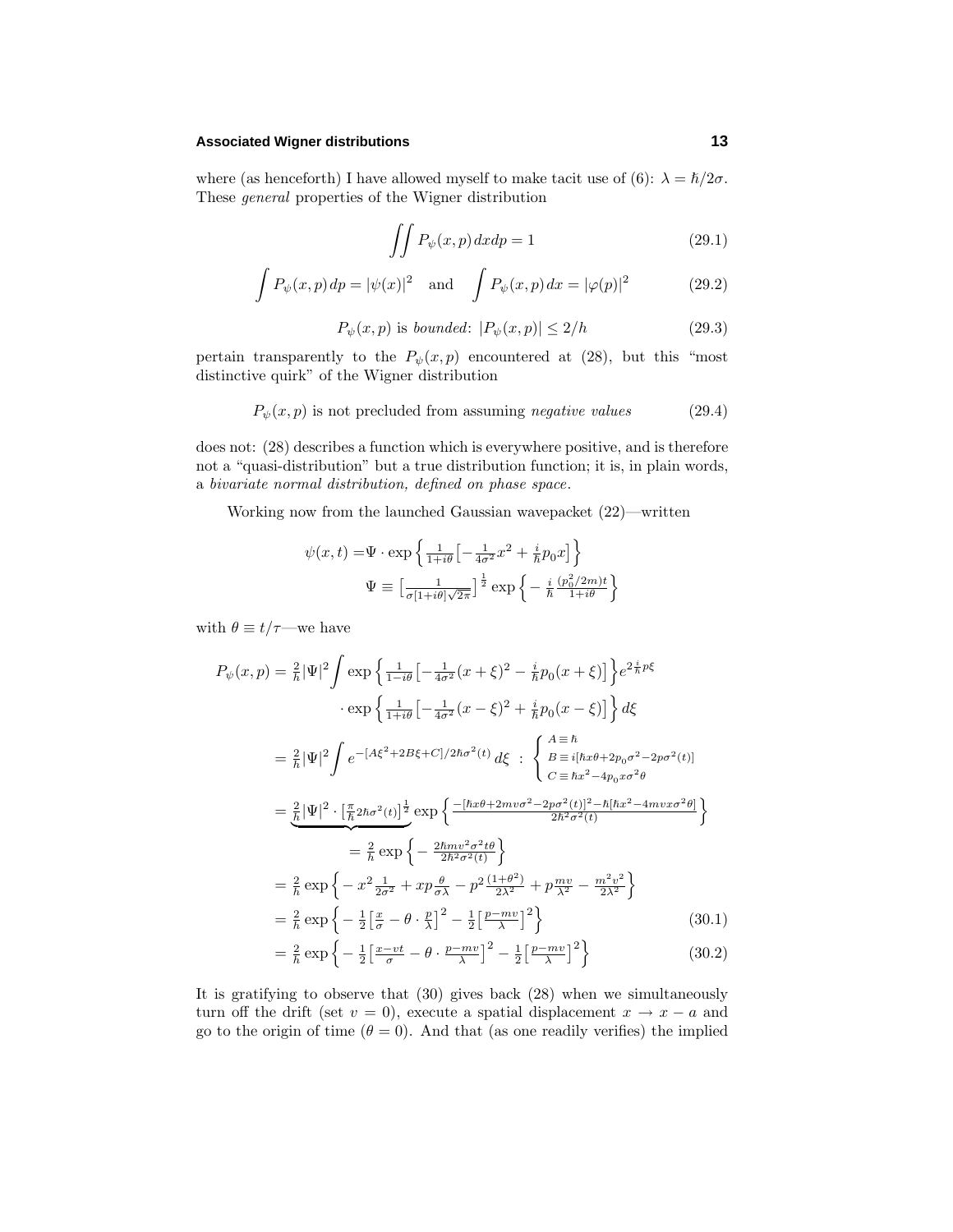where (as henceforth) I have allowed myself to make tacit use of (6): $\lambda = \hbar/2\sigma$. These *general* properties of the Wigner distribution

$$\iint P_\psi(x,p)\,dxdp = 1 \tag{29.1}$$

$$\int P_\psi(x,p)\,dp = |\psi(x)|^2 \quad \text{and} \quad \int P_\psi(x,p)\,dx = |\varphi(p)|^2 \tag{29.2}$$

$$P_\psi(x,p) \text{ is } \textit{bounded}\text{: } |P_\psi(x,p)| \le 2/h \tag{29.3}$$

pertain transparently to the $P_\psi(x,p)$ encountered at (28), but this "most distinctive quirk" of the Wigner distribution

$$P_\psi(x,p) \text{ is not precluded from assuming } \textit{negative values} \tag{29.4}$$

does not: (28) describes a function which is everywhere positive, and is therefore not a "quasi-distribution" but a true distribution function; it is, in plain words, a *bivariate normal distribution, defined on phase space*.

Working now from the launched Gaussian wavepacket (22)—written

$$\begin{aligned}\psi(x,t) =& \Psi\cdot\exp\Big\{\tfrac{1}{1+i\theta}\big[-\tfrac{1}{4\sigma^2}x^2 + \tfrac{i}{\hbar}p_0x\big]\Big\}\\ &\Psi \equiv \big[\tfrac{1}{\sigma[1+i\theta]\sqrt{2\pi}}\big]^{\frac{1}{2}}\exp\Big\{-\tfrac{i}{\hbar}\tfrac{(p_0^2/2m)t}{1+i\theta}\Big\}\end{aligned}$$

with $\theta \equiv t/\tau$—we have

$$\begin{aligned}
P_\psi(x,p) &= \tfrac{2}{h}|\Psi|^2\int \exp\Big\{\tfrac{1}{1-i\theta}\big[-\tfrac{1}{4\sigma^2}(x+\xi)^2 - \tfrac{i}{\hbar}p_0(x+\xi)\big]\Big\}e^{2\frac{i}{\hbar}p\xi}\\
&\qquad\cdot\exp\Big\{\tfrac{1}{1+i\theta}\big[-\tfrac{1}{4\sigma^2}(x-\xi)^2 + \tfrac{i}{\hbar}p_0(x-\xi)\big]\Big\}\,d\xi\\
&= \tfrac{2}{h}|\Psi|^2\int e^{-[A\xi^2+2B\xi+C]/2\hbar\sigma^2(t)}\,d\xi \;:\; \begin{cases} A\equiv\hbar\\ B\equiv i[\hbar x\theta+2p_0\sigma^2-2p\sigma^2(t)]\\ C\equiv \hbar x^2-4p_0x\sigma^2\theta\end{cases}\\
&= \underbrace{\tfrac{2}{h}|\Psi|^2\cdot\big[\tfrac{\pi}{\hbar}2\hbar\sigma^2(t)\big]^{\frac{1}{2}}}\exp\Big\{\tfrac{-[\hbar x\theta+2mv\sigma^2-2p\sigma^2(t)]^2-\hbar[\hbar x^2-4mvx\sigma^2\theta]}{2\hbar^2\sigma^2(t)}\Big\}\\
&\qquad\quad = \tfrac{2}{h}\exp\Big\{-\tfrac{2\hbar mv^2\sigma^2t\theta}{2\hbar^2\sigma^2(t)}\Big\}\\
&= \tfrac{2}{h}\exp\Big\{-x^2\tfrac{1}{2\sigma^2} + xp\tfrac{\theta}{\sigma\lambda} - p^2\tfrac{(1+\theta^2)}{2\lambda^2} + p\tfrac{mv}{\lambda^2} - \tfrac{m^2v^2}{2\lambda^2}\Big\}\\
&= \tfrac{2}{h}\exp\Big\{-\tfrac{1}{2}\big[\tfrac{x}{\sigma}-\theta\cdot\tfrac{p}{\lambda}\big]^2 - \tfrac{1}{2}\big[\tfrac{p-mv}{\lambda}\big]^2\Big\} &(30.1)\\
&= \tfrac{2}{h}\exp\Big\{-\tfrac{1}{2}\big[\tfrac{x-vt}{\sigma}-\theta\cdot\tfrac{p-mv}{\lambda}\big]^2 - \tfrac{1}{2}\big[\tfrac{p-mv}{\lambda}\big]^2\Big\} &(30.2)
\end{aligned}$$

It is gratifying to observe that (30) gives back (28) when we simultaneously turn off the drift (set $v = 0$), execute a spatial displacement $x \to x - a$ and go to the origin of time ($\theta = 0$). And that (as one readily verifies) the implied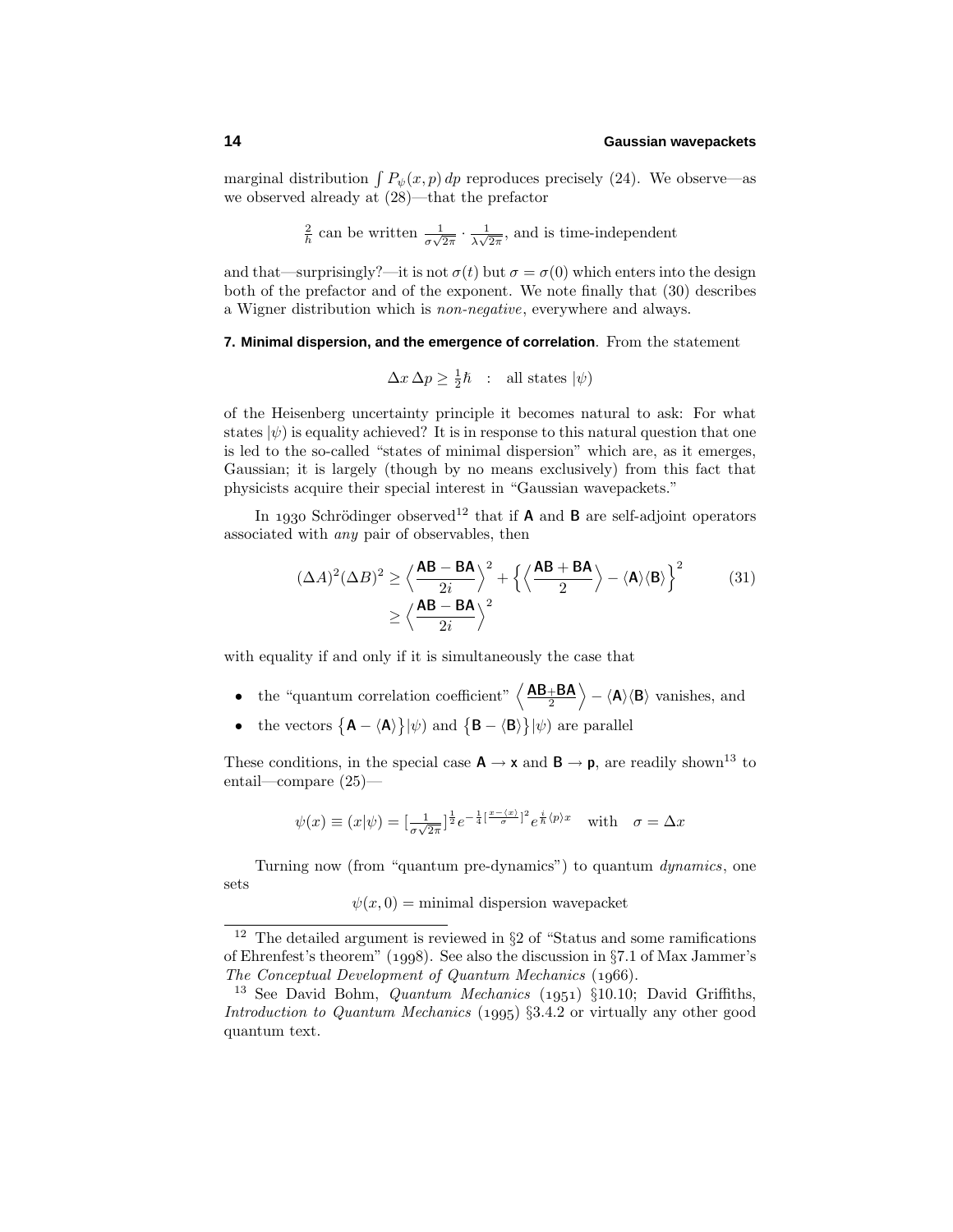marginal distribution $\int P_\psi(x,p)\,dp$ reproduces precisely (24). We observe—as we observed already at (28)—that the prefactor

$$\tfrac{2}{\hbar} \text{ can be written } \tfrac{1}{\sigma\sqrt{2\pi}}\cdot\tfrac{1}{\lambda\sqrt{2\pi}}, \text{ and is time-independent}$$

and that—surprisingly?—it is not $\sigma(t)$ but $\sigma = \sigma(0)$ which enters into the design both of the prefactor and of the exponent. We note finally that (30) describes a Wigner distribution which is *non-negative*, everywhere and always.

**7. Minimal dispersion, and the emergence of correlation**. From the statement

$$\Delta x\,\Delta p \geq \tfrac{1}{2}\hbar \quad : \quad \text{all states } |\psi)$$

of the Heisenberg uncertainty principle it becomes natural to ask: For what states $|\psi)$ is equality achieved? It is in response to this natural question that one is led to the so-called "states of minimal dispersion" which are, as it emerges, Gaussian; it is largely (though by no means exclusively) from this fact that physicists acquire their special interest in "Gaussian wavepackets."

In 1930 Schrödinger observed[12] that if $\mathbf{A}$ and $\mathbf{B}$ are self-adjoint operators associated with *any* pair of observables, then

$$\begin{aligned}(\Delta A)^2(\Delta B)^2 &\geq \Big\langle\frac{\mathbf{AB}-\mathbf{BA}}{2i}\Big\rangle^2 + \Big\{\Big\langle\frac{\mathbf{AB}+\mathbf{BA}}{2}\Big\rangle - \langle\mathbf{A}\rangle\langle\mathbf{B}\rangle\Big\}^2 \\ &\geq \Big\langle\frac{\mathbf{AB}-\mathbf{BA}}{2i}\Big\rangle^2\end{aligned} \tag{31}$$

with equality if and only if it is simultaneously the case that

- the "quantum correlation coefficient" $\Big\langle\frac{\mathbf{AB}+\mathbf{BA}}{2}\Big\rangle - \langle\mathbf{A}\rangle\langle\mathbf{B}\rangle$ vanishes, and
- the vectors $\big\{\mathbf{A}-\langle\mathbf{A}\rangle\big\}|\psi)$ and $\big\{\mathbf{B}-\langle\mathbf{B}\rangle\big\}|\psi)$ are parallel

These conditions, in the special case $\mathbf{A}\to\mathbf{x}$ and $\mathbf{B}\to\mathbf{p}$, are readily shown[13] to entail—compare (25)—

$$\psi(x) \equiv (x|\psi) = \big[\tfrac{1}{\sigma\sqrt{2\pi}}\big]^{\frac{1}{2}} e^{-\frac{1}{4}[\frac{x-\langle x\rangle}{\sigma}]^2} e^{\frac{i}{\hbar}\langle p\rangle x} \quad \text{with} \quad \sigma = \Delta x$$

Turning now (from "quantum pre-dynamics") to quantum *dynamics*, one sets

$$\psi(x,0) = \text{minimal dispersion wavepacket}$$

---

[12] The detailed argument is reviewed in §2 of "Status and some ramifications of Ehrenfest's theorem" (1998). See also the discussion in §7.1 of Max Jammer's *The Conceptual Development of Quantum Mechanics* (1966).

[13] See David Bohm, *Quantum Mechanics* (1951) §10.10; David Griffiths, *Introduction to Quantum Mechanics* (1995) §3.4.2 or virtually any other good quantum text.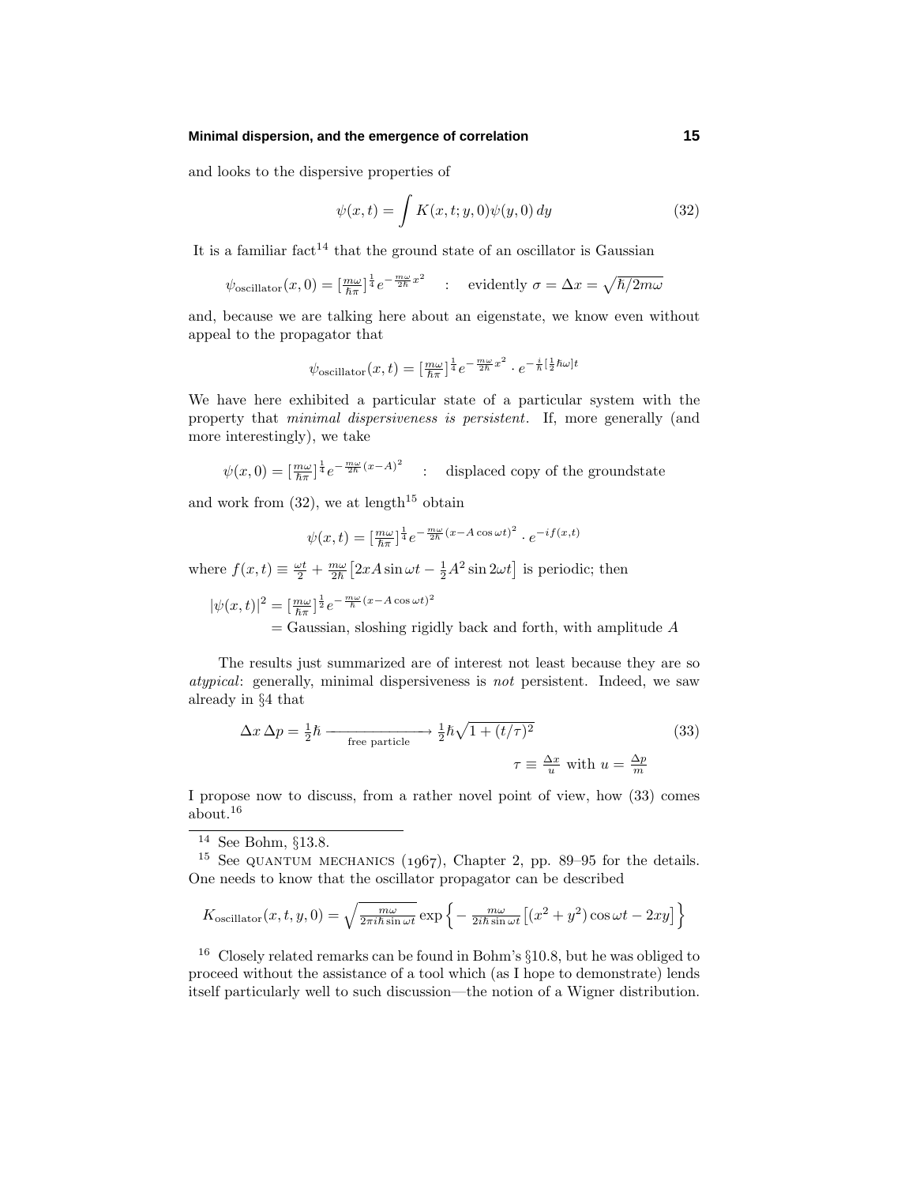and looks to the dispersive properties of

$$\psi(x,t) = \int K(x,t;y,0)\psi(y,0)\,dy \tag{32}$$

It is a familiar fact[14] that the ground state of an oscillator is Gaussian

$$\psi_{\text{oscillator}}(x,0) = \left[\tfrac{m\omega}{\hbar\pi}\right]^{\frac{1}{4}} e^{-\frac{m\omega}{2\hbar}x^2} \quad : \quad \text{evidently } \sigma = \Delta x = \sqrt{\hbar/2m\omega}$$

and, because we are talking here about an eigenstate, we know even without appeal to the propagator that

$$\psi_{\text{oscillator}}(x,t) = \left[\tfrac{m\omega}{\hbar\pi}\right]^{\frac{1}{4}} e^{-\frac{m\omega}{2\hbar}x^2} \cdot e^{-\frac{i}{\hbar}[\frac{1}{2}\hbar\omega]t}$$

We have here exhibited a particular state of a particular system with the property that *minimal dispersiveness is persistent*. If, more generally (and more interestingly), we take

$$\psi(x,0) = \left[\tfrac{m\omega}{\hbar\pi}\right]^{\frac{1}{4}} e^{-\frac{m\omega}{2\hbar}(x-A)^2} \quad : \quad \text{displaced copy of the groundstate}$$

and work from (32), we at length[15] obtain

$$\psi(x,t) = \left[\tfrac{m\omega}{\hbar\pi}\right]^{\frac{1}{4}} e^{-\frac{m\omega}{2\hbar}(x-A\cos\omega t)^2} \cdot e^{-if(x,t)}$$

where $f(x,t) \equiv \frac{\omega t}{2} + \frac{m\omega}{2\hbar}\left[2xA\sin\omega t - \frac{1}{2}A^2\sin 2\omega t\right]$ is periodic; then

$$\begin{aligned}|\psi(x,t)|^2 &= \left[\tfrac{m\omega}{\hbar\pi}\right]^{\frac{1}{2}} e^{-\frac{m\omega}{\hbar}(x-A\cos\omega t)^2}\\ &= \text{Gaussian, sloshing rigidly back and forth, with amplitude } A\end{aligned}$$

The results just summarized are of interest not least because they are so *atypical*: generally, minimal dispersiveness is *not* persistent. Indeed, we saw already in §4 that

$$\Delta x\,\Delta p = \tfrac{1}{2}\hbar \xrightarrow[\text{free particle}]{} \tfrac{1}{2}\hbar\sqrt{1+(t/\tau)^2} \tag{33}$$

$$\tau \equiv \tfrac{\Delta x}{u} \text{ with } u = \tfrac{\Delta p}{m}$$

I propose now to discuss, from a rather novel point of view, how (33) comes about.[16]

---

[14] See Bohm, §13.8.

[15] See QUANTUM MECHANICS (1967), Chapter 2, pp. 89–95 for the details. One needs to know that the oscillator propagator can be described

$$K_{\text{oscillator}}(x,t,y,0) = \sqrt{\tfrac{m\omega}{2\pi i\hbar\sin\omega t}}\exp\left\{-\tfrac{m\omega}{2i\hbar\sin\omega t}\left[(x^2+y^2)\cos\omega t - 2xy\right]\right\}$$

[16] Closely related remarks can be found in Bohm's §10.8, but he was obliged to proceed without the assistance of a tool which (as I hope to demonstrate) lends itself particularly well to such discussion—the notion of a Wigner distribution.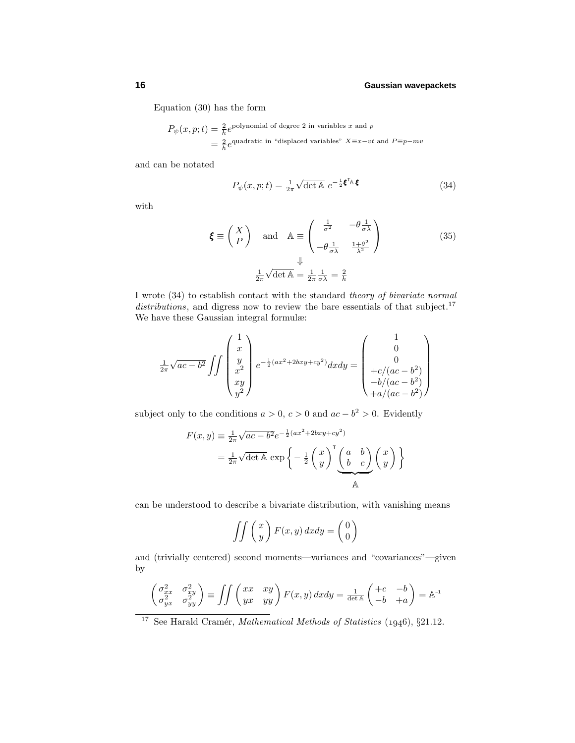Equation (30) has the form

$$
\begin{aligned}
P_\psi(x,p;t) &= \tfrac{2}{h} e^{\text{polynomial of degree 2 in variables } x \text{ and } p} \\
&= \tfrac{2}{h} e^{\text{quadratic in “displaced variables” } X\equiv x-vt \text{ and } P\equiv p-mv}
\end{aligned}
$$

and can be notated

$$
P_\psi(x,p;t) = \tfrac{1}{2\pi}\sqrt{\det \mathbb{A}}\; e^{-\frac{1}{2}\boldsymbol{\xi}^{\intercal}\mathbb{A}\,\boldsymbol{\xi}} \tag{34}
$$

with

$$
\boldsymbol{\xi} \equiv \begin{pmatrix} X \\ P \end{pmatrix} \quad \text{and} \quad \mathbb{A} \equiv \begin{pmatrix} \frac{1}{\sigma^2} & -\theta\frac{1}{\sigma\lambda} \\ -\theta\frac{1}{\sigma\lambda} & \frac{1+\theta^2}{\lambda^2} \end{pmatrix} \tag{35}
$$

$$
\Downarrow
$$

$$
\tfrac{1}{2\pi}\sqrt{\det \mathbb{A}} = \tfrac{1}{2\pi}\tfrac{1}{\sigma\lambda} = \tfrac{2}{h}
$$

I wrote (34) to establish contact with the standard *theory of bivariate normal distributions*, and digress now to review the bare essentials of that subject.[17] We have these Gaussian integral formulæ:

$$
\tfrac{1}{2\pi}\sqrt{ac-b^2}\iint \begin{pmatrix} 1 \\ x \\ y \\ x^2 \\ xy \\ y^2 \end{pmatrix} e^{-\frac{1}{2}(ax^2+2bxy+cy^2)}dxdy = \begin{pmatrix} 1 \\ 0 \\ 0 \\ +c/(ac-b^2) \\ -b/(ac-b^2) \\ +a/(ac-b^2) \end{pmatrix}
$$

subject only to the conditions $a>0$, $c>0$ and $ac-b^2>0$. Evidently

$$
\begin{aligned}
F(x,y) &\equiv \tfrac{1}{2\pi}\sqrt{ac-b^2}e^{-\frac{1}{2}(ax^2+2bxy+cy^2)} \\
&= \tfrac{1}{2\pi}\sqrt{\det\mathbb{A}}\,\exp\left\{-\tfrac{1}{2}\begin{pmatrix} x \\ y \end{pmatrix}^{\intercal}\underbrace{\begin{pmatrix} a & b \\ b & c \end{pmatrix}}_{\mathbb{A}}\begin{pmatrix} x \\ y \end{pmatrix}\right\}
\end{aligned}
$$

can be understood to describe a bivariate distribution, with vanishing means

$$
\iint \begin{pmatrix} x \\ y \end{pmatrix} F(x,y)\,dxdy = \begin{pmatrix} 0 \\ 0 \end{pmatrix}
$$

and (trivially centered) second moments—variances and “covariances”—given by

$$
\begin{pmatrix} \sigma_{xx}^2 & \sigma_{xy}^2 \\ \sigma_{yx}^2 & \sigma_{yy}^2 \end{pmatrix} \equiv \iint \begin{pmatrix} xx & xy \\ yx & yy \end{pmatrix} F(x,y)\,dxdy = \tfrac{1}{\det\mathbb{A}}\begin{pmatrix} +c & -b \\ -b & +a \end{pmatrix} = \mathbb{A}^{-1}
$$

[17] See Harald Cramér, *Mathematical Methods of Statistics* (1946), §21.12.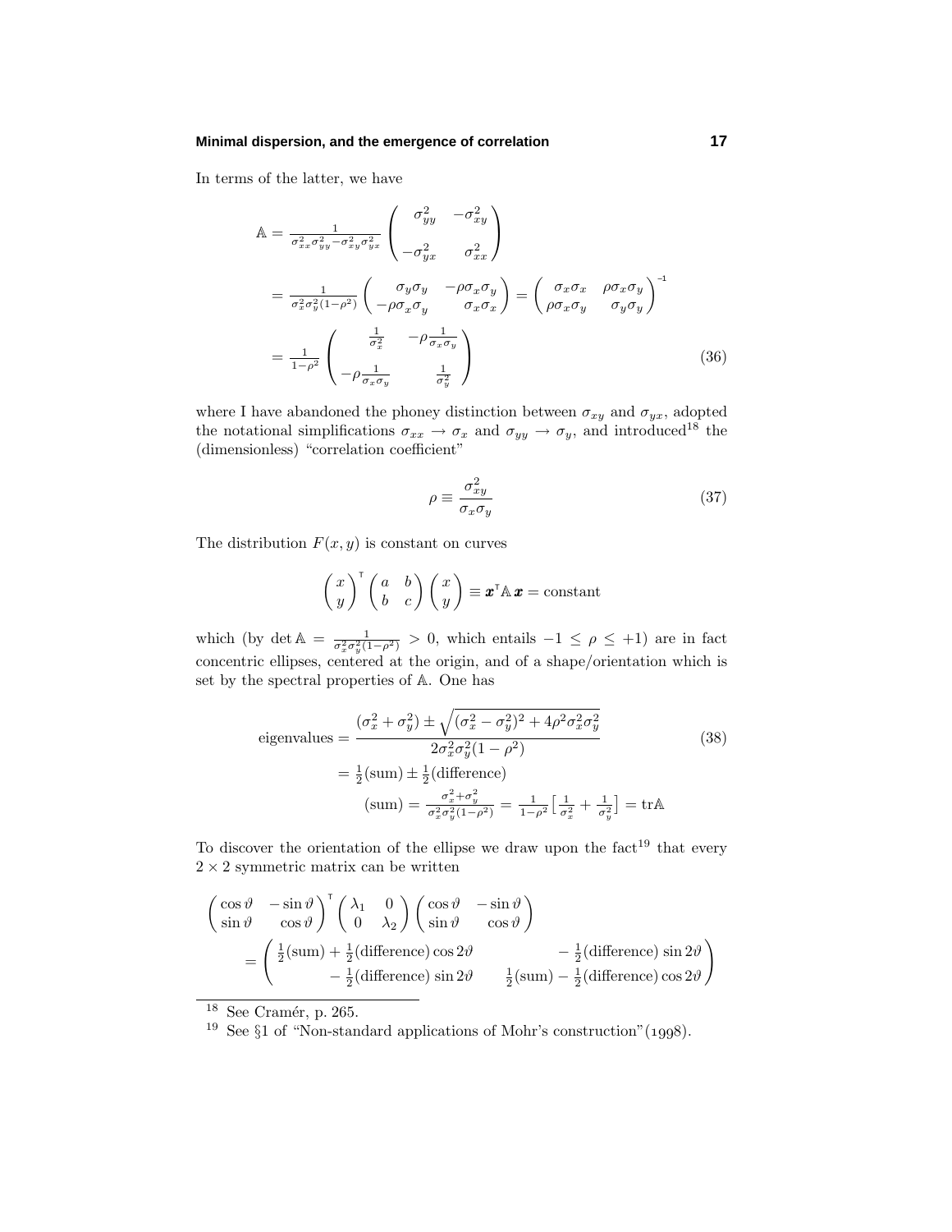In terms of the latter, we have

$$
\begin{aligned}
\mathbb{A} &= \tfrac{1}{\sigma_{xx}^2\sigma_{yy}^2 - \sigma_{xy}^2\sigma_{yx}^2}\begin{pmatrix} \sigma_{yy}^2 & -\sigma_{xy}^2 \\ -\sigma_{yx}^2 & \sigma_{xx}^2 \end{pmatrix} \\
&= \tfrac{1}{\sigma_x^2\sigma_y^2(1-\rho^2)}\begin{pmatrix} \sigma_y\sigma_y & -\rho\sigma_x\sigma_y \\ -\rho\sigma_x\sigma_y & \sigma_x\sigma_x \end{pmatrix} = \begin{pmatrix} \sigma_x\sigma_x & \rho\sigma_x\sigma_y \\ \rho\sigma_x\sigma_y & \sigma_y\sigma_y \end{pmatrix}^{-1} \\
&= \tfrac{1}{1-\rho^2}\begin{pmatrix} \frac{1}{\sigma_x^2} & -\rho\frac{1}{\sigma_x\sigma_y} \\ -\rho\frac{1}{\sigma_x\sigma_y} & \frac{1}{\sigma_y^2} \end{pmatrix}
\end{aligned} \tag{36}
$$

where I have abandoned the phoney distinction between $\sigma_{xy}$ and $\sigma_{yx}$, adopted the notational simplifications $\sigma_{xx} \to \sigma_x$ and $\sigma_{yy} \to \sigma_y$, and introduced[18] the (dimensionless) "correlation coefficient"

$$
\rho \equiv \frac{\sigma_{xy}^2}{\sigma_x\sigma_y} \tag{37}
$$

The distribution $F(x,y)$ is constant on curves

$$
\begin{pmatrix} x \\ y \end{pmatrix}^{\mathsf{T}}\begin{pmatrix} a & b \\ b & c \end{pmatrix}\begin{pmatrix} x \\ y \end{pmatrix} \equiv \boldsymbol{x}^{\mathsf{T}}\mathbb{A}\,\boldsymbol{x} = \text{constant}
$$

which (by $\det\mathbb{A} = \frac{1}{\sigma_x^2\sigma_y^2(1-\rho^2)} > 0$, which entails $-1 \le \rho \le +1$) are in fact concentric ellipses, centered at the origin, and of a shape/orientation which is set by the spectral properties of $\mathbb{A}$. One has

$$
\begin{aligned}
\text{eigenvalues} &= \frac{(\sigma_x^2+\sigma_y^2) \pm \sqrt{(\sigma_x^2-\sigma_y^2)^2 + 4\rho^2\sigma_x^2\sigma_y^2}}{2\sigma_x^2\sigma_y^2(1-\rho^2)} \\
&= \tfrac{1}{2}(\text{sum}) \pm \tfrac{1}{2}(\text{difference}) \\
&\qquad (\text{sum}) = \tfrac{\sigma_x^2+\sigma_y^2}{\sigma_x^2\sigma_y^2(1-\rho^2)} = \tfrac{1}{1-\rho^2}\Big[\tfrac{1}{\sigma_x^2} + \tfrac{1}{\sigma_y^2}\Big] = \text{tr}\mathbb{A}
\end{aligned} \tag{38}
$$

To discover the orientation of the ellipse we draw upon the fact[19] that every $2\times 2$ symmetric matrix can be written

$$
\begin{aligned}
&\begin{pmatrix} \cos\vartheta & -\sin\vartheta \\ \sin\vartheta & \cos\vartheta \end{pmatrix}^{\mathsf{T}}\begin{pmatrix} \lambda_1 & 0 \\ 0 & \lambda_2 \end{pmatrix}\begin{pmatrix} \cos\vartheta & -\sin\vartheta \\ \sin\vartheta & \cos\vartheta \end{pmatrix} \\
&\qquad = \begin{pmatrix} \tfrac{1}{2}(\text{sum}) + \tfrac{1}{2}(\text{difference})\cos 2\vartheta & -\tfrac{1}{2}(\text{difference})\sin 2\vartheta \\ -\tfrac{1}{2}(\text{difference})\sin 2\vartheta & \tfrac{1}{2}(\text{sum}) - \tfrac{1}{2}(\text{difference})\cos 2\vartheta \end{pmatrix}
\end{aligned}
$$

---

[18] See Cramér, p. 265.

[19] See §1 of "Non-standard applications of Mohr's construction"(1998).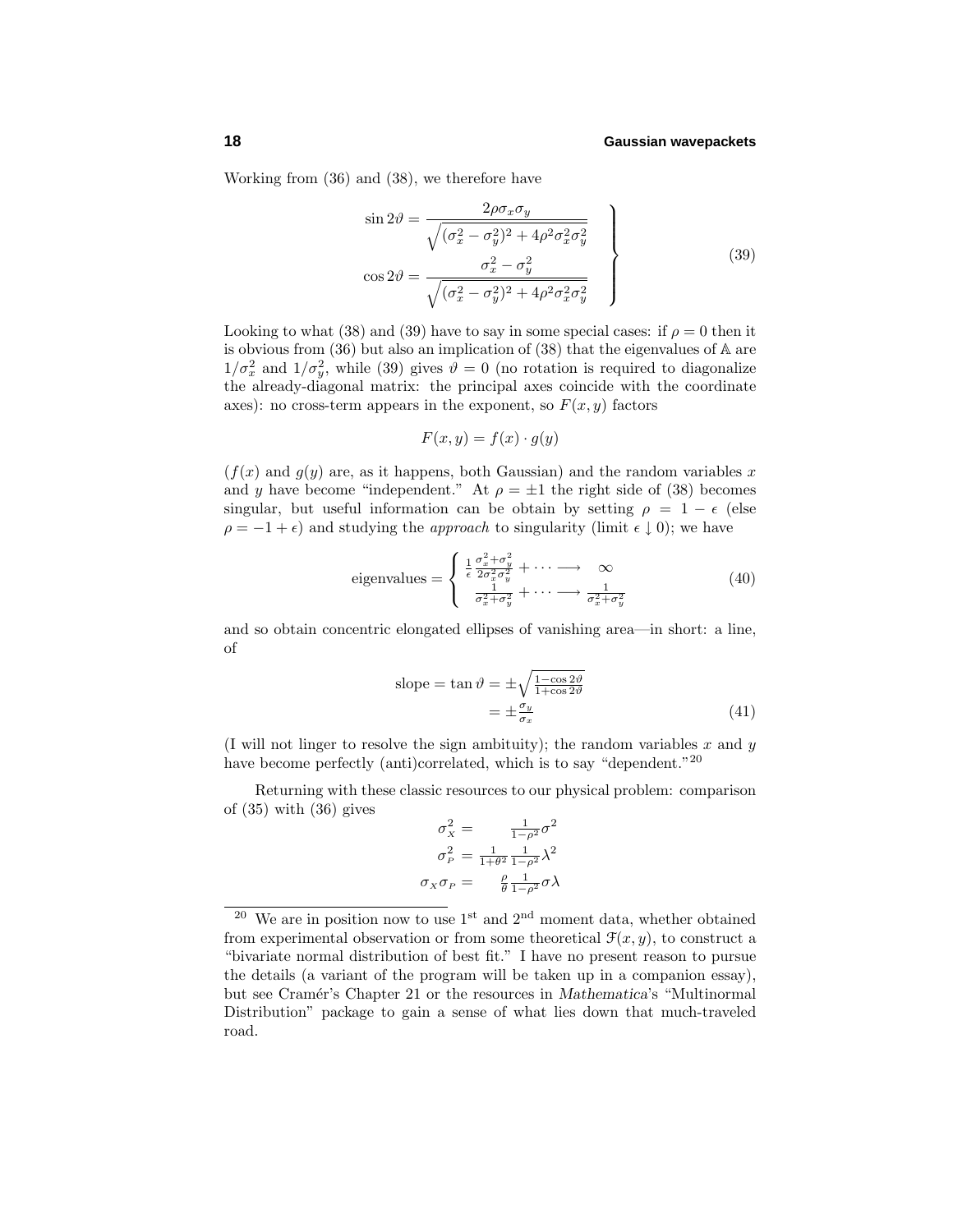Working from (36) and (38), we therefore have

$$
\left.\begin{aligned}
\sin 2\vartheta &= \frac{2\rho\sigma_x\sigma_y}{\sqrt{(\sigma_x^2-\sigma_y^2)^2+4\rho^2\sigma_x^2\sigma_y^2}}\\
\cos 2\vartheta &= \frac{\sigma_x^2-\sigma_y^2}{\sqrt{(\sigma_x^2-\sigma_y^2)^2+4\rho^2\sigma_x^2\sigma_y^2}}
\end{aligned}\right\}\tag{39}
$$

Looking to what (38) and (39) have to say in some special cases: if $\rho = 0$ then it is obvious from (36) but also an implication of (38) that the eigenvalues of $\mathbb{A}$ are $1/\sigma_x^2$ and $1/\sigma_y^2$, while (39) gives $\vartheta = 0$ (no rotation is required to diagonalize the already-diagonal matrix: the principal axes coincide with the coordinate axes): no cross-term appears in the exponent, so $F(x,y)$ factors

$$
F(x,y) = f(x)\cdot g(y)
$$

($f(x)$ and $g(y)$ are, as it happens, both Gaussian) and the random variables $x$ and $y$ have become "independent." At $\rho = \pm 1$ the right side of (38) becomes singular, but useful information can be obtain by setting $\rho = 1-\epsilon$ (else $\rho = -1+\epsilon$) and studying the *approach* to singularity (limit $\epsilon \downarrow 0$); we have

$$
\text{eigenvalues} = \begin{cases} \frac{1}{\epsilon}\frac{\sigma_x^2+\sigma_y^2}{2\sigma_x^2\sigma_y^2} + \cdots \longrightarrow \quad \infty \\ \frac{1}{\sigma_x^2+\sigma_y^2} + \cdots \longrightarrow \frac{1}{\sigma_x^2+\sigma_y^2} \end{cases}\tag{40}
$$

and so obtain concentric elongated ellipses of vanishing area—in short: a line, of

$$
\begin{aligned}
\text{slope} = \tan\vartheta &= \pm\sqrt{\tfrac{1-\cos 2\vartheta}{1+\cos 2\vartheta}}\\
&= \pm\tfrac{\sigma_y}{\sigma_x}
\end{aligned}\tag{41}
$$

(I will not linger to resolve the sign ambituity); the random variables $x$ and $y$ have become perfectly (anti)correlated, which is to say "dependent."[20]

Returning with these classic resources to our physical problem: comparison of (35) with (36) gives

$$
\begin{aligned}
\sigma_X^2 &= \qquad \tfrac{1}{1-\rho^2}\sigma^2\\
\sigma_P^2 &= \tfrac{1}{1+\theta^2}\,\tfrac{1}{1-\rho^2}\lambda^2\\
\sigma_X\sigma_P &= \qquad \tfrac{\rho}{\theta}\,\tfrac{1}{1-\rho^2}\sigma\lambda
\end{aligned}
$$

---

[20] We are in position now to use $1^{\text{st}}$ and $2^{\text{nd}}$ moment data, whether obtained from experimental observation or from some theoretical $\mathcal{F}(x,y)$, to construct a "bivariate normal distribution of best fit." I have no present reason to pursue the details (a variant of the program will be taken up in a companion essay), but see Cramér's Chapter 21 or the resources in *Mathematica*'s "Multinormal Distribution" package to gain a sense of what lies down that much-traveled road.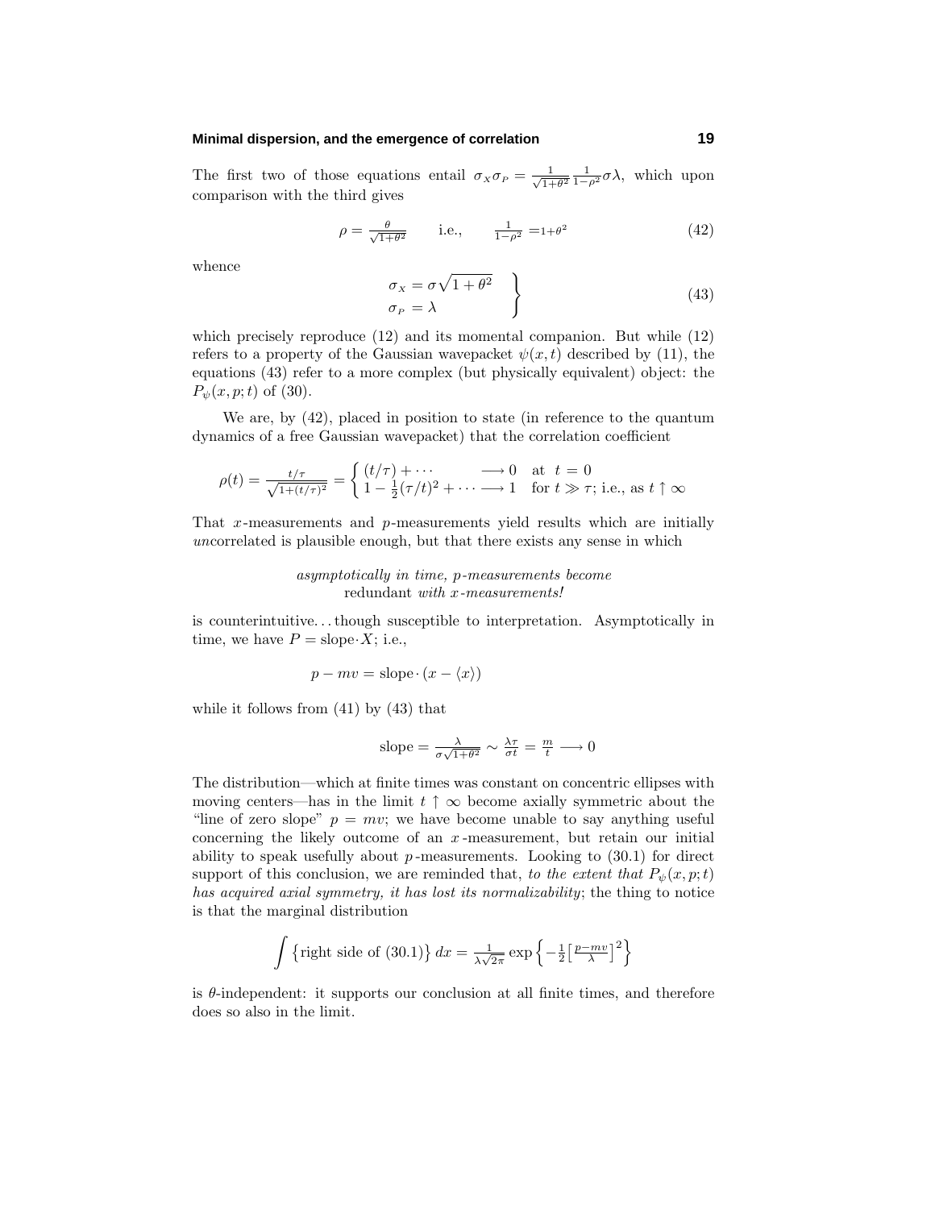The first two of those equations entail $\sigma_X\sigma_P = \frac{1}{\sqrt{1+\theta^2}}\frac{1}{1-\rho^2}\sigma\lambda$, which upon comparison with the third gives

$$\rho = \frac{\theta}{\sqrt{1+\theta^2}} \qquad \text{i.e.,} \qquad \frac{1}{1-\rho^2} = 1+\theta^2 \tag{42}$$

whence

$$\left.\begin{aligned} \sigma_X &= \sigma\sqrt{1+\theta^2} \\ \sigma_P &= \lambda \end{aligned}\right\} \tag{43}$$

which precisely reproduce (12) and its momental companion. But while (12) refers to a property of the Gaussian wavepacket $\psi(x,t)$ described by (11), the equations (43) refer to a more complex (but physically equivalent) object: the $P_\psi(x,p;t)$ of (30).

We are, by (42), placed in position to state (in reference to the quantum dynamics of a free Gaussian wavepacket) that the correlation coefficient

$$\rho(t) = \frac{t/\tau}{\sqrt{1+(t/\tau)^2}} = \begin{cases} (t/\tau) + \cdots & \longrightarrow 0 \quad \text{at } \ t=0 \\ 1 - \frac{1}{2}(\tau/t)^2 + \cdots \longrightarrow 1 & \text{for } t \gg \tau\text{; i.e., as } t\uparrow\infty \end{cases}$$

That $x$-measurements and $p$-measurements yield results which are initially *un*correlated is plausible enough, but that there exists any sense in which

*asymptotically in time, $p$-measurements become* redundant *with $x$-measurements!*

is counterintuitive. . . though susceptible to interpretation. Asymptotically in time, we have $P = \text{slope}\cdot X$; i.e.,

$$p - mv = \text{slope}\cdot(x - \langle x\rangle)$$

while it follows from (41) by (43) that

$$\text{slope} = \frac{\lambda}{\sigma\sqrt{1+\theta^2}} \sim \frac{\lambda\tau}{\sigma t} = \frac{m}{t} \longrightarrow 0$$

The distribution—which at finite times was constant on concentric ellipses with moving centers—has in the limit $t\uparrow\infty$ become axially symmetric about the "line of zero slope" $p = mv$; we have become unable to say anything useful concerning the likely outcome of an $x$-measurement, but retain our initial ability to speak usefully about $p$-measurements. Looking to (30.1) for direct support of this conclusion, we are reminded that, *to the extent that $P_\psi(x,p;t)$ has acquired axial symmetry, it has lost its normalizability*; the thing to notice is that the marginal distribution

$$\int \big\{\text{right side of (30.1)}\big\}\,dx = \frac{1}{\lambda\sqrt{2\pi}}\exp\Big\{-\tfrac{1}{2}\big[\tfrac{p-mv}{\lambda}\big]^2\Big\}$$

is $\theta$-independent: it supports our conclusion at all finite times, and therefore does so also in the limit.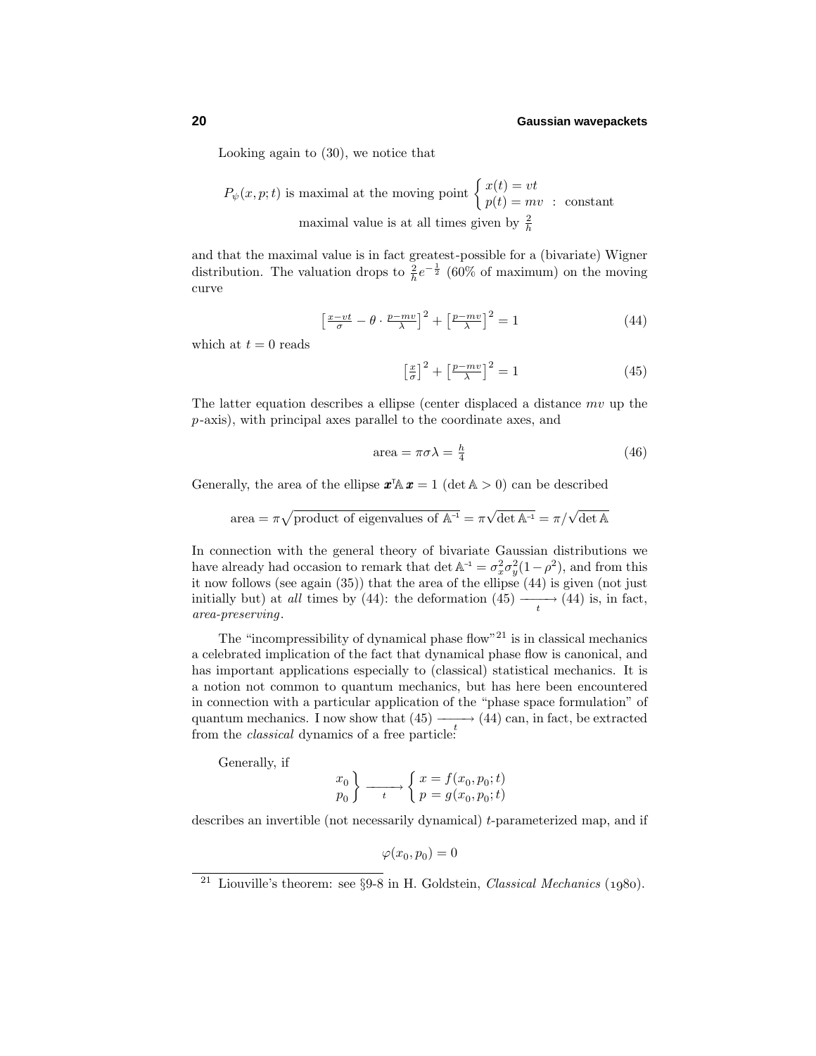Looking again to (30), we notice that

$$P_\psi(x,p;t) \text{ is maximal at the moving point } \begin{cases} x(t) = vt \\ p(t) = mv \ : \ \text{constant} \end{cases}$$
$$\text{maximal value is at all times given by } \tfrac{2}{h}$$

and that the maximal value is in fact greatest-possible for a (bivariate) Wigner distribution. The valuation drops to $\frac{2}{h}e^{-\frac{1}{2}}$ (60% of maximum) on the moving curve

$$\left[\tfrac{x-vt}{\sigma} - \theta \cdot \tfrac{p-mv}{\lambda}\right]^2 + \left[\tfrac{p-mv}{\lambda}\right]^2 = 1 \tag{44}$$

which at $t = 0$ reads

$$\left[\tfrac{x}{\sigma}\right]^2 + \left[\tfrac{p-mv}{\lambda}\right]^2 = 1 \tag{45}$$

The latter equation describes a ellipse (center displaced a distance $mv$ up the $p$-axis), with principal axes parallel to the coordinate axes, and

$$\text{area} = \pi\sigma\lambda = \tfrac{h}{4} \tag{46}$$

Generally, the area of the ellipse $\boldsymbol{x}^{\mathsf{T}}\mathbb{A}\,\boldsymbol{x} = 1$ ($\det\mathbb{A} > 0$) can be described

$$\text{area} = \pi\sqrt{\text{product of eigenvalues of } \mathbb{A}^{-1}} = \pi\sqrt{\det\mathbb{A}^{-1}} = \pi/\sqrt{\det\mathbb{A}}$$

In connection with the general theory of bivariate Gaussian distributions we have already had occasion to remark that $\det\mathbb{A}^{-1} = \sigma_x^2\sigma_y^2(1-\rho^2)$, and from this it now follows (see again (35)) that the area of the ellipse (44) is given (not just initially but) at *all* times by (44): the deformation $(45) \xrightarrow[t]{} (44)$ is, in fact, *area-preserving*.

The "incompressibility of dynamical phase flow"[21] is in classical mechanics a celebrated implication of the fact that dynamical phase flow is canonical, and has important applications especially to (classical) statistical mechanics. It is a notion not common to quantum mechanics, but has here been encountered in connection with a particular application of the "phase space formulation" of quantum mechanics. I now show that $(45) \xrightarrow[t]{} (44)$ can, in fact, be extracted from the *classical* dynamics of a free particle:

Generally, if

$$\left.\begin{matrix} x_0 \\ p_0 \end{matrix}\right\} \xrightarrow[t]{} \begin{cases} x = f(x_0, p_0; t) \\ p = g(x_0, p_0; t) \end{cases}$$

describes an invertible (not necessarily dynamical) $t$-parameterized map, and if

$$\varphi(x_0, p_0) = 0$$

---

[21] Liouville's theorem: see §9-8 in H. Goldstein, *Classical Mechanics* (1980).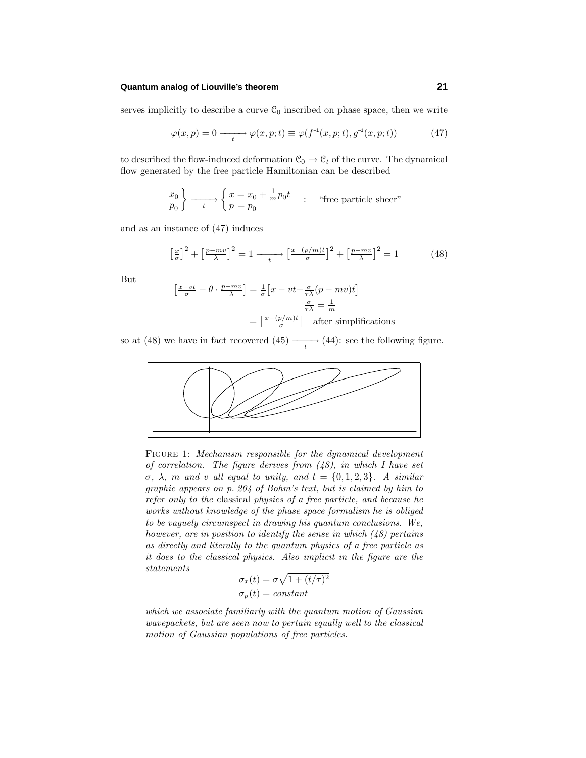serves implicitly to describe a curve $\mathcal{C}_0$ inscribed on phase space, then we write

$$\varphi(x,p) = 0 \xrightarrow[t]{} \varphi(x,p;t) \equiv \varphi(f^{-1}(x,p;t), g^{-1}(x,p;t)) \tag{47}$$

to described the flow-induced deformation $\mathcal{C}_0 \to \mathcal{C}_t$ of the curve. The dynamical flow generated by the free particle Hamiltonian can be described

$$\left.\begin{array}{l} x_0 \\ p_0 \end{array}\right\} \xrightarrow[t]{} \left\{\begin{array}{l} x = x_0 + \frac{1}{m}p_0 t \\ p = p_0 \end{array}\right. \quad : \quad \text{"free particle sheer"}$$

and as an instance of (47) induces

$$\left[\tfrac{x}{\sigma}\right]^2 + \left[\tfrac{p-mv}{\lambda}\right]^2 = 1 \xrightarrow[t]{} \left[\tfrac{x-(p/m)t}{\sigma}\right]^2 + \left[\tfrac{p-mv}{\lambda}\right]^2 = 1 \tag{48}$$

But

$$\begin{aligned} \left[\tfrac{x-vt}{\sigma} - \theta\cdot\tfrac{p-mv}{\lambda}\right] &= \tfrac{1}{\sigma}\left[x - vt - \tfrac{\sigma}{\tau\lambda}(p-mv)t\right] \\ &\qquad\quad \tfrac{\sigma}{\tau\lambda} = \tfrac{1}{m} \\ &= \left[\tfrac{x-(p/m)t}{\sigma}\right] \quad \text{after simplifications} \end{aligned}$$

so at (48) we have in fact recovered (45) $\xrightarrow[t]{}$ (44): see the following figure.

FIGURE 1: *Mechanism responsible for the dynamical development of correlation. The figure derives from (48), in which I have set $\sigma$, $\lambda$, $m$ and $v$ all equal to unity, and $t = \{0, 1, 2, 3\}$. A similar graphic appears on p. 204 of Bohm's text, but is claimed by him to refer only to the* classical *physics of a free particle, and because he works without knowledge of the phase space formalism he is obliged to be vaguely circumspect in drawing his quantum conclusions. We, however, are in position to identify the sense in which (48) pertains as directly and literally to the quantum physics of a free particle as it does to the classical physics. Also implicit in the figure are the statements*

$$\begin{aligned} \sigma_x(t) &= \sigma\sqrt{1 + (t/\tau)^2} \\ \sigma_p(t) &= \textit{constant} \end{aligned}$$

*which we associate familiarly with the quantum motion of Gaussian wavepackets, but are seen now to pertain equally well to the classical motion of Gaussian populations of free particles.*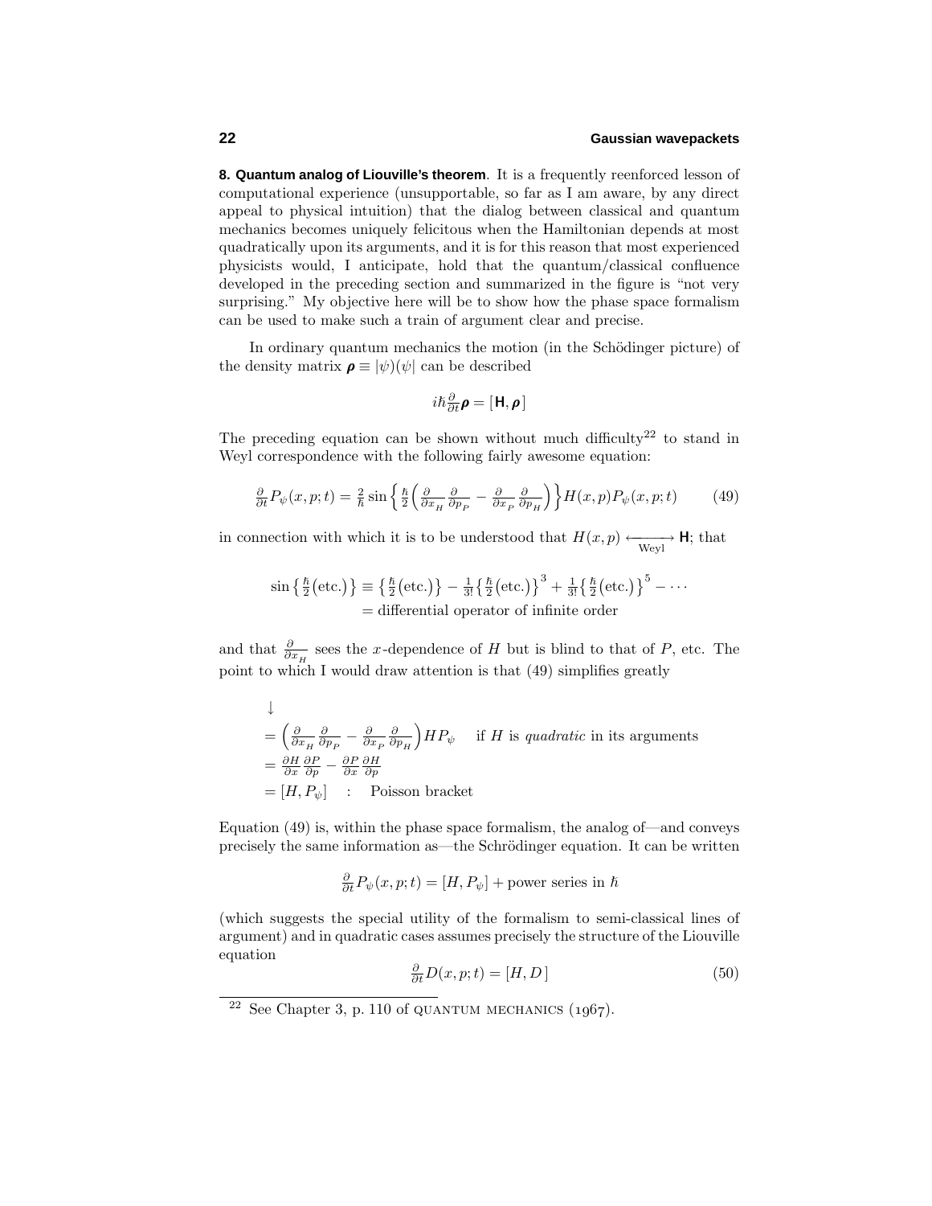**8. Quantum analog of Liouville's theorem**. It is a frequently reenforced lesson of computational experience (unsupportable, so far as I am aware, by any direct appeal to physical intuition) that the dialog between classical and quantum mechanics becomes uniquely felicitous when the Hamiltonian depends at most quadratically upon its arguments, and it is for this reason that most experienced physicists would, I anticipate, hold that the quantum/classical confluence developed in the preceding section and summarized in the figure is "not very surprising." My objective here will be to show how the phase space formalism can be used to make such a train of argument clear and precise.

In ordinary quantum mechanics the motion (in the Schödinger picture) of the density matrix $\boldsymbol{\rho} \equiv |\psi)(\psi|$ can be described

$$i\hbar\tfrac{\partial}{\partial t}\boldsymbol{\rho} = [\,\mathbf{H}, \boldsymbol{\rho}\,]$$

The preceding equation can be shown without much difficulty[22] to stand in Weyl correspondence with the following fairly awesome equation:

$$\tfrac{\partial}{\partial t}P_\psi(x,p;t) = \tfrac{2}{\hbar}\sin\Big\{\tfrac{\hbar}{2}\Big(\tfrac{\partial}{\partial x_H}\tfrac{\partial}{\partial p_P} - \tfrac{\partial}{\partial x_P}\tfrac{\partial}{\partial p_H}\Big)\Big\}H(x,p)P_\psi(x,p;t) \tag{49}$$

in connection with which it is to be understood that $H(x,p) \xleftarrow[\text{Weyl}]{} \mathbf{H}$; that

$$\begin{aligned}\sin\big\{\tfrac{\hbar}{2}\big(\text{etc.}\big)\big\} &\equiv \big\{\tfrac{\hbar}{2}\big(\text{etc.}\big)\big\} - \tfrac{1}{3!}\big\{\tfrac{\hbar}{2}\big(\text{etc.}\big)\big\}^3 + \tfrac{1}{3!}\big\{\tfrac{\hbar}{2}\big(\text{etc.}\big)\big\}^5 - \cdots\\ &= \text{differential operator of infinite order}\end{aligned}$$

and that $\frac{\partial}{\partial x_H}$ sees the $x$-dependence of $H$ but is blind to that of $P$, etc. The point to which I would draw attention is that (49) simplifies greatly

$$\begin{aligned}&\downarrow\\ &= \Big(\tfrac{\partial}{\partial x_H}\tfrac{\partial}{\partial p_P} - \tfrac{\partial}{\partial x_P}\tfrac{\partial}{\partial p_H}\Big)HP_\psi \quad \text{ if } H \text{ is } \textit{quadratic} \text{ in its arguments}\\ &= \tfrac{\partial H}{\partial x}\tfrac{\partial P}{\partial p} - \tfrac{\partial P}{\partial x}\tfrac{\partial H}{\partial p}\\ &= [H, P_\psi] \quad : \quad \text{Poisson bracket}\end{aligned}$$

Equation (49) is, within the phase space formalism, the analog of—and conveys precisely the same information as—the Schrödinger equation. It can be written

$$\tfrac{\partial}{\partial t}P_\psi(x,p;t) = [H, P_\psi] + \text{power series in } \hbar$$

(which suggests the special utility of the formalism to semi-classical lines of argument) and in quadratic cases assumes precisely the structure of the Liouville equation

$$\tfrac{\partial}{\partial t}D(x,p;t) = [H, D\,] \tag{50}$$

---

[22] See Chapter 3, p. 110 of QUANTUM MECHANICS (1967).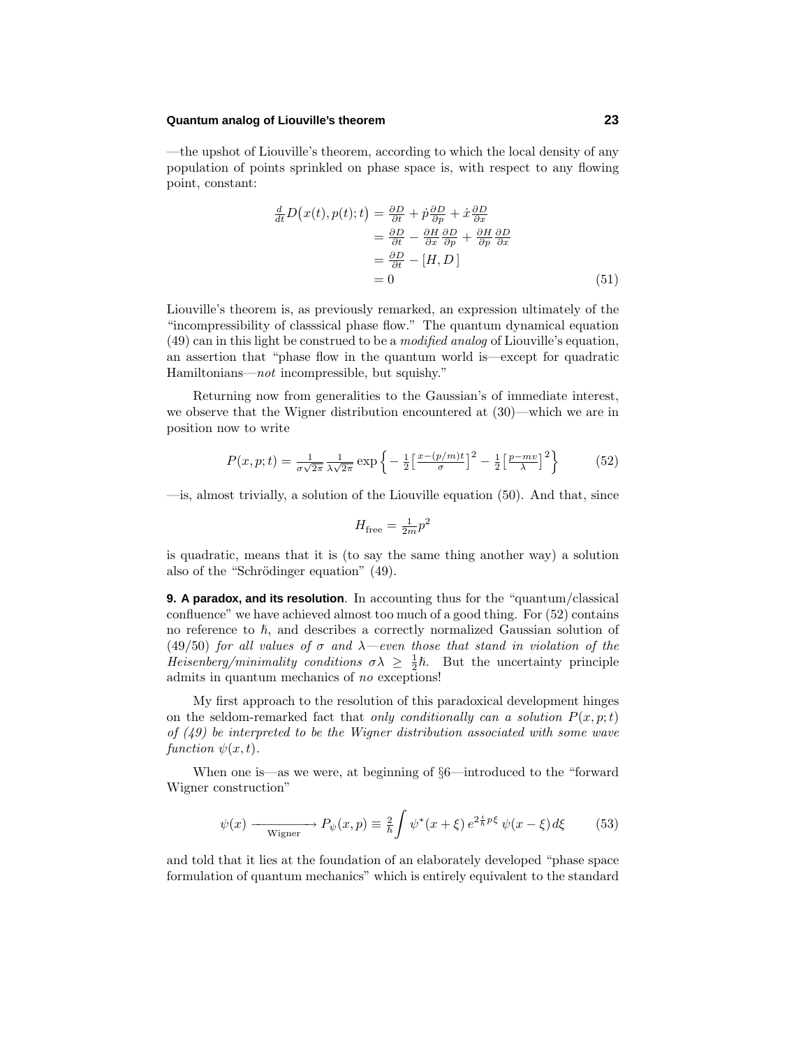—the upshot of Liouville's theorem, according to which the local density of any population of points sprinkled on phase space is, with respect to any flowing point, constant:

$$
\begin{aligned}
\tfrac{d}{dt}D\big(x(t),p(t);t\big) &= \tfrac{\partial D}{\partial t} + \dot{p}\tfrac{\partial D}{\partial p} + \dot{x}\tfrac{\partial D}{\partial x} \\
&= \tfrac{\partial D}{\partial t} - \tfrac{\partial H}{\partial x}\tfrac{\partial D}{\partial p} + \tfrac{\partial H}{\partial p}\tfrac{\partial D}{\partial x} \\
&= \tfrac{\partial D}{\partial t} - [H, D\,] \\
&= 0
\end{aligned} \tag{51}
$$

Liouville's theorem is, as previously remarked, an expression ultimately of the "incompressibility of classsical phase flow." The quantum dynamical equation (49) can in this light be construed to be a *modified analog* of Liouville's equation, an assertion that "phase flow in the quantum world is—except for quadratic Hamiltonians—*not* incompressible, but squishy."

Returning now from generalities to the Gaussian's of immediate interest, we observe that the Wigner distribution encountered at (30)—which we are in position now to write

$$
P(x,p;t) = \tfrac{1}{\sigma\sqrt{2\pi}}\tfrac{1}{\lambda\sqrt{2\pi}}\exp\Big\{-\tfrac{1}{2}\big[\tfrac{x-(p/m)t}{\sigma}\big]^2 - \tfrac{1}{2}\big[\tfrac{p-mv}{\lambda}\big]^2\Big\} \tag{52}
$$

—is, almost trivially, a solution of the Liouville equation (50). And that, since

$$
H_{\text{free}} = \tfrac{1}{2m}p^2
$$

is quadratic, means that it is (to say the same thing another way) a solution also of the "Schrödinger equation" (49).

**9. A paradox, and its resolution**. In accounting thus for the "quantum/classical confluence" we have achieved almost too much of a good thing. For (52) contains no reference to $\hbar$, and describes a correctly normalized Gaussian solution of (49/50) *for all values of* $\sigma$ *and* $\lambda$*—even those that stand in violation of the Heisenberg/minimality conditions* $\sigma\lambda \geq \frac{1}{2}\hbar$. But the uncertainty principle admits in quantum mechanics of *no* exceptions!

My first approach to the resolution of this paradoxical development hinges on the seldom-remarked fact that *only conditionally can a solution* $P(x,p;t)$ *of (49) be interpreted to be the Wigner distribution associated with some wave function* $\psi(x,t)$.

When one is—as we were, at beginning of §6—introduced to the "forward Wigner construction"

$$
\psi(x) \xrightarrow[\text{Wigner}]{\hspace{2em}} P_\psi(x,p) \equiv \tfrac{2}{h}\int \psi^*(x+\xi)\, e^{2\frac{i}{\hbar}p\xi}\, \psi(x-\xi)\, d\xi \tag{53}
$$

and told that it lies at the foundation of an elaborately developed "phase space formulation of quantum mechanics" which is entirely equivalent to the standard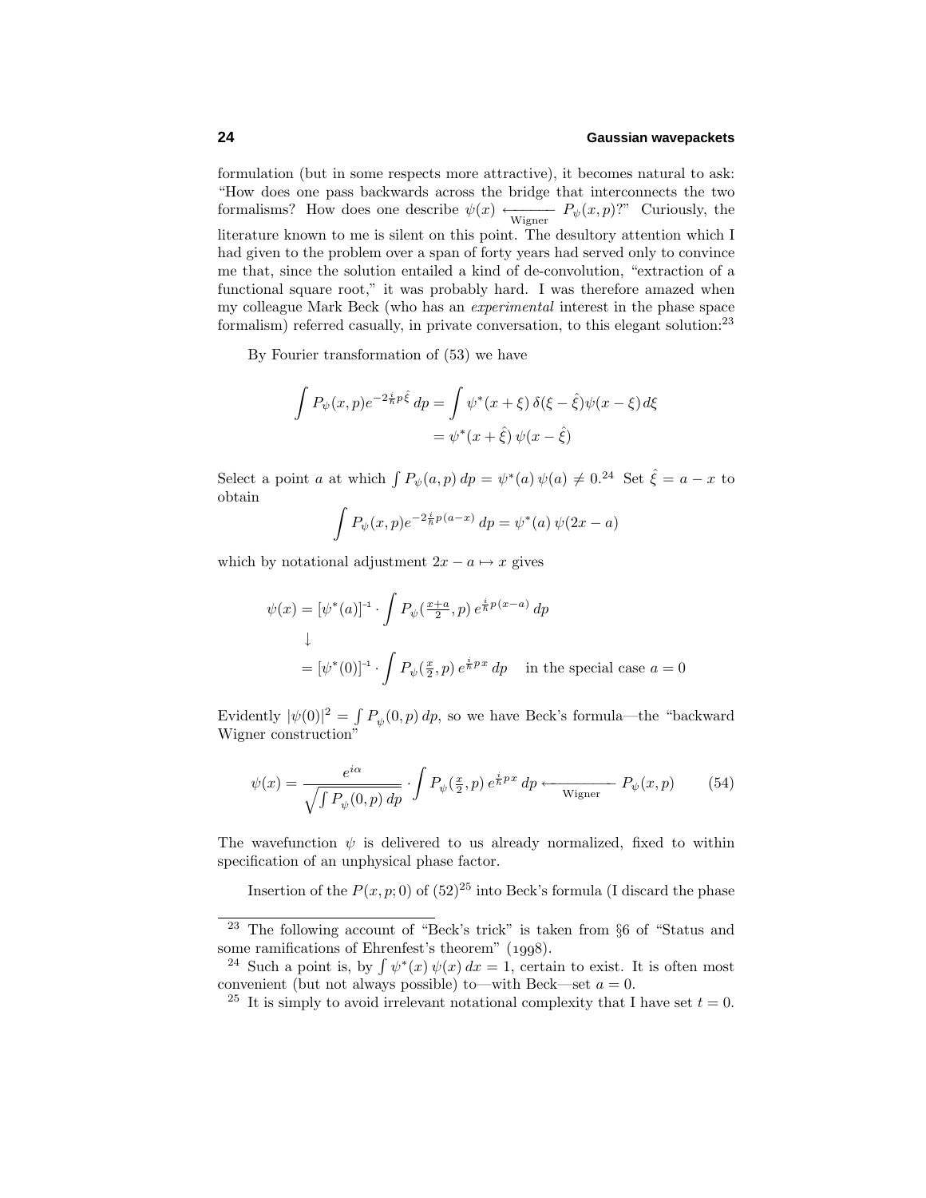formulation (but in some respects more attractive), it becomes natural to ask: "How does one pass backwards across the bridge that interconnects the two formalisms? How does one describe $\psi(x) \xleftarrow[\text{Wigner}]{} P_\psi(x,p)$?" Curiously, the literature known to me is silent on this point. The desultory attention which I had given to the problem over a span of forty years had served only to convince me that, since the solution entailed a kind of de-convolution, "extraction of a functional square root," it was probably hard. I was therefore amazed when my colleague Mark Beck (who has an *experimental* interest in the phase space formalism) referred casually, in private conversation, to this elegant solution:[23]

By Fourier transformation of (53) we have

$$
\begin{aligned}
\int P_\psi(x,p) e^{-2\frac{i}{\hbar}p\hat{\xi}}\, dp &= \int \psi^*(x+\xi)\,\delta(\xi-\hat{\xi})\psi(x-\xi)\,d\xi \\
&= \psi^*(x+\hat{\xi})\,\psi(x-\hat{\xi})
\end{aligned}
$$

Select a point $a$ at which $\int P_\psi(a,p)\,dp = \psi^*(a)\,\psi(a) \neq 0$.[24] Set $\hat{\xi} = a - x$ to obtain

$$
\int P_\psi(x,p) e^{-2\frac{i}{\hbar}p(a-x)}\, dp = \psi^*(a)\,\psi(2x-a)
$$

which by notational adjustment $2x - a \mapsto x$ gives

$$
\begin{aligned}
\psi(x) &= [\psi^*(a)]^{-1} \cdot \int P_\psi(\tfrac{x+a}{2},p)\, e^{\frac{i}{\hbar}p(x-a)}\, dp \\
&\downarrow \\
&= [\psi^*(0)]^{-1} \cdot \int P_\psi(\tfrac{x}{2},p)\, e^{\frac{i}{\hbar}px}\, dp \quad \text{in the special case } a = 0
\end{aligned}
$$

Evidently $|\psi(0)|^2 = \int P_\psi(0,p)\,dp$, so we have Beck's formula—the "backward Wigner construction"

$$
\psi(x) = \frac{e^{i\alpha}}{\sqrt{\int P_\psi(0,p)\,dp}} \cdot \int P_\psi(\tfrac{x}{2},p)\, e^{\frac{i}{\hbar}px}\, dp \xleftarrow[\text{Wigner}]{} P_\psi(x,p) \tag{54}
$$

The wavefunction $\psi$ is delivered to us already normalized, fixed to within specification of an unphysical phase factor.

Insertion of the $P(x,p;0)$ of (52)[25] into Beck's formula (I discard the phase

---

[23] The following account of "Beck's trick" is taken from §6 of "Status and some ramifications of Ehrenfest's theorem" (1998).

[24] Such a point is, by $\int \psi^*(x)\,\psi(x)\,dx = 1$, certain to exist. It is often most convenient (but not always possible) to—with Beck—set $a = 0$.

[25] It is simply to avoid irrelevant notational complexity that I have set $t = 0$.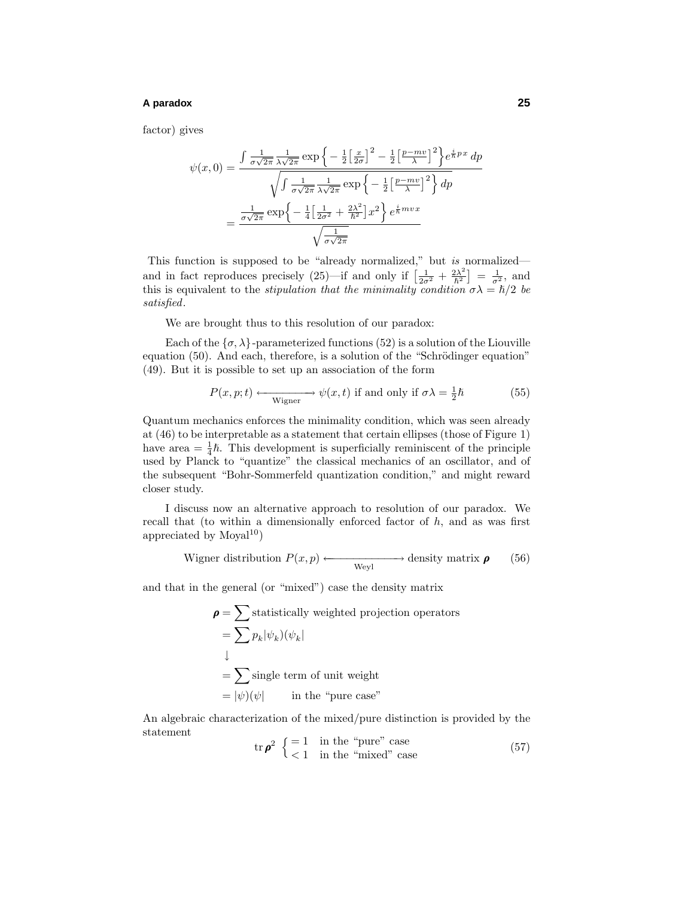factor) gives

$$\psi(x,0) = \frac{\int \frac{1}{\sigma\sqrt{2\pi}}\frac{1}{\lambda\sqrt{2\pi}}\exp\Big\{-\frac{1}{2}\big[\frac{x}{2\sigma}\big]^2 - \frac{1}{2}\big[\frac{p-mv}{\lambda}\big]^2\Big\}e^{\frac{i}{\hbar}px}\,dp}{\sqrt{\int \frac{1}{\sigma\sqrt{2\pi}}\frac{1}{\lambda\sqrt{2\pi}}\exp\Big\{-\frac{1}{2}\big[\frac{p-mv}{\lambda}\big]^2\Big\}\,dp}}$$

$$= \frac{\frac{1}{\sigma\sqrt{2\pi}}\exp\Big\{-\frac{1}{4}\big[\frac{1}{2\sigma^2}+\frac{2\lambda^2}{\hbar^2}\big]x^2\Big\}\,e^{\frac{i}{\hbar}mvx}}{\sqrt{\frac{1}{\sigma\sqrt{2\pi}}}}$$

This function is supposed to be "already normalized," but *is* normalized—and in fact reproduces precisely (25)—if and only if $\big[\frac{1}{2\sigma^2}+\frac{2\lambda^2}{\hbar^2}\big] = \frac{1}{\sigma^2}$, and this is equivalent to the *stipulation that the minimality condition $\sigma\lambda = \hbar/2$ be satisfied*.

We are brought thus to this resolution of our paradox:

Each of the $\{\sigma,\lambda\}$-parameterized functions (52) is a solution of the Liouville equation (50). And each, therefore, is a solution of the "Schrödinger equation" (49). But it is possible to set up an association of the form

$$P(x,p;t) \underset{\text{Wigner}}{\longleftarrow\!\!\longrightarrow} \psi(x,t) \text{ if and only if } \sigma\lambda = \tfrac{1}{2}\hbar \tag{55}$$

Quantum mechanics enforces the minimality condition, which was seen already at (46) to be interpretable as a statement that certain ellipses (those of Figure 1) have area $= \frac{1}{4}h$. This development is superficially reminiscent of the principle used by Planck to "quantize" the classical mechanics of an oscillator, and of the subsequent "Bohr-Sommerfeld quantization condition," and might reward closer study.

I discuss now an alternative approach to resolution of our paradox. We recall that (to within a dimensionally enforced factor of $h$, and as was first appreciated by Moyal[10])

$$\text{Wigner distribution } P(x,p) \underset{\text{Weyl}}{\longleftarrow\!\!\longrightarrow} \text{density matrix } \boldsymbol{\rho} \tag{56}$$

and that in the general (or "mixed") case the density matrix

$$\begin{aligned}
\boldsymbol{\rho} &= \sum \text{statistically weighted projection operators}\\
&= \sum p_k|\psi_k)(\psi_k|\\
&\downarrow\\
&= \sum \text{single term of unit weight}\\
&= |\psi)(\psi| \qquad \text{in the "pure case"}
\end{aligned}$$

An algebraic characterization of the mixed/pure distinction is provided by the statement

$$\text{tr}\,\boldsymbol{\rho}^2 \begin{cases} = 1 & \text{in the "pure" case}\\ < 1 & \text{in the "mixed" case}\end{cases} \tag{57}$$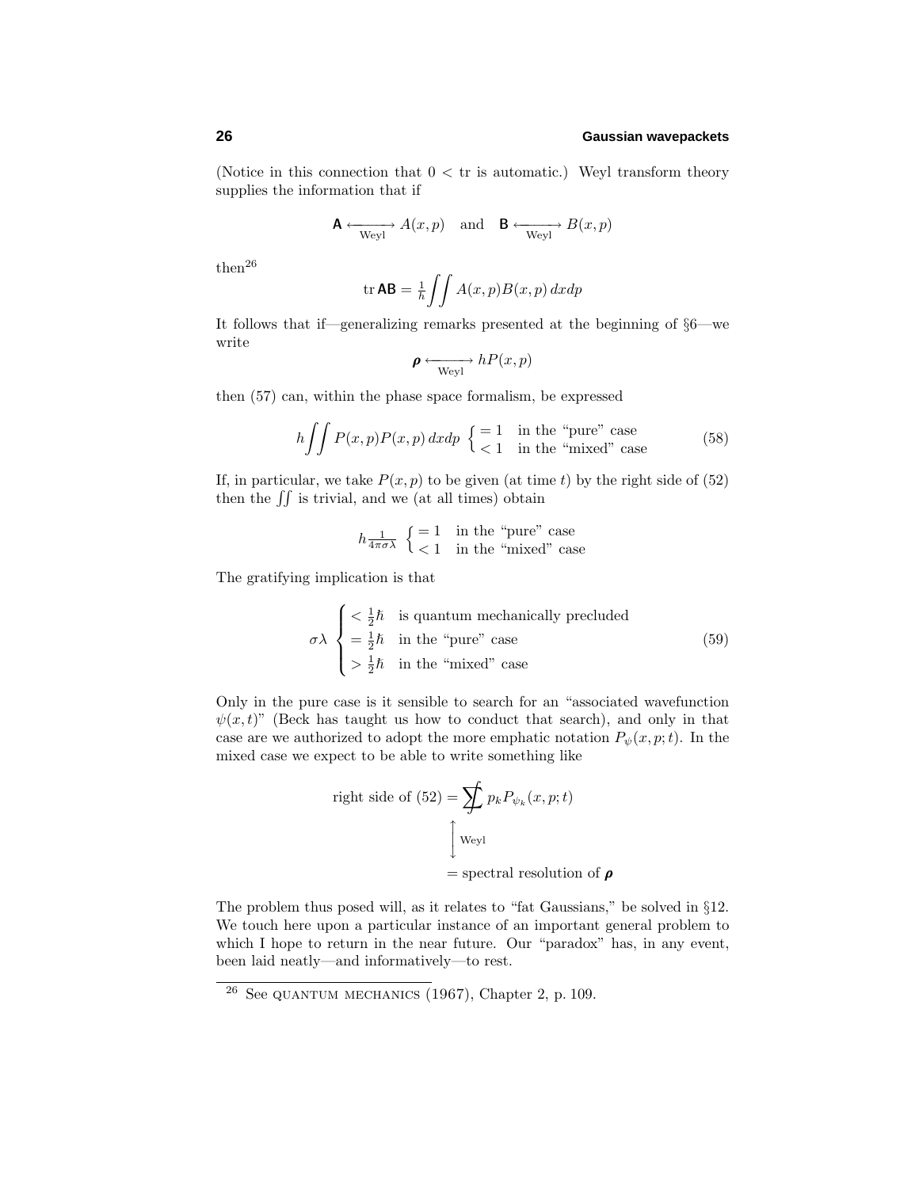(Notice in this connection that $0 < \text{tr}$ is automatic.) Weyl transform theory supplies the information that if

$$\mathsf{A} \underset{\text{Weyl}}{\longleftrightarrow} A(x,p) \quad \text{and} \quad \mathsf{B} \underset{\text{Weyl}}{\longleftrightarrow} B(x,p)$$

then[26]

$$\text{tr}\,\mathsf{AB} = \tfrac{1}{h}\iint A(x,p)B(x,p)\,dxdp$$

It follows that if—generalizing remarks presented at the beginning of §6—we write

$$\boldsymbol{\rho} \underset{\text{Weyl}}{\longleftrightarrow} hP(x,p)$$

then (57) can, within the phase space formalism, be expressed

$$h\iint P(x,p)P(x,p)\,dxdp \begin{cases} = 1 & \text{in the "pure" case} \\ < 1 & \text{in the "mixed" case} \end{cases} \tag{58}$$

If, in particular, we take $P(x,p)$ to be given (at time $t$) by the right side of (52) then the $\iint$ is trivial, and we (at all times) obtain

$$h\tfrac{1}{4\pi\sigma\lambda} \begin{cases} = 1 & \text{in the "pure" case} \\ < 1 & \text{in the "mixed" case} \end{cases}$$

The gratifying implication is that

$$\sigma\lambda \begin{cases} < \frac{1}{2}\hbar & \text{is quantum mechanically precluded} \\ = \frac{1}{2}\hbar & \text{in the "pure" case} \\ > \frac{1}{2}\hbar & \text{in the "mixed" case} \end{cases} \tag{59}$$

Only in the pure case is it sensible to search for an "associated wavefunction $\psi(x,t)$" (Beck has taught us how to conduct that search), and only in that case are we authorized to adopt the more emphatic notation $P_\psi(x,p;t)$. In the mixed case we expect to be able to write something like

$$\begin{aligned} \text{right side of (52)} &= \sum\!\!\!\!\!\!\int\, p_k P_{\psi_k}(x,p;t) \\ &\quad\Big\updownarrow \text{Weyl} \\ &= \text{spectral resolution of } \boldsymbol{\rho} \end{aligned}$$

The problem thus posed will, as it relates to "fat Gaussians," be solved in §12. We touch here upon a particular instance of an important general problem to which I hope to return in the near future. Our "paradox" has, in any event, been laid neatly—and informatively—to rest.

---

[26] See QUANTUM MECHANICS (1967), Chapter 2, p. 109.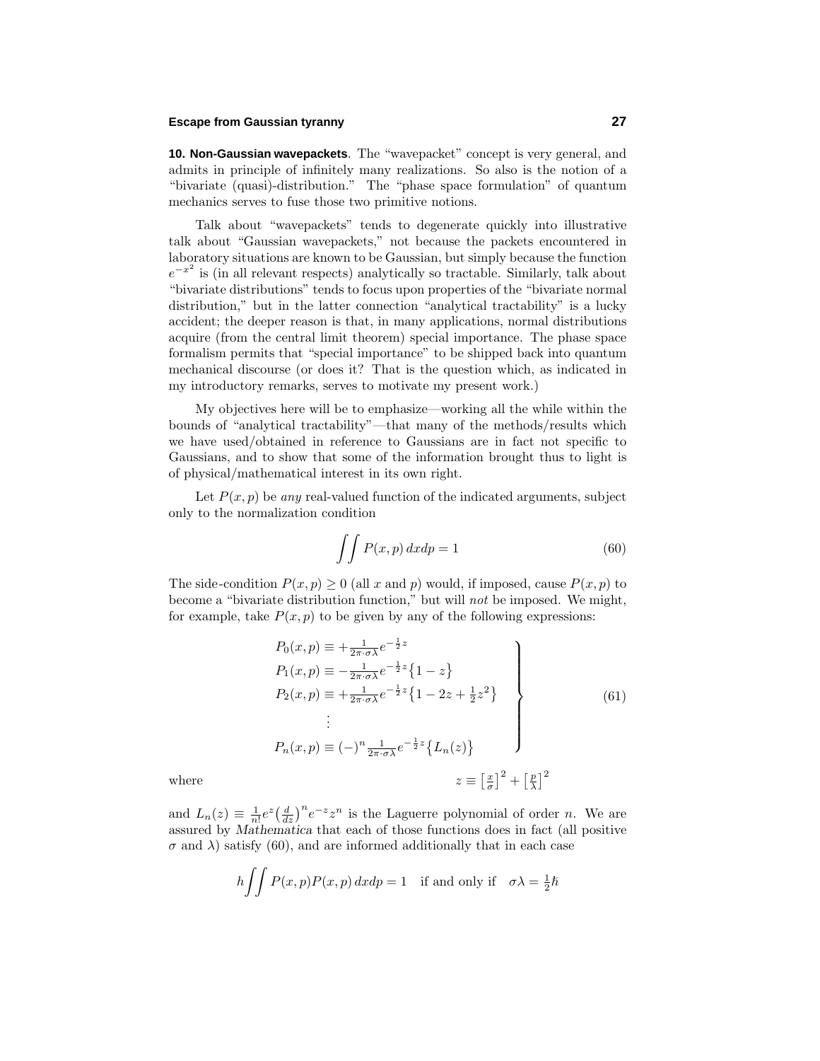**10. Non-Gaussian wavepackets**. The "wavepacket" concept is very general, and admits in principle of infinitely many realizations. So also is the notion of a "bivariate (quasi)-distribution." The "phase space formulation" of quantum mechanics serves to fuse those two primitive notions.

Talk about "wavepackets" tends to degenerate quickly into illustrative talk about "Gaussian wavepackets," not because the packets encountered in laboratory situations are known to be Gaussian, but simply because the function $e^{-x^2}$ is (in all relevant respects) analytically so tractable. Similarly, talk about "bivariate distributions" tends to focus upon properties of the "bivariate normal distribution," but in the latter connection "analytical tractability" is a lucky accident; the deeper reason is that, in many applications, normal distributions acquire (from the central limit theorem) special importance. The phase space formalism permits that "special importance" to be shipped back into quantum mechanical discourse (or does it? That is the question which, as indicated in my introductory remarks, serves to motivate my present work.)

My objectives here will be to emphasize—working all the while within the bounds of "analytical tractability"—that many of the methods/results which we have used/obtained in reference to Gaussians are in fact not specific to Gaussians, and to show that some of the information brought thus to light is of physical/mathematical interest in its own right.

Let $P(x,p)$ be *any* real-valued function of the indicated arguments, subject only to the normalization condition

$$\iint P(x,p)\,dxdp = 1 \tag{60}$$

The side-condition $P(x,p) \geq 0$ (all $x$ and $p$) would, if imposed, cause $P(x,p)$ to become a "bivariate distribution function," but will *not* be imposed. We might, for example, take $P(x,p)$ to be given by any of the following expressions:

$$\left.\begin{aligned}
P_0(x,p) &\equiv +\tfrac{1}{2\pi\cdot\sigma\lambda}e^{-\frac{1}{2}z}\\
P_1(x,p) &\equiv -\tfrac{1}{2\pi\cdot\sigma\lambda}e^{-\frac{1}{2}z}\big\{1-z\big\}\\
P_2(x,p) &\equiv +\tfrac{1}{2\pi\cdot\sigma\lambda}e^{-\frac{1}{2}z}\big\{1-2z+\tfrac{1}{2}z^2\big\}\\
&\;\;\vdots\\
P_n(x,p) &\equiv (-)^n\tfrac{1}{2\pi\cdot\sigma\lambda}e^{-\frac{1}{2}z}\big\{L_n(z)\big\}
\end{aligned}\right\} \tag{61}$$

where

$$z \equiv \left[\tfrac{x}{\sigma}\right]^2 + \left[\tfrac{p}{\lambda}\right]^2$$

and $L_n(z) \equiv \frac{1}{n!}e^z\left(\frac{d}{dz}\right)^n e^{-z}z^n$ is the Laguerre polynomial of order $n$. We are assured by *Mathematica* that each of those functions does in fact (all positive $\sigma$ and $\lambda$) satisfy (60), and are informed additionally that in each case

$$h\iint P(x,p)P(x,p)\,dxdp = 1 \quad \text{if and only if} \quad \sigma\lambda = \tfrac{1}{2}\hbar$$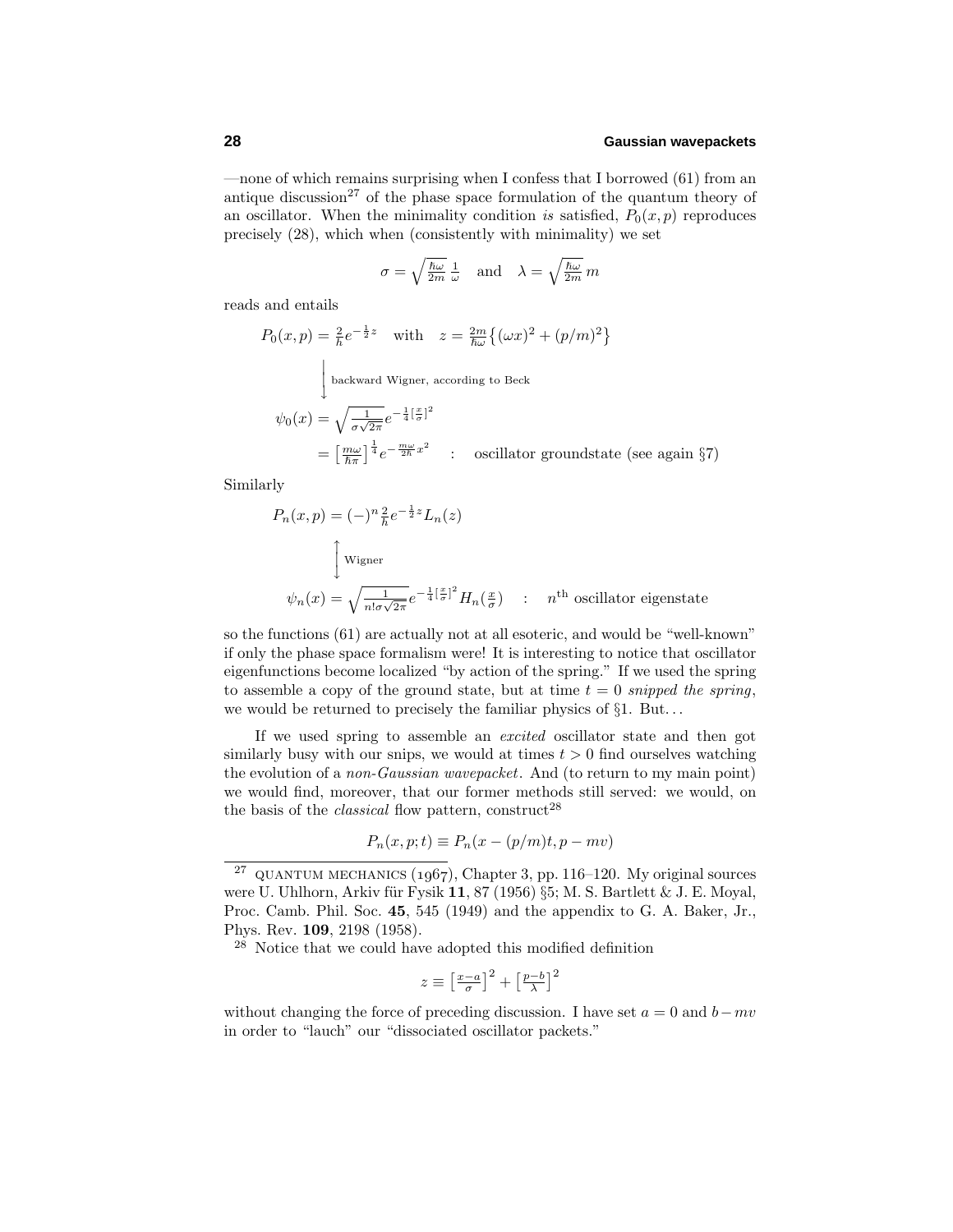—none of which remains surprising when I confess that I borrowed (61) from an antique discussion[27] of the phase space formulation of the quantum theory of an oscillator. When the minimality condition *is* satisfied, $P_0(x,p)$ reproduces precisely (28), which when (consistently with minimality) we set

$$\sigma = \sqrt{\tfrac{\hbar\omega}{2m}}\,\tfrac{1}{\omega} \quad \text{and} \quad \lambda = \sqrt{\tfrac{\hbar\omega}{2m}}\,m$$

reads and entails

$$P_0(x,p) = \tfrac{2}{h}e^{-\frac{1}{2}z} \quad \text{with} \quad z = \tfrac{2m}{\hbar\omega}\big\{(\omega x)^2 + (p/m)^2\big\}$$

$$\Big\downarrow \text{ backward Wigner, according to Beck}$$

$$\begin{aligned}\psi_0(x) &= \sqrt{\tfrac{1}{\sigma\sqrt{2\pi}}}e^{-\frac{1}{4}\left[\frac{x}{\sigma}\right]^2}\\ &= \left[\tfrac{m\omega}{\hbar\pi}\right]^{\frac{1}{4}}e^{-\frac{m\omega}{2\hbar}x^2} \quad : \quad \text{oscillator groundstate (see again §7)}\end{aligned}$$

Similarly

$$P_n(x,p) = (-)^n\tfrac{2}{h}e^{-\frac{1}{2}z}L_n(z)$$

$$\Big\updownarrow \text{ Wigner}$$

$$\psi_n(x) = \sqrt{\tfrac{1}{n!\sigma\sqrt{2\pi}}}e^{-\frac{1}{4}\left[\frac{x}{\sigma}\right]^2}H_n(\tfrac{x}{\sigma}) \quad : \quad n^{\text{th}} \text{ oscillator eigenstate}$$

so the functions (61) are actually not at all esoteric, and would be "well-known" if only the phase space formalism were! It is interesting to notice that oscillator eigenfunctions become localized "by action of the spring." If we used the spring to assemble a copy of the ground state, but at time $t = 0$ *snipped the spring*, we would be returned to precisely the familiar physics of §1. But...

If we used spring to assemble an *excited* oscillator state and then got similarly busy with our snips, we would at times $t > 0$ find ourselves watching the evolution of a *non-Gaussian wavepacket*. And (to return to my main point) we would find, moreover, that our former methods still served: we would, on the basis of the *classical* flow pattern, construct[28]

$$P_n(x,p;t) \equiv P_n(x - (p/m)t, p - mv)$$

---

[27] QUANTUM MECHANICS (1967), Chapter 3, pp. 116–120. My original sources were U. Uhlhorn, Arkiv für Fysik **11**, 87 (1956) §5; M. S. Bartlett & J. E. Moyal, Proc. Camb. Phil. Soc. **45**, 545 (1949) and the appendix to G. A. Baker, Jr., Phys. Rev. **109**, 2198 (1958).

[28] Notice that we could have adopted this modified definition

$$z \equiv \left[\tfrac{x-a}{\sigma}\right]^2 + \left[\tfrac{p-b}{\lambda}\right]^2$$

without changing the force of preceding discussion. I have set $a = 0$ and $b - mv$ in order to "lauch" our "dissociated oscillator packets."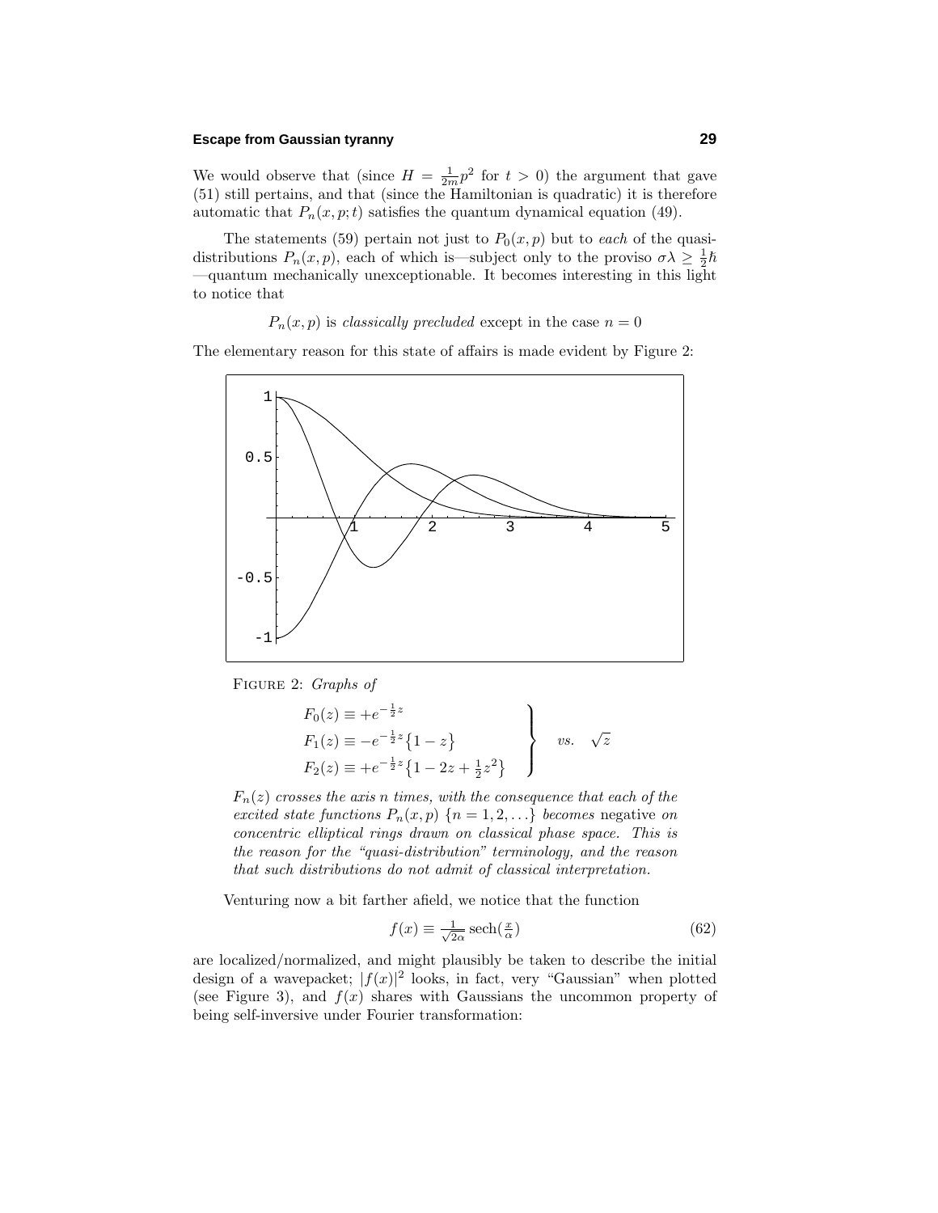We would observe that (since $H = \frac{1}{2m}p^2$ for $t > 0$) the argument that gave (51) still pertains, and that (since the Hamiltonian is quadratic) it is therefore automatic that $P_n(x, p; t)$ satisfies the quantum dynamical equation (49).

The statements (59) pertain not just to $P_0(x, p)$ but to *each* of the quasi-distributions $P_n(x, p)$, each of which is—subject only to the proviso $\sigma\lambda \geq \frac{1}{2}\hbar$ —quantum mechanically unexceptionable. It becomes interesting in this light to notice that

$$P_n(x, p) \text{ is } \textit{classically precluded} \text{ except in the case } n = 0$$

The elementary reason for this state of affairs is made evident by Figure 2:

FIGURE 2: *Graphs of*

$$\left.\begin{aligned} F_0(z) &\equiv +e^{-\frac{1}{2}z} \\ F_1(z) &\equiv -e^{-\frac{1}{2}z}\{1 - z\} \\ F_2(z) &\equiv +e^{-\frac{1}{2}z}\{1 - 2z + \tfrac{1}{2}z^2\} \end{aligned}\right\} \quad vs. \quad \sqrt{z}$$

*$F_n(z)$ crosses the axis n times, with the consequence that each of the excited state functions $P_n(x, p)$ $\{n = 1, 2, \ldots\}$ becomes* negative *on concentric elliptical rings drawn on classical phase space. This is the reason for the "quasi-distribution" terminology, and the reason that such distributions do not admit of classical interpretation.*

Venturing now a bit farther afield, we notice that the function

$$f(x) \equiv \tfrac{1}{\sqrt{2\alpha}}\,\text{sech}(\tfrac{x}{\alpha}) \tag{62}$$

are localized/normalized, and might plausibly be taken to describe the initial design of a wavepacket; $|f(x)|^2$ looks, in fact, very "Gaussian" when plotted (see Figure 3), and $f(x)$ shares with Gaussians the uncommon property of being self-inversive under Fourier transformation: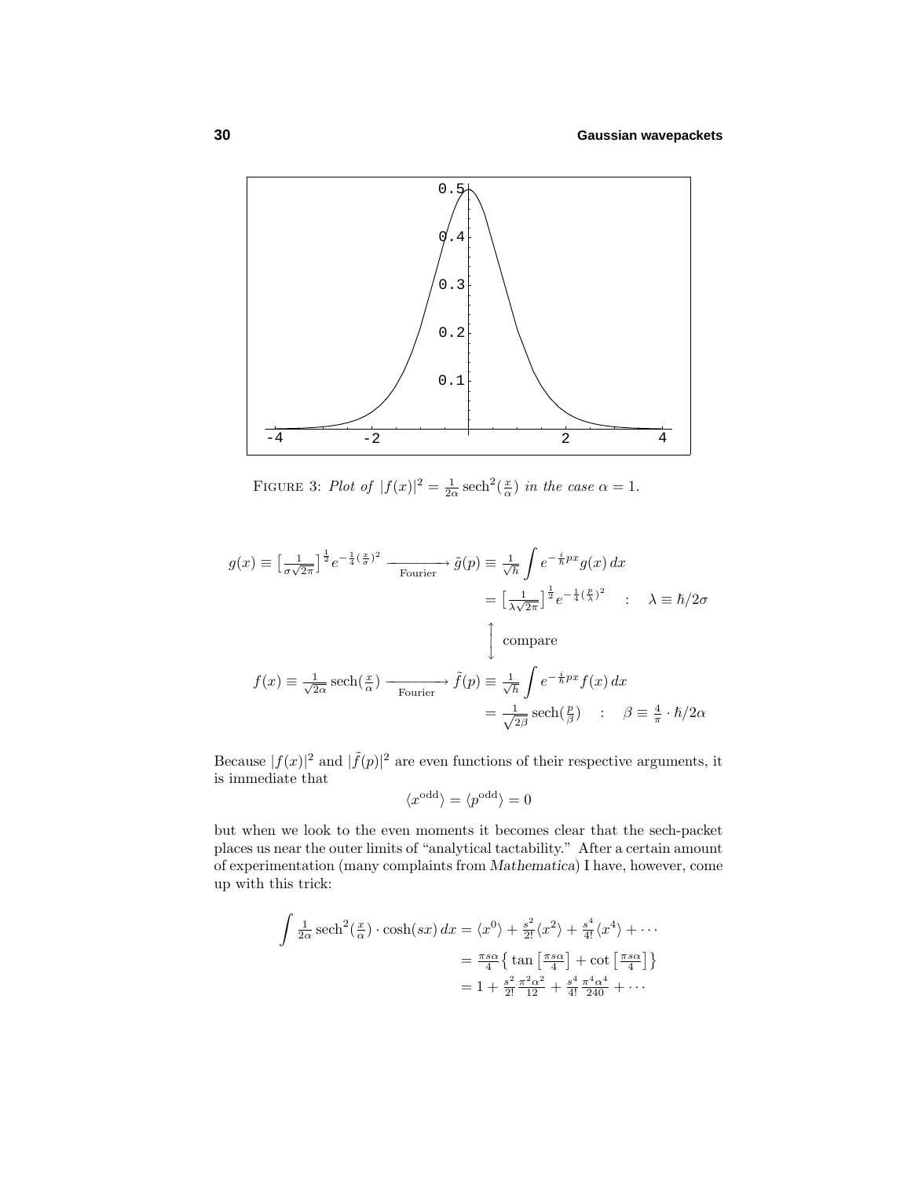FIGURE 3: *Plot of* $|f(x)|^2 = \frac{1}{2\alpha}\,\mathrm{sech}^2(\frac{x}{\alpha})$ *in the case* $\alpha = 1$.

$$
\begin{aligned}
g(x) \equiv \big[\tfrac{1}{\sigma\sqrt{2\pi}}\big]^{\frac{1}{2}} e^{-\frac{1}{4}(\frac{x}{\sigma})^2} \xrightarrow[\text{Fourier}]{\qquad} \tilde{g}(p) &\equiv \tfrac{1}{\sqrt{h}}\int e^{-\frac{i}{\hbar}px} g(x)\,dx \\
&= \big[\tfrac{1}{\lambda\sqrt{2\pi}}\big]^{\frac{1}{2}} e^{-\frac{1}{4}(\frac{p}{\lambda})^2} \quad : \quad \lambda \equiv \hbar/2\sigma \\
&\quad \Big\updownarrow \ \text{compare} \\
f(x) \equiv \tfrac{1}{\sqrt{2\alpha}}\,\mathrm{sech}(\tfrac{x}{\alpha}) \xrightarrow[\text{Fourier}]{\qquad} \tilde{f}(p) &\equiv \tfrac{1}{\sqrt{h}}\int e^{-\frac{i}{\hbar}px} f(x)\,dx \\
&= \tfrac{1}{\sqrt{2\beta}}\,\mathrm{sech}(\tfrac{p}{\beta}) \quad : \quad \beta \equiv \tfrac{4}{\pi}\cdot\hbar/2\alpha
\end{aligned}
$$

Because $|f(x)|^2$ and $|\tilde{f}(p)|^2$ are even functions of their respective arguments, it is immediate that

$$\langle x^{\text{odd}}\rangle = \langle p^{\text{odd}}\rangle = 0$$

but when we look to the even moments it becomes clear that the sech-packet places us near the outer limits of "analytical tactability." After a certain amount of experimentation (many complaints from *Mathematica*) I have, however, come up with this trick:

$$
\begin{aligned}
\int \tfrac{1}{2\alpha}\,\mathrm{sech}^2(\tfrac{x}{\alpha})\cdot\cosh(sx)\,dx &= \langle x^0\rangle + \tfrac{s^2}{2!}\langle x^2\rangle + \tfrac{s^4}{4!}\langle x^4\rangle + \cdots \\
&= \tfrac{\pi s\alpha}{4}\big\{\tan\big[\tfrac{\pi s\alpha}{4}\big] + \cot\big[\tfrac{\pi s\alpha}{4}\big]\big\} \\
&= 1 + \tfrac{s^2}{2!}\tfrac{\pi^2\alpha^2}{12} + \tfrac{s^4}{4!}\tfrac{\pi^4\alpha^4}{240} + \cdots
\end{aligned}
$$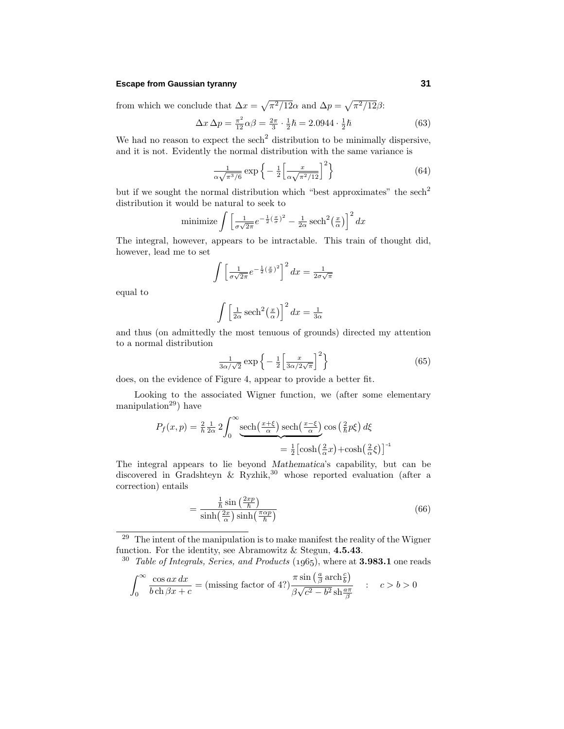from which we conclude that $\Delta x = \sqrt{\pi^2/12}\alpha$ and $\Delta p = \sqrt{\pi^2/12}\beta$:

$$\Delta x\,\Delta p = \tfrac{\pi^2}{12}\alpha\beta = \tfrac{2\pi}{3}\cdot\tfrac{1}{2}\hbar = 2.0944\cdot\tfrac{1}{2}\hbar \tag{63}$$

We had no reason to expect the $\text{sech}^2$ distribution to be minimally dispersive, and it is not. Evidently the normal distribution with the same variance is

$$\tfrac{1}{\alpha\sqrt{\pi^3/6}}\exp\Big\{-\tfrac{1}{2}\Big[\tfrac{x}{\alpha\sqrt{\pi^2/12}}\Big]^2\Big\} \tag{64}$$

but if we sought the normal distribution which "best approximates" the $\text{sech}^2$ distribution it would be natural to seek to

$$\text{minimize}\int\Big[\tfrac{1}{\sigma\sqrt{2\pi}}e^{-\frac{1}{2}(\frac{x}{\sigma})^2} - \tfrac{1}{2\alpha}\,\text{sech}^2\big(\tfrac{x}{\alpha}\big)\Big]^2dx$$

The integral, however, appears to be intractable. This train of thought did, however, lead me to set

$$\int\Big[\tfrac{1}{\sigma\sqrt{2\pi}}e^{-\frac{1}{2}(\frac{x}{\sigma})^2}\Big]^2dx = \tfrac{1}{2\sigma\sqrt{\pi}}$$

equal to

$$\int\Big[\tfrac{1}{2\alpha}\,\text{sech}^2\big(\tfrac{x}{\alpha}\big)\Big]^2dx = \tfrac{1}{3\alpha}$$

and thus (on admittedly the most tenuous of grounds) directed my attention to a normal distribution

$$\tfrac{1}{3\alpha/\sqrt{2}}\exp\Big\{-\tfrac{1}{2}\Big[\tfrac{x}{3\alpha/2\sqrt{\pi}}\Big]^2\Big\} \tag{65}$$

does, on the evidence of Figure 4, appear to provide a better fit.

Looking to the associated Wigner function, we (after some elementary manipulation[29]) have

$$P_f(x,p) = \tfrac{2}{\hbar}\tfrac{1}{2\alpha}\,2\int_0^\infty \underbrace{\text{sech}\big(\tfrac{x+\xi}{\alpha}\big)\,\text{sech}\big(\tfrac{x-\xi}{\alpha}\big)}_{=\frac{1}{2}\left[\cosh\left(\frac{2}{\alpha}x\right)+\cosh\left(\frac{2}{\alpha}\xi\right)\right]^{-1}}\cos\big(\tfrac{2}{\hbar}p\xi\big)\,d\xi$$

The integral appears to lie beyond *Mathematica*'s capability, but can be discovered in Gradshteyn & Ryzhik,[30] whose reported evaluation (after a correction) entails

$$= \frac{\frac{1}{\hbar}\sin\left(\frac{2xp}{\hbar}\right)}{\sinh\left(\frac{2x}{\alpha}\right)\sinh\left(\frac{\pi\alpha p}{\hbar}\right)} \tag{66}$$

---

[29] The intent of the manipulation is to make manifest the reality of the Wigner function. For the identity, see Abramowitz & Stegun, **4.5.43**.

[30] *Table of Integrals, Series, and Products* (1965), where at **3.983.1** one reads

$$\int_0^\infty \frac{\cos ax\,dx}{b\,\text{ch}\,\beta x + c} = (\text{missing factor of }4?)\frac{\pi\sin\left(\frac{a}{\beta}\,\text{arch}\frac{c}{b}\right)}{\beta\sqrt{c^2-b^2}\,\text{sh}\frac{a\pi}{\beta}} \quad : \quad c > b > 0$$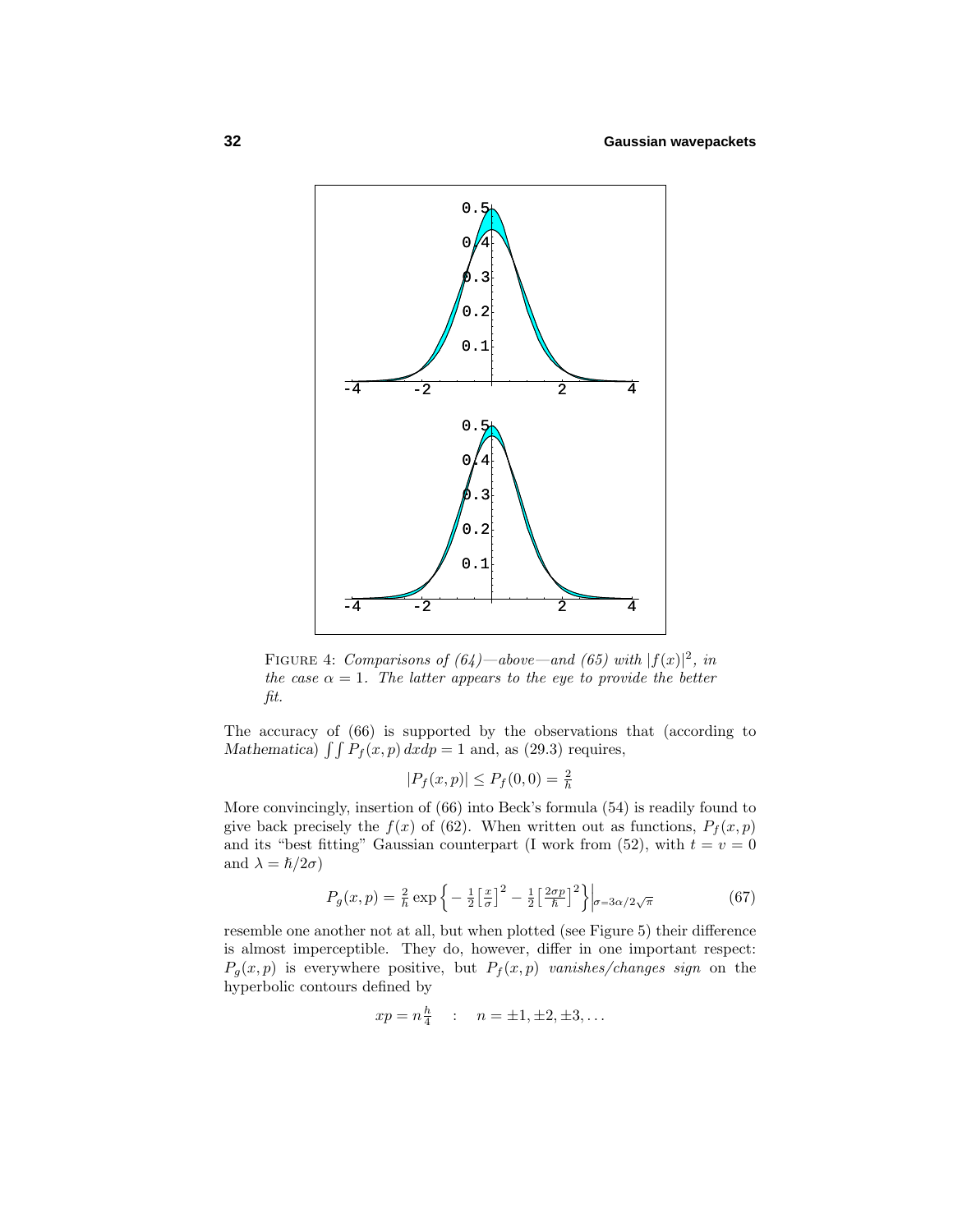FIGURE 4: *Comparisons of (64)—above—and (65) with $|f(x)|^2$, in the case $\alpha = 1$. The latter appears to the eye to provide the better fit.*

The accuracy of (66) is supported by the observations that (according to *Mathematica*) $\int\int P_f(x,p)\,dxdp = 1$ and, as (29.3) requires,

$$|P_f(x,p)| \le P_f(0,0) = \tfrac{2}{h}$$

More convincingly, insertion of (66) into Beck's formula (54) is readily found to give back precisely the $f(x)$ of (62). When written out as functions, $P_f(x,p)$ and its "best fitting" Gaussian counterpart (I work from (52), with $t = v = 0$ and $\lambda = \hbar/2\sigma$)

$$P_g(x,p) = \tfrac{2}{h}\exp\Big\{-\tfrac{1}{2}\big[\tfrac{x}{\sigma}\big]^2 - \tfrac{1}{2}\big[\tfrac{2\sigma p}{\hbar}\big]^2\Big\}\Big|_{\sigma=3\alpha/2\sqrt{\pi}} \tag{67}$$

resemble one another not at all, but when plotted (see Figure 5) their difference is almost imperceptible. They do, however, differ in one important respect: $P_g(x,p)$ is everywhere positive, but $P_f(x,p)$ *vanishes/changes sign* on the hyperbolic contours defined by

$$xp = n\tfrac{h}{4} \quad : \quad n = \pm1, \pm2, \pm3, \ldots$$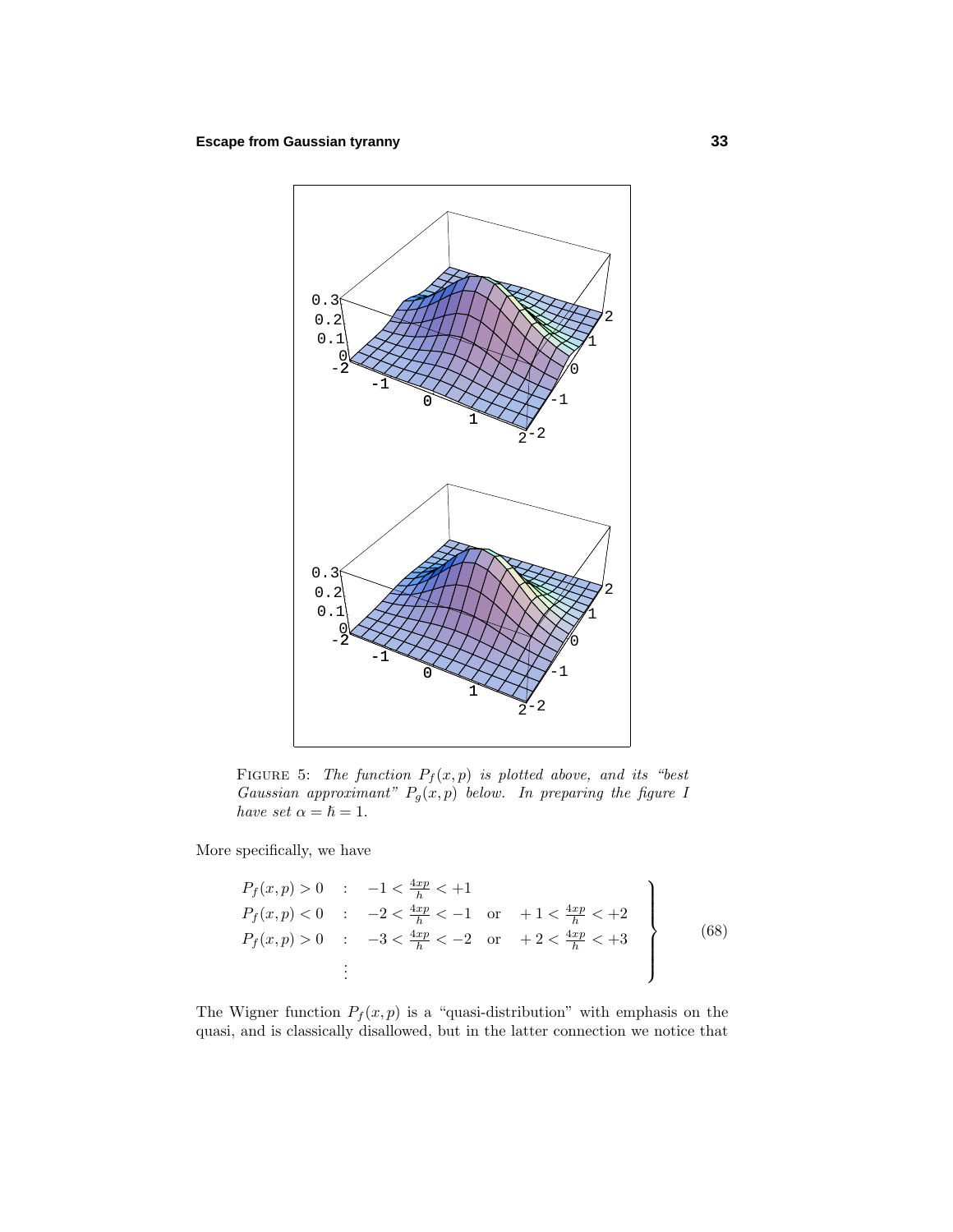FIGURE 5: *The function $P_f(x,p)$ is plotted above, and its "best Gaussian approximant" $P_g(x,p)$ below. In preparing the figure I have set $\alpha = \hbar = 1$.*

More specifically, we have

$$
\left.
\begin{array}{lcl}
P_f(x,p) > 0 & : & -1 < \frac{4xp}{\hbar} < +1 \\
P_f(x,p) < 0 & : & -2 < \frac{4xp}{\hbar} < -1 \quad \text{or} \quad +1 < \frac{4xp}{\hbar} < +2 \\
P_f(x,p) > 0 & : & -3 < \frac{4xp}{\hbar} < -2 \quad \text{or} \quad +2 < \frac{4xp}{\hbar} < +3 \\
 & \vdots &
\end{array}
\right\} \tag{68}
$$

The Wigner function $P_f(x,p)$ is a "quasi-distribution" with emphasis on the quasi, and is classically disallowed, but in the latter connection we notice that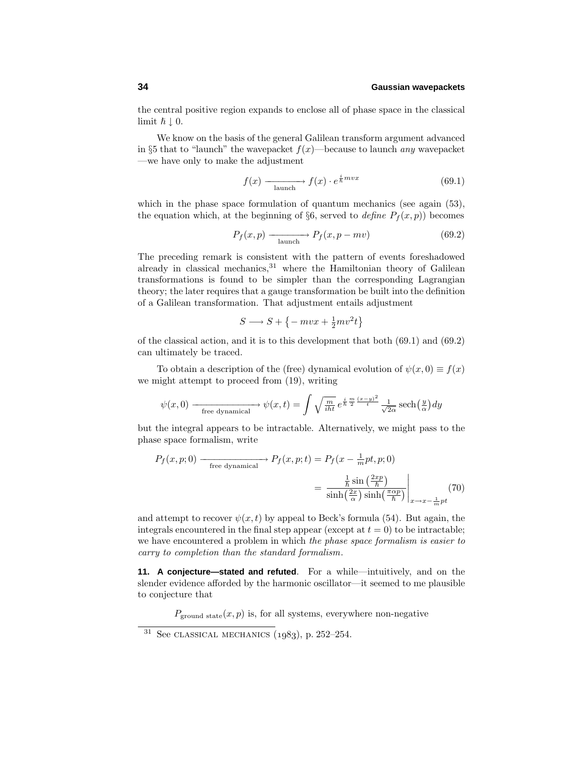the central positive region expands to enclose all of phase space in the classical limit $\hbar \downarrow 0$.

We know on the basis of the general Galilean transform argument advanced in §5 that to "launch" the wavepacket $f(x)$—because to launch *any* wavepacket —we have only to make the adjustment

$$f(x) \xrightarrow[\text{launch}]{} f(x) \cdot e^{\frac{i}{\hbar}mvx} \tag{69.1}$$

which in the phase space formulation of quantum mechanics (see again (53), the equation which, at the beginning of §6, served to *define* $P_f(x,p)$) becomes

$$P_f(x,p) \xrightarrow[\text{launch}]{} P_f(x, p - mv) \tag{69.2}$$

The preceding remark is consistent with the pattern of events foreshadowed already in classical mechanics,[31] where the Hamiltonian theory of Galilean transformations is found to be simpler than the corresponding Lagrangian theory; the later requires that a gauge transformation be built into the definition of a Galilean transformation. That adjustment entails adjustment

$$S \longrightarrow S + \left\{ -mvx + \tfrac{1}{2}mv^2t \right\}$$

of the classical action, and it is to this development that both (69.1) and (69.2) can ultimately be traced.

To obtain a description of the (free) dynamical evolution of $\psi(x,0) \equiv f(x)$ we might attempt to proceed from (19), writing

$$\psi(x,0) \xrightarrow[\text{free dynamical}]{} \psi(x,t) = \int \sqrt{\tfrac{m}{iht}}\, e^{\frac{i}{\hbar}\frac{m}{2}\frac{(x-y)^2}{t}} \tfrac{1}{\sqrt{2\alpha}} \operatorname{sech}\!\left(\tfrac{y}{\alpha}\right) dy$$

but the integral appears to be intractable. Alternatively, we might pass to the phase space formalism, write

$$\begin{aligned} P_f(x,p;0) \xrightarrow[\text{free dynamical}]{} P_f(x,p;t) &= P_f(x - \tfrac{1}{m}pt, p; 0) \\ &= \left. \frac{\frac{1}{\hbar}\sin\left(\frac{2xp}{\hbar}\right)}{\sinh\left(\frac{2x}{\alpha}\right)\sinh\left(\frac{\pi\alpha p}{\hbar}\right)} \right|_{x \to x - \frac{1}{m}pt} \end{aligned} \tag{70}$$

and attempt to recover $\psi(x,t)$ by appeal to Beck's formula (54). But again, the integrals encountered in the final step appear (except at $t = 0$) to be intractable; we have encountered a problem in which *the phase space formalism is easier to carry to completion than the standard formalism*.

**11. A conjecture—stated and refuted**. For a while—intuitively, and on the slender evidence afforded by the harmonic oscillator—it seemed to me plausible to conjecture that

$P_{\text{ground state}}(x,p)$ is, for all systems, everywhere non-negative

[31] See CLASSICAL MECHANICS (1983), p. 252–254.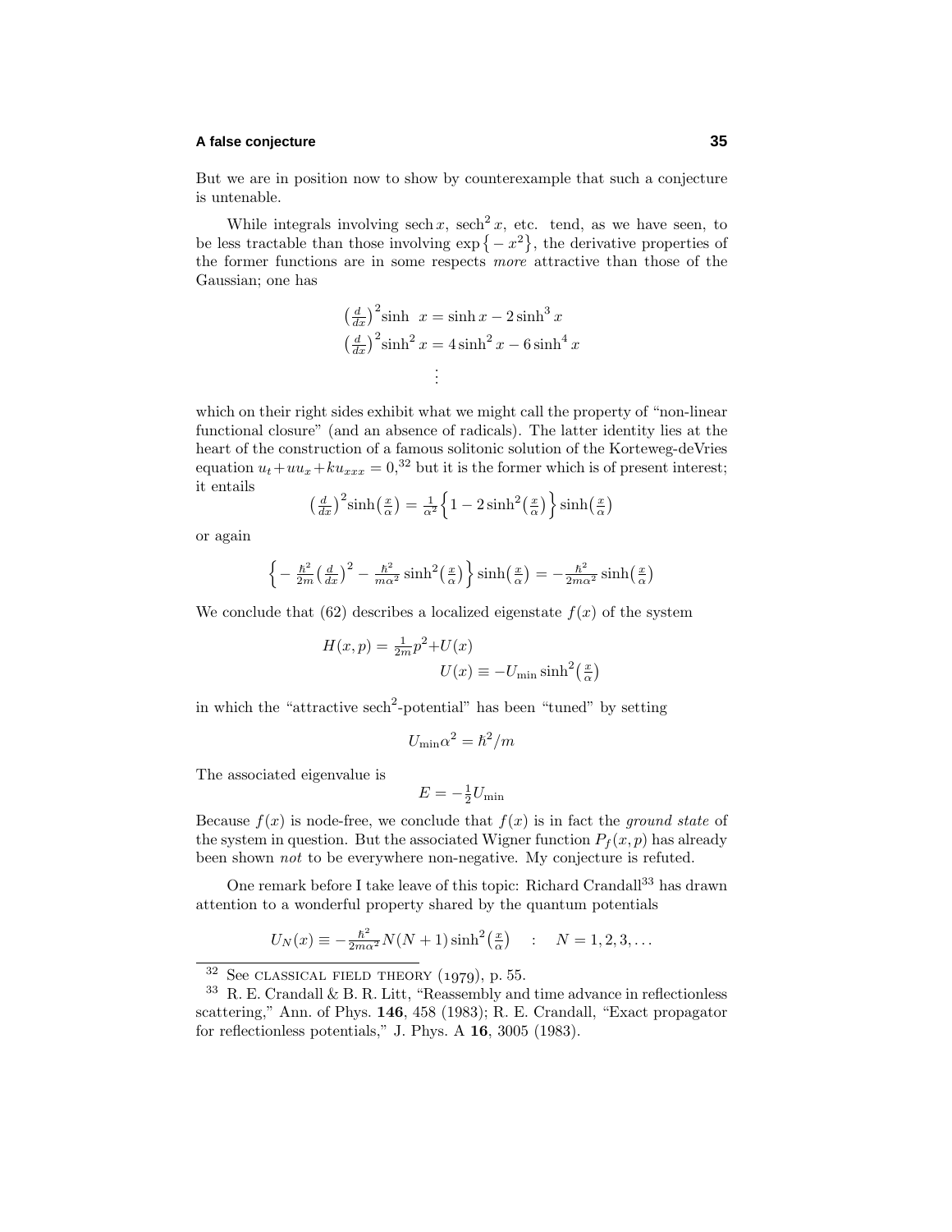But we are in position now to show by counterexample that such a conjecture is untenable.

While integrals involving $\text{sech}\, x$, $\text{sech}^2 x$, etc. tend, as we have seen, to be less tractable than those involving $\exp\{-x^2\}$, the derivative properties of the former functions are in some respects *more* attractive than those of the Gaussian; one has

$$\begin{aligned}
\left(\tfrac{d}{dx}\right)^2 \text{sinh}\ \ x &= \text{sinh}\, x - 2\,\text{sinh}^3 x\\
\left(\tfrac{d}{dx}\right)^2 \text{sinh}^2 x &= 4\,\text{sinh}^2 x - 6\,\text{sinh}^4 x\\
&\ \,\vdots
\end{aligned}$$

which on their right sides exhibit what we might call the property of "non-linear functional closure" (and an absence of radicals). The latter identity lies at the heart of the construction of a famous solitonic solution of the Korteweg-deVries equation $u_t + uu_x + ku_{xxx} = 0$,[32] but it is the former which is of present interest; it entails

$$\left(\tfrac{d}{dx}\right)^2 \text{sinh}\left(\tfrac{x}{\alpha}\right) = \tfrac{1}{\alpha^2}\Big\{1 - 2\,\text{sinh}^2\left(\tfrac{x}{\alpha}\right)\Big\}\,\text{sinh}\left(\tfrac{x}{\alpha}\right)$$

or again

$$\Big\{-\tfrac{\hbar^2}{2m}\left(\tfrac{d}{dx}\right)^2 - \tfrac{\hbar^2}{m\alpha^2}\,\text{sinh}^2\left(\tfrac{x}{\alpha}\right)\Big\}\,\text{sinh}\left(\tfrac{x}{\alpha}\right) = -\tfrac{\hbar^2}{2m\alpha^2}\,\text{sinh}\left(\tfrac{x}{\alpha}\right)$$

We conclude that (62) describes a localized eigenstate $f(x)$ of the system

$$\begin{aligned}
H(x,p) &= \tfrac{1}{2m}p^2 + U(x)\\
&\qquad U(x) \equiv -U_{\min}\,\text{sinh}^2\left(\tfrac{x}{\alpha}\right)
\end{aligned}$$

in which the "attractive $\text{sech}^2$-potential" has been "tuned" by setting

$$U_{\min}\alpha^2 = \hbar^2/m$$

The associated eigenvalue is

$$E = -\tfrac{1}{2}U_{\min}$$

Because $f(x)$ is node-free, we conclude that $f(x)$ is in fact the *ground state* of the system in question. But the associated Wigner function $P_f(x,p)$ has already been shown *not* to be everywhere non-negative. My conjecture is refuted.

One remark before I take leave of this topic: Richard Crandall[33] has drawn attention to a wonderful property shared by the quantum potentials

$$U_N(x) \equiv -\tfrac{\hbar^2}{2m\alpha^2}N(N+1)\,\text{sinh}^2\left(\tfrac{x}{\alpha}\right) \quad : \quad N = 1, 2, 3, \ldots$$

---

[32] See CLASSICAL FIELD THEORY (1979), p. 55.

[33] R. E. Crandall & B. R. Litt, "Reassembly and time advance in reflectionless scattering," Ann. of Phys. **146**, 458 (1983); R. E. Crandall, "Exact propagator for reflectionless potentials," J. Phys. A **16**, 3005 (1983).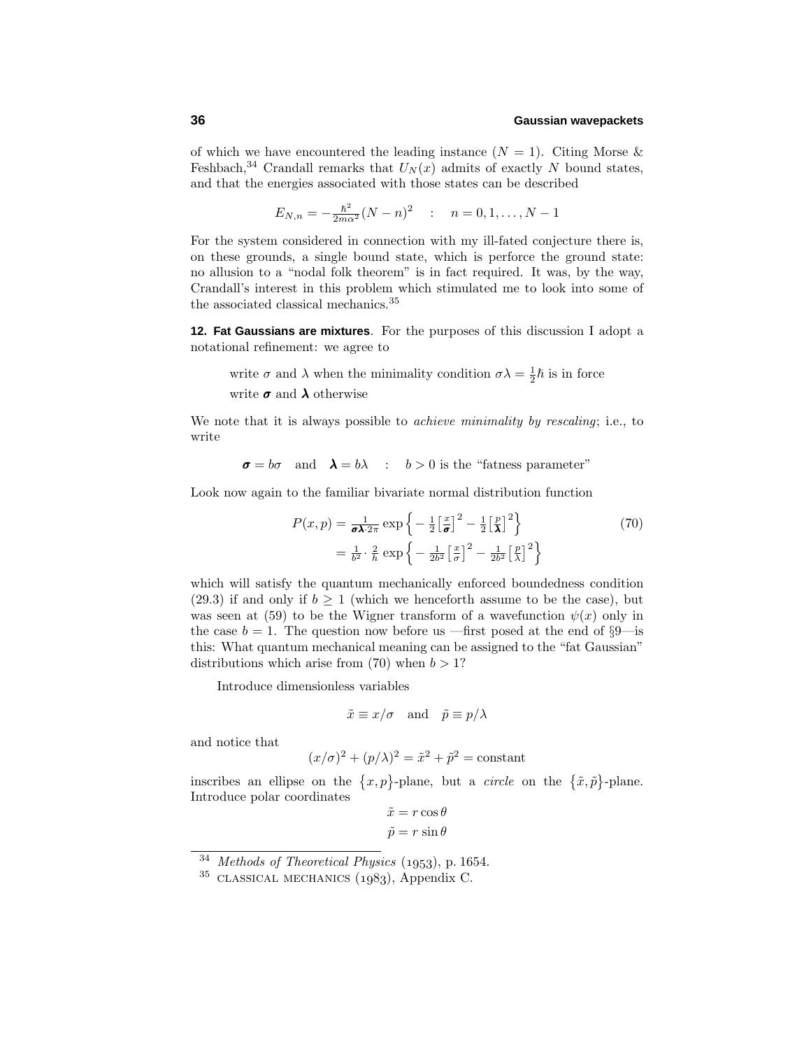of which we have encountered the leading instance ($N = 1$). Citing Morse & Feshbach,[34] Crandall remarks that $U_N(x)$ admits of exactly $N$ bound states, and that the energies associated with those states can be described

$$E_{N,n} = -\frac{\hbar^2}{2m\alpha^2}(N-n)^2 \quad : \quad n = 0, 1, \ldots, N-1$$

For the system considered in connection with my ill-fated conjecture there is, on these grounds, a single bound state, which is perforce the ground state: no allusion to a "nodal folk theorem" is in fact required. It was, by the way, Crandall's interest in this problem which stimulated me to look into some of the associated classical mechanics.[35]

**12. Fat Gaussians are mixtures**. For the purposes of this discussion I adopt a notational refinement: we agree to

> write $\sigma$ and $\lambda$ when the minimality condition $\sigma\lambda = \frac{1}{2}\hbar$ is in force
> write $\boldsymbol{\sigma}$ and $\boldsymbol{\lambda}$ otherwise

We note that it is always possible to *achieve minimality by rescaling*; i.e., to write

$$\boldsymbol{\sigma} = b\sigma \quad \text{and} \quad \boldsymbol{\lambda} = b\lambda \quad : \quad b > 0 \text{ is the "fatness parameter"}$$

Look now again to the familiar bivariate normal distribution function

$$\begin{aligned} P(x,p) &= \frac{1}{\boldsymbol{\sigma}\boldsymbol{\lambda}\cdot 2\pi} \exp\Big\{-\tfrac{1}{2}\big[\tfrac{x}{\boldsymbol{\sigma}}\big]^2 - \tfrac{1}{2}\big[\tfrac{p}{\boldsymbol{\lambda}}\big]^2\Big\} \\ &= \tfrac{1}{b^2}\cdot\tfrac{2}{h}\exp\Big\{-\tfrac{1}{2b^2}\big[\tfrac{x}{\sigma}\big]^2 - \tfrac{1}{2b^2}\big[\tfrac{p}{\lambda}\big]^2\Big\} \end{aligned} \tag{70}$$

which will satisfy the quantum mechanically enforced boundedness condition (29.3) if and only if $b \geq 1$ (which we henceforth assume to be the case), but was seen at (59) to be the Wigner transform of a wavefunction $\psi(x)$ only in the case $b = 1$. The question now before us —first posed at the end of §9—is this: What quantum mechanical meaning can be assigned to the "fat Gaussian" distributions which arise from (70) when $b > 1$?

Introduce dimensionless variables

$$\tilde{x} \equiv x/\sigma \quad \text{and} \quad \tilde{p} \equiv p/\lambda$$

and notice that

$$(x/\sigma)^2 + (p/\lambda)^2 = \tilde{x}^2 + \tilde{p}^2 = \text{constant}$$

inscribes an ellipse on the $\{x, p\}$-plane, but a *circle* on the $\{\tilde{x}, \tilde{p}\}$-plane. Introduce polar coordinates

$$\begin{aligned} \tilde{x} &= r\cos\theta \\ \tilde{p} &= r\sin\theta \end{aligned}$$

---

[34] *Methods of Theoretical Physics* (1953), p. 1654.

[35] CLASSICAL MECHANICS (1983), Appendix C.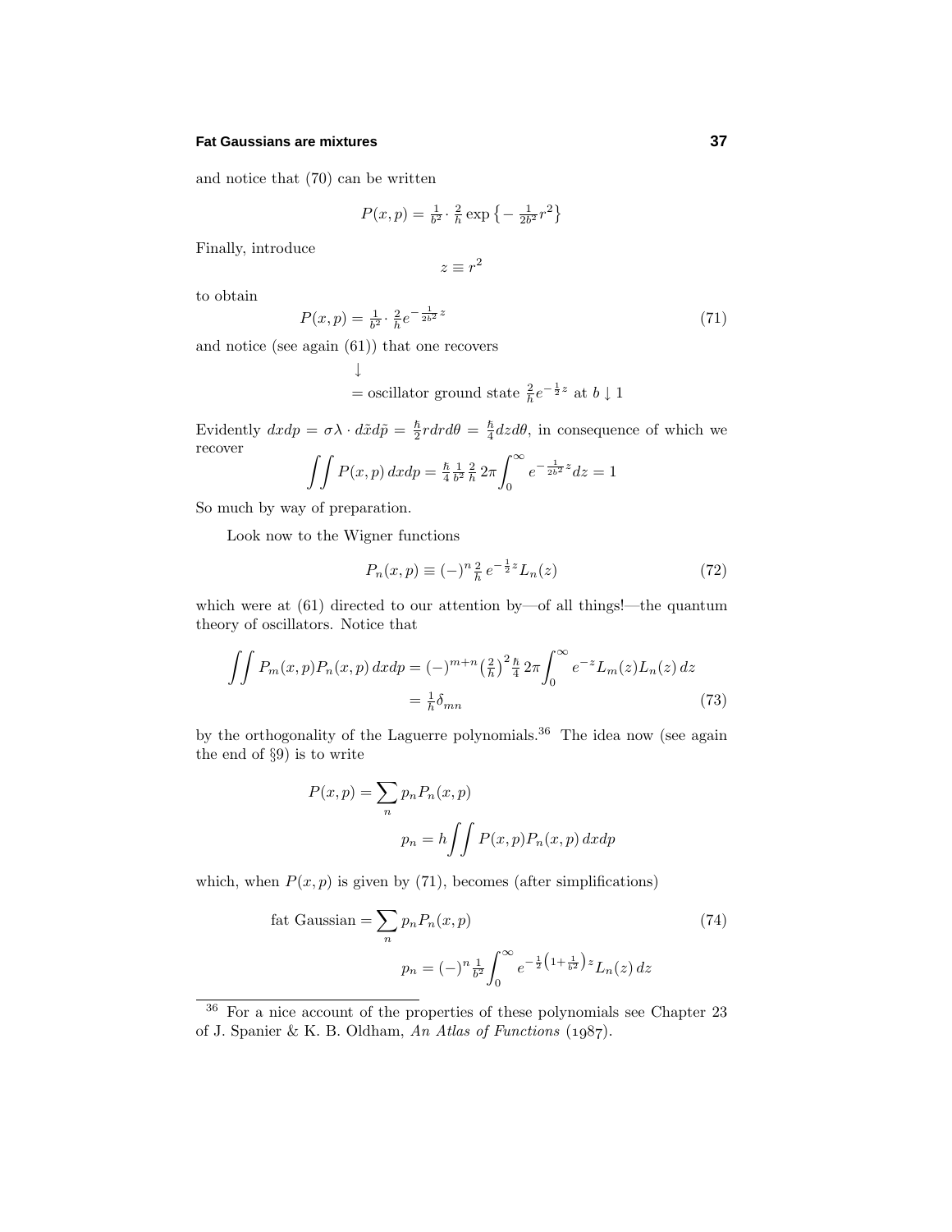and notice that (70) can be written

$$P(x,p) = \tfrac{1}{b^2}\cdot \tfrac{2}{h} \exp\left\{-\tfrac{1}{2b^2}r^2\right\}$$

Finally, introduce

$$z \equiv r^2$$

to obtain

$$P(x,p) = \tfrac{1}{b^2}\cdot \tfrac{2}{h} e^{-\frac{1}{2b^2}z} \tag{71}$$

and notice (see again (61)) that one recovers

$$\begin{aligned}&\downarrow\\ &= \text{oscillator ground state } \tfrac{2}{h}e^{-\frac{1}{2}z} \text{ at } b \downarrow 1\end{aligned}$$

Evidently $dxdp = \sigma\lambda \cdot d\tilde{x}d\tilde{p} = \frac{\hbar}{2}rdrd\theta = \frac{\hbar}{4}dzd\theta$, in consequence of which we recover

$$\iint P(x,p)\,dxdp = \tfrac{\hbar}{4}\tfrac{1}{b^2}\tfrac{2}{h}\,2\pi\int_0^\infty e^{-\frac{1}{2b^2}z}dz = 1$$

So much by way of preparation.

Look now to the Wigner functions

$$P_n(x,p) \equiv (-)^n \tfrac{2}{h}\, e^{-\frac{1}{2}z}L_n(z) \tag{72}$$

which were at (61) directed to our attention by—of all things!—the quantum theory of oscillators. Notice that

$$\begin{aligned}\iint P_m(x,p)P_n(x,p)\,dxdp &= (-)^{m+n}\left(\tfrac{2}{h}\right)^2 \tfrac{\hbar}{4}\,2\pi\int_0^\infty e^{-z}L_m(z)L_n(z)\,dz\\ &= \tfrac{1}{h}\delta_{mn}\end{aligned} \tag{73}$$

by the orthogonality of the Laguerre polynomials.[36] The idea now (see again the end of §9) is to write

$$\begin{aligned}P(x,p) &= \sum_n p_n P_n(x,p)\\ p_n &= h\iint P(x,p)P_n(x,p)\,dxdp\end{aligned}$$

which, when $P(x,p)$ is given by (71), becomes (after simplifications)

$$\begin{aligned}\text{fat Gaussian} &= \sum_n p_n P_n(x,p)\\ p_n &= (-)^n \tfrac{1}{b^2}\int_0^\infty e^{-\frac{1}{2}\left(1+\frac{1}{b^2}\right)z}L_n(z)\,dz\end{aligned} \tag{74}$$

---

[36] For a nice account of the properties of these polynomials see Chapter 23 of J. Spanier & K. B. Oldham, *An Atlas of Functions* (1987).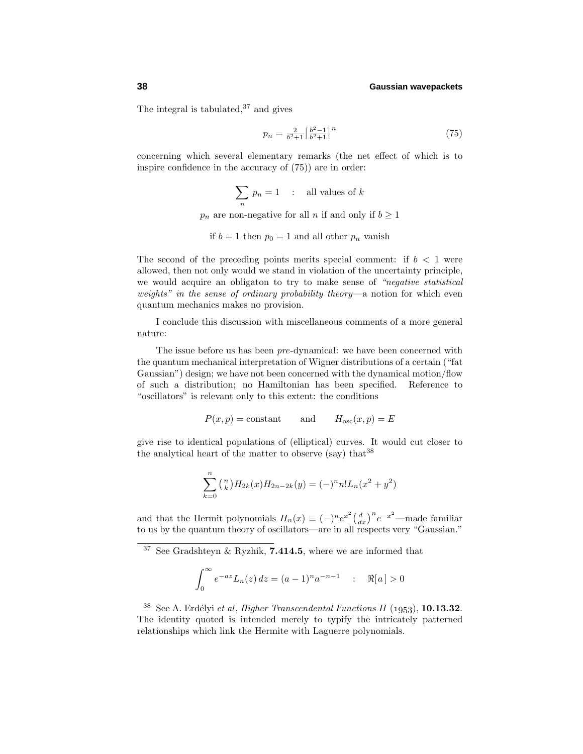The integral is tabulated,[37] and gives

$$p_n = \tfrac{2}{b^2+1}\left[\tfrac{b^2-1}{b^2+1}\right]^n \tag{75}$$

concerning which several elementary remarks (the net effect of which is to inspire confidence in the accuracy of (75)) are in order:

$$\sum_n p_n = 1 \quad : \quad \text{all values of } k$$

$$p_n \text{ are non-negative for all } n \text{ if and only if } b \geq 1$$

$$\text{if } b = 1 \text{ then } p_0 = 1 \text{ and all other } p_n \text{ vanish}$$

The second of the preceding points merits special comment: if $b < 1$ were allowed, then not only would we stand in violation of the uncertainty principle, we would acquire an obligaton to try to make sense of *"negative statistical weights" in the sense of ordinary probability theory*—a notion for which even quantum mechanics makes no provision.

I conclude this discussion with miscellaneous comments of a more general nature:

The issue before us has been *pre*-dynamical: we have been concerned with the quantum mechanical interpretation of Wigner distributions of a certain ("fat Gaussian") design; we have not been concerned with the dynamical motion/flow of such a distribution; no Hamiltonian has been specified. Reference to "oscillators" is relevant only to this extent: the conditions

$$P(x,p) = \text{constant} \qquad \text{and} \qquad H_{\text{osc}}(x,p) = E$$

give rise to identical populations of (elliptical) curves. It would cut closer to the analytical heart of the matter to observe (say) that[38]

$$\sum_{k=0}^{n} \tbinom{n}{k} H_{2k}(x) H_{2n-2k}(y) = (-)^n n! L_n(x^2+y^2)$$

and that the Hermit polynomials $H_n(x) \equiv (-)^n e^{x^2}\left(\frac{d}{dx}\right)^n e^{-x^2}$—made familiar to us by the quantum theory of oscillators—are in all respects very "Gaussian."

---

[37] See Gradshteyn & Ryzhik, **7.414.5**, where we are informed that

$$\int_0^\infty e^{-az} L_n(z)\, dz = (a-1)^n a^{-n-1} \quad : \quad \Re[a] > 0$$

[38] See A. Erdélyi *et al*, *Higher Transcendental Functions II* (1953), **10.13.32**. The identity quoted is intended merely to typify the intricately patterned relationships which link the Hermite with Laguerre polynomials.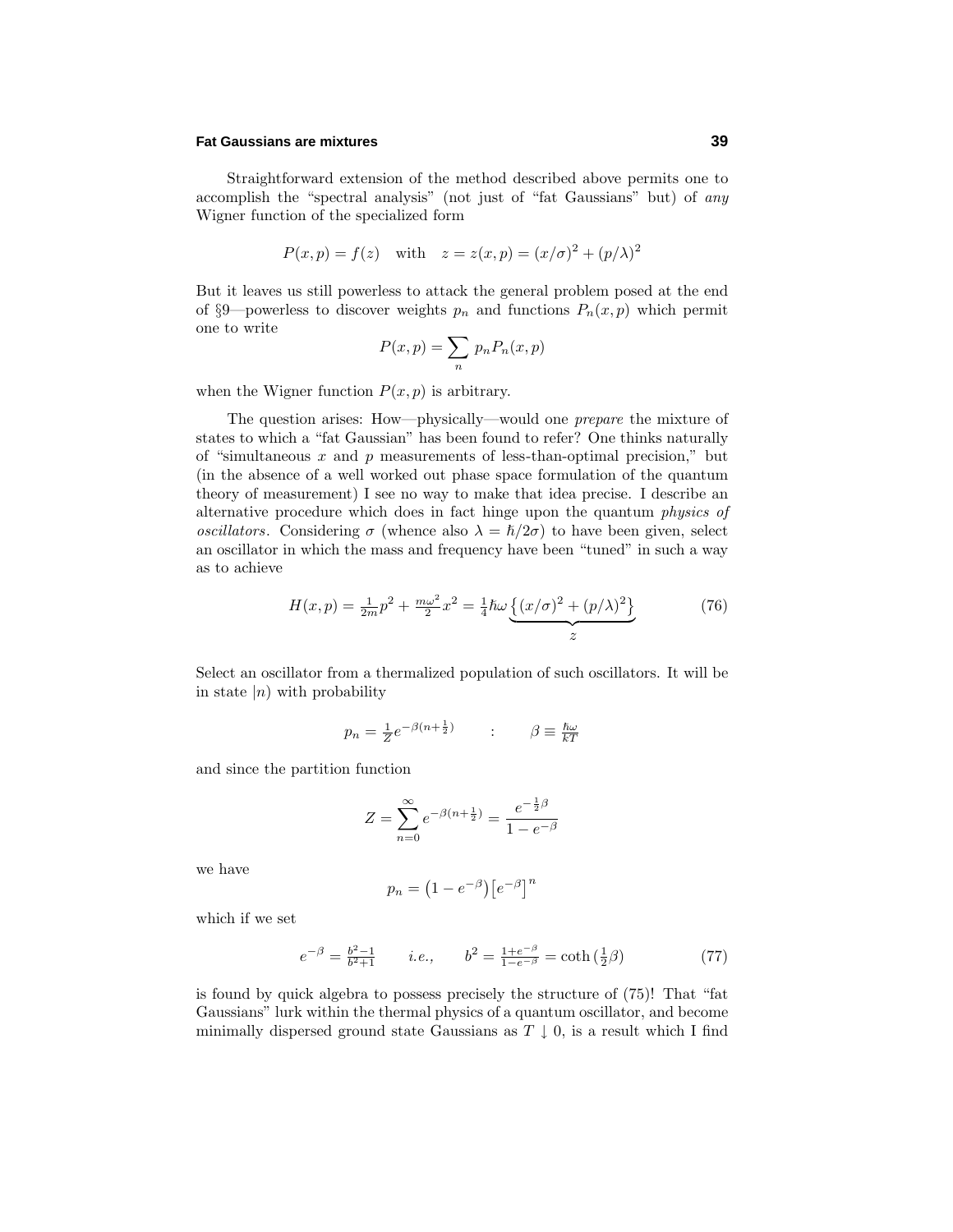Straightforward extension of the method described above permits one to accomplish the "spectral analysis" (not just of "fat Gaussians" but) of *any* Wigner function of the specialized form

$$P(x,p) = f(z) \quad \text{with} \quad z = z(x,p) = (x/\sigma)^2 + (p/\lambda)^2$$

But it leaves us still powerless to attack the general problem posed at the end of §9—powerless to discover weights $p_n$ and functions $P_n(x,p)$ which permit one to write

$$P(x,p) = \sum_n p_n P_n(x,p)$$

when the Wigner function $P(x,p)$ is arbitrary.

The question arises: How—physically—would one *prepare* the mixture of states to which a "fat Gaussian" has been found to refer? One thinks naturally of "simultaneous $x$ and $p$ measurements of less-than-optimal precision," but (in the absence of a well worked out phase space formulation of the quantum theory of measurement) I see no way to make that idea precise. I describe an alternative procedure which does in fact hinge upon the quantum *physics of oscillators*. Considering $\sigma$ (whence also $\lambda = \hbar/2\sigma$) to have been given, select an oscillator in which the mass and frequency have been "tuned" in such a way as to achieve

$$H(x,p) = \tfrac{1}{2m}p^2 + \tfrac{m\omega^2}{2}x^2 = \tfrac{1}{4}\hbar\omega \underbrace{\big\{(x/\sigma)^2 + (p/\lambda)^2\big\}}_{z} \tag{76}$$

Select an oscillator from a thermalized population of such oscillators. It will be in state $|n)$ with probability

$$p_n = \tfrac{1}{Z}e^{-\beta(n+\frac{1}{2})} \qquad : \qquad \beta \equiv \tfrac{\hbar\omega}{kT}$$

and since the partition function

$$Z = \sum_{n=0}^{\infty} e^{-\beta(n+\frac{1}{2})} = \frac{e^{-\frac{1}{2}\beta}}{1-e^{-\beta}}$$

we have

$$p_n = \big(1-e^{-\beta}\big)\big[e^{-\beta}\big]^n$$

which if we set

$$e^{-\beta} = \tfrac{b^2-1}{b^2+1} \qquad i.e., \qquad b^2 = \tfrac{1+e^{-\beta}}{1-e^{-\beta}} = \coth\big(\tfrac{1}{2}\beta\big) \tag{77}$$

is found by quick algebra to possess precisely the structure of (75)! That "fat Gaussians" lurk within the thermal physics of a quantum oscillator, and become minimally dispersed ground state Gaussians as $T \downarrow 0$, is a result which I find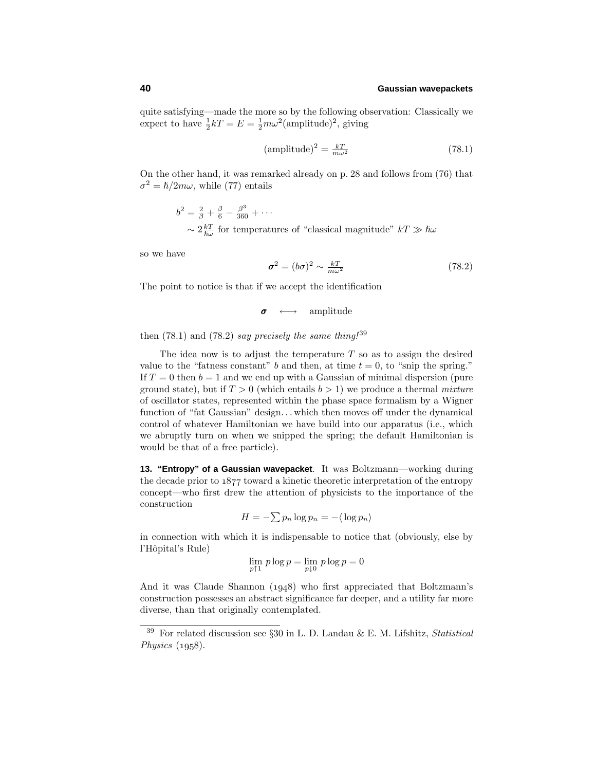quite satisfying—made the more so by the following observation: Classically we expect to have $\frac{1}{2}kT = E = \frac{1}{2}m\omega^2(\text{amplitude})^2$, giving

$$(\text{amplitude})^2 = \tfrac{kT}{m\omega^2} \tag{78.1}$$

On the other hand, it was remarked already on p. 28 and follows from (76) that $\sigma^2 = \hbar/2m\omega$, while (77) entails

$$\begin{aligned} b^2 &= \tfrac{2}{\beta} + \tfrac{\beta}{6} - \tfrac{\beta^3}{360} + \cdots \\ &\sim 2\tfrac{kT}{\hbar\omega} \text{ for temperatures of "classical magnitude" } kT \gg \hbar\omega \end{aligned}$$

so we have

$$\boldsymbol{\sigma}^2 = (b\sigma)^2 \sim \tfrac{kT}{m\omega^2} \tag{78.2}$$

The point to notice is that if we accept the identification

$$\boldsymbol{\sigma} \quad \longleftrightarrow \quad \text{amplitude}$$

then (78.1) and (78.2) *say precisely the same thing!*[39]

The idea now is to adjust the temperature $T$ so as to assign the desired value to the "fatness constant" $b$ and then, at time $t = 0$, to "snip the spring." If $T = 0$ then $b = 1$ and we end up with a Gaussian of minimal dispersion (pure ground state), but if $T > 0$ (which entails $b > 1$) we produce a thermal *mixture* of oscillator states, represented within the phase space formalism by a Wigner function of "fat Gaussian" design... which then moves off under the dynamical control of whatever Hamiltonian we have build into our apparatus (i.e., which we abruptly turn on when we snipped the spring; the default Hamiltonian is would be that of a free particle).

**13. "Entropy" of a Gaussian wavepacket**. It was Boltzmann—working during the decade prior to 1877 toward a kinetic theoretic interpretation of the entropy concept—who first drew the attention of physicists to the importance of the construction

$$H = -\sum p_n \log p_n = -\langle \log p_n \rangle$$

in connection with which it is indispensable to notice that (obviously, else by l'Hôpital's Rule)

$$\lim_{p\uparrow 1} p \log p = \lim_{p\downarrow 0} p \log p = 0$$

And it was Claude Shannon (1948) who first appreciated that Boltzmann's construction possesses an abstract significance far deeper, and a utility far more diverse, than that originally contemplated.

---

[39] For related discussion see §30 in L. D. Landau & E. M. Lifshitz, *Statistical Physics* (1958).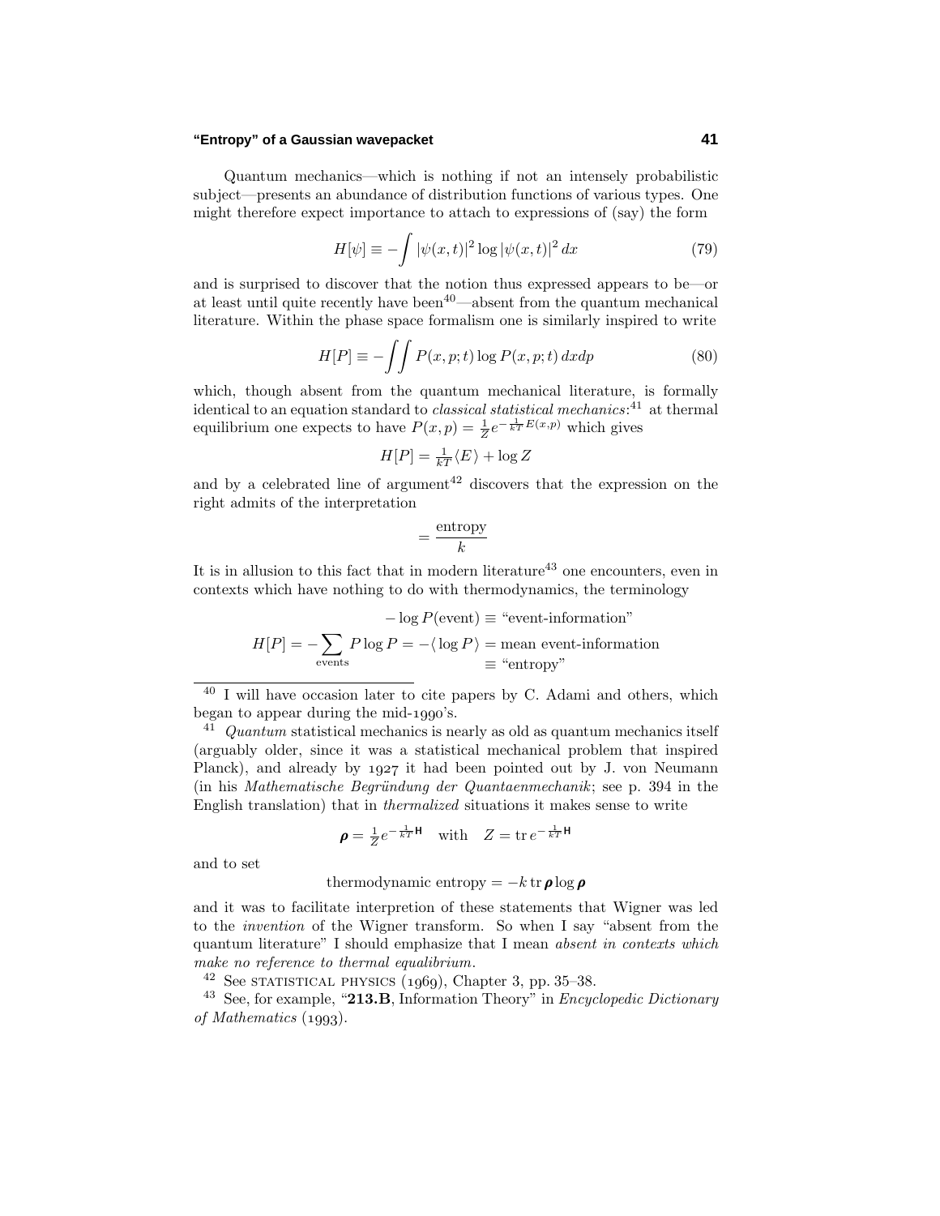Quantum mechanics—which is nothing if not an intensely probabilistic subject—presents an abundance of distribution functions of various types. One might therefore expect importance to attach to expressions of (say) the form

$$H[\psi] \equiv -\int |\psi(x,t)|^2 \log |\psi(x,t)|^2 \, dx \tag{79}$$

and is surprised to discover that the notion thus expressed appears to be—or at least until quite recently have been[40]—absent from the quantum mechanical literature. Within the phase space formalism one is similarly inspired to write

$$H[P] \equiv -\iint P(x,p;t) \log P(x,p;t) \, dxdp \tag{80}$$

which, though absent from the quantum mechanical literature, is formally identical to an equation standard to *classical statistical mechanics*:[41] at thermal equilibrium one expects to have $P(x,p) = \frac{1}{Z} e^{-\frac{1}{kT}E(x,p)}$ which gives

$$H[P] = \tfrac{1}{kT}\langle E \rangle + \log Z$$

and by a celebrated line of argument[42] discovers that the expression on the right admits of the interpretation

$$= \frac{\text{entropy}}{k}$$

It is in allusion to this fact that in modern literature[43] one encounters, even in contexts which have nothing to do with thermodynamics, the terminology

$$\begin{aligned} -\log P(\text{event}) &\equiv \text{“event-information”} \\ H[P] = -\sum_{\text{events}} P \log P = -\langle \log P \rangle &= \text{mean event-information} \\ &\equiv \text{“entropy”} \end{aligned}$$

---

[40] I will have occasion later to cite papers by C. Adami and others, which began to appear during the mid-1990's.

[41] *Quantum* statistical mechanics is nearly as old as quantum mechanics itself (arguably older, since it was a statistical mechanical problem that inspired Planck), and already by 1927 it had been pointed out by J. von Neumann (in his *Mathematische Begründung der Quantaenmechanik*; see p. 394 in the English translation) that in *thermalized* situations it makes sense to write

$$\boldsymbol{\rho} = \tfrac{1}{Z} e^{-\frac{1}{kT}\mathbf{H}} \quad \text{with} \quad Z = \text{tr}\, e^{-\frac{1}{kT}\mathbf{H}}$$

and to set

$$\text{thermodynamic entropy} = -k \,\text{tr}\, \boldsymbol{\rho} \log \boldsymbol{\rho}$$

and it was to facilitate interpretion of these statements that Wigner was led to the *invention* of the Wigner transform. So when I say "absent from the quantum literature" I should emphasize that I mean *absent in contexts which make no reference to thermal equalibrium.*

[42] See STATISTICAL PHYSICS (1969), Chapter 3, pp. 35–38.

[43] See, for example, "**213.B**, Information Theory" in *Encyclopedic Dictionary of Mathematics* (1993).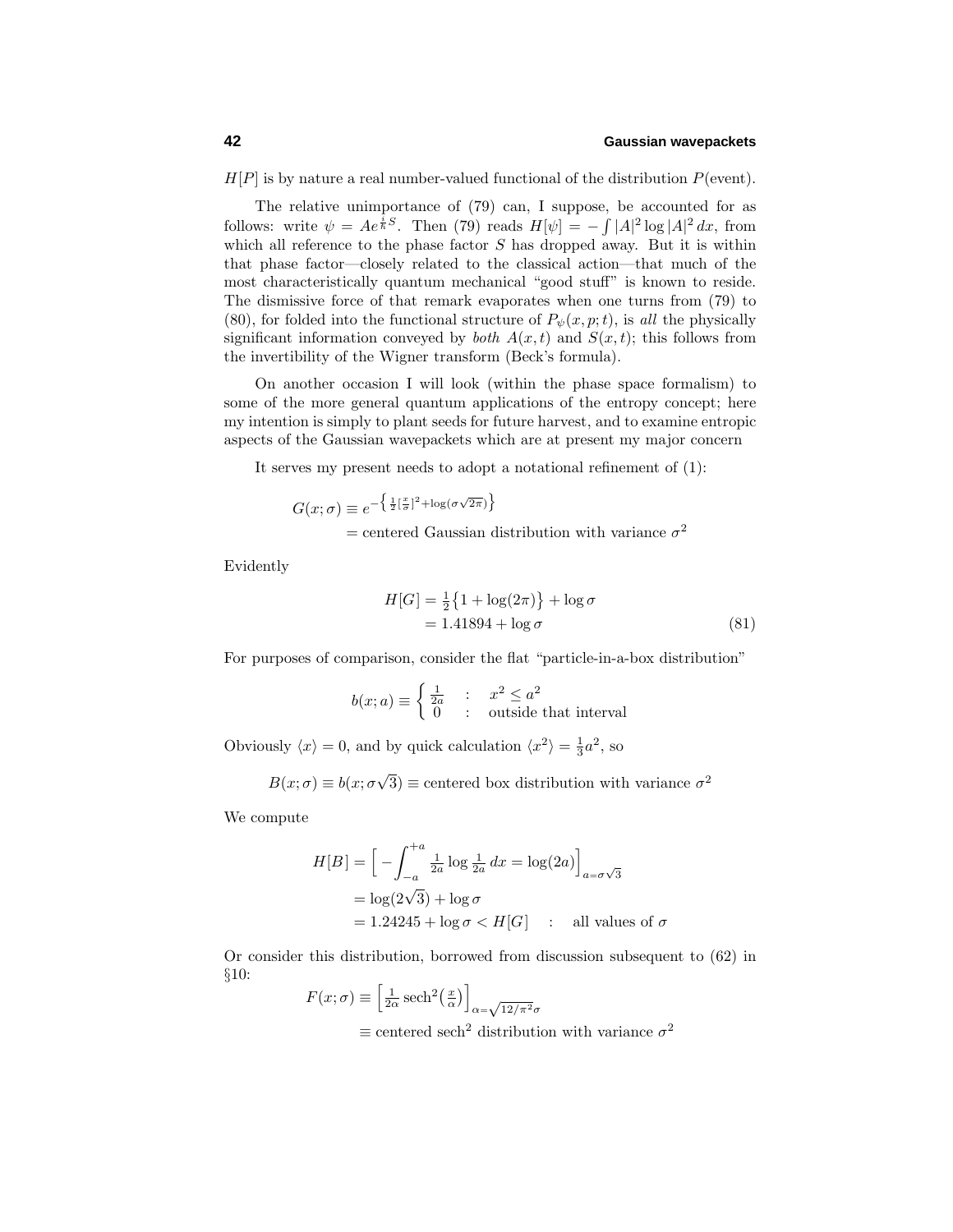$H[P]$ is by nature a real number-valued functional of the distribution $P(\text{event})$.

The relative unimportance of (79) can, I suppose, be accounted for as follows: write $\psi = Ae^{\frac{i}{\hbar}S}$. Then (79) reads $H[\psi] = -\int |A|^2 \log |A|^2\, dx$, from which all reference to the phase factor $S$ has dropped away. But it is within that phase factor—closely related to the classical action—that much of the most characteristically quantum mechanical "good stuff" is known to reside. The dismissive force of that remark evaporates when one turns from (79) to (80), for folded into the functional structure of $P_\psi(x, p; t)$, is *all* the physically significant information conveyed by *both* $A(x, t)$ and $S(x, t)$; this follows from the invertibility of the Wigner transform (Beck's formula).

On another occasion I will look (within the phase space formalism) to some of the more general quantum applications of the entropy concept; here my intention is simply to plant seeds for future harvest, and to examine entropic aspects of the Gaussian wavepackets which are at present my major concern

It serves my present needs to adopt a notational refinement of (1):

$$
\begin{aligned}
G(x;\sigma) &\equiv e^{-\left\{\frac{1}{2}\left[\frac{x}{\sigma}\right]^2 + \log(\sigma\sqrt{2\pi})\right\}} \\
&= \text{centered Gaussian distribution with variance } \sigma^2
\end{aligned}
$$

Evidently

$$
\begin{aligned}
H[G] &= \tfrac{1}{2}\big\{1 + \log(2\pi)\big\} + \log\sigma \\
&= 1.41894 + \log\sigma
\end{aligned}
\tag{81}
$$

For purposes of comparison, consider the flat "particle-in-a-box distribution"

$$
b(x;a) \equiv \begin{cases} \frac{1}{2a} & : \quad x^2 \le a^2 \\ 0 & : \quad \text{outside that interval} \end{cases}
$$

Obviously $\langle x \rangle = 0$, and by quick calculation $\langle x^2 \rangle = \frac{1}{3}a^2$, so

$$
B(x;\sigma) \equiv b(x;\sigma\sqrt{3}) \equiv \text{centered box distribution with variance } \sigma^2
$$

We compute

$$
\begin{aligned}
H[B] &= \Big[-\int_{-a}^{+a} \tfrac{1}{2a}\log\tfrac{1}{2a}\,dx = \log(2a)\Big]_{a=\sigma\sqrt{3}} \\
&= \log(2\sqrt{3}) + \log\sigma \\
&= 1.24245 + \log\sigma < H[G] \quad : \quad \text{all values of } \sigma
\end{aligned}
$$

Or consider this distribution, borrowed from discussion subsequent to (62) in §10:

$$
\begin{aligned}
F(x;\sigma) &\equiv \Big[\tfrac{1}{2\alpha}\,\text{sech}^2\big(\tfrac{x}{\alpha}\big)\Big]_{\alpha=\sqrt{12/\pi^2}\,\sigma} \\
&\equiv \text{centered sech}^2 \text{ distribution with variance } \sigma^2
\end{aligned}
$$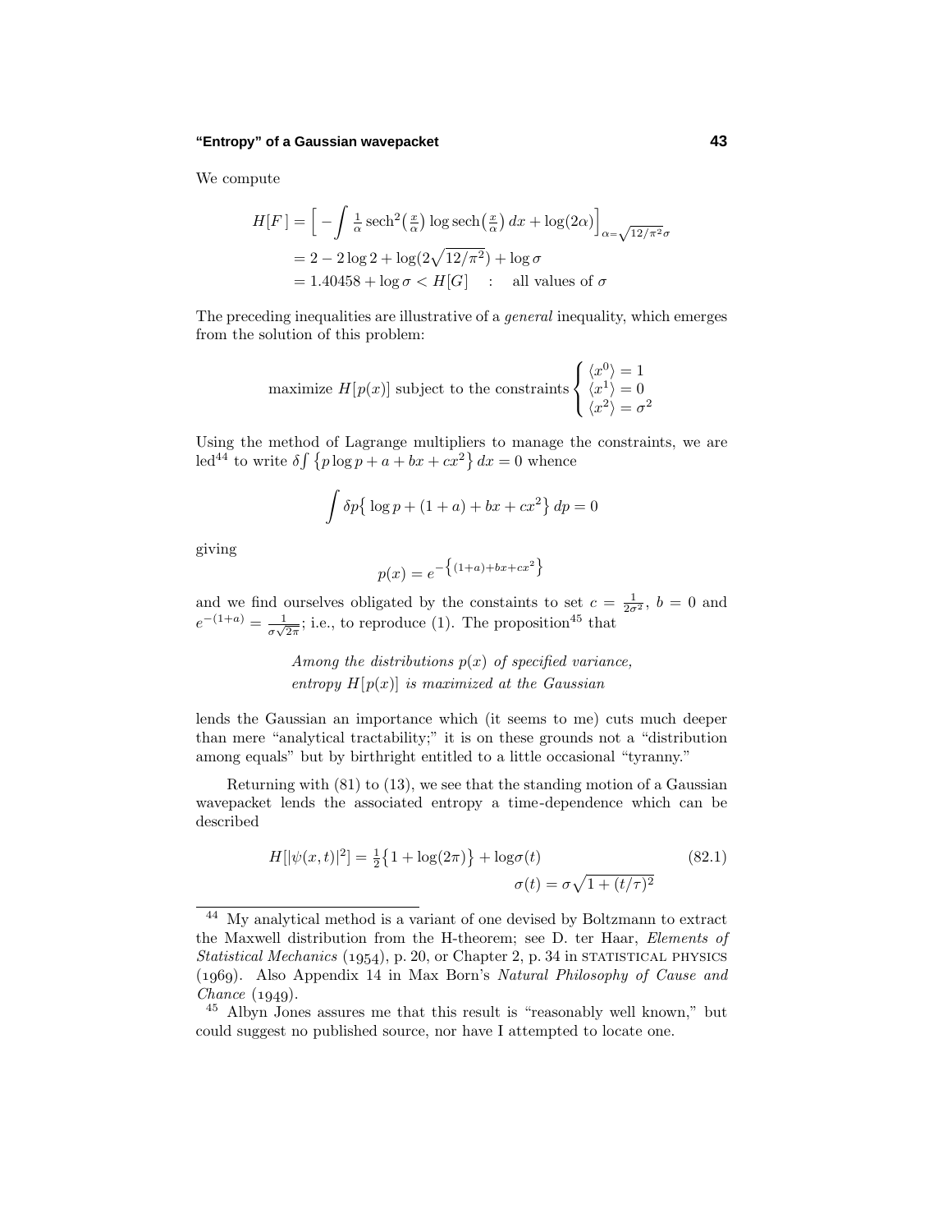We compute

$$
\begin{aligned}
H[F\,] &= \Big[ -\int \tfrac{1}{\alpha}\,\text{sech}^2\big(\tfrac{x}{\alpha}\big)\log\text{sech}\big(\tfrac{x}{\alpha}\big)\,dx + \log(2\alpha)\Big]_{\alpha=\sqrt{12/\pi^2}\sigma}\\
&= 2 - 2\log 2 + \log(2\sqrt{12/\pi^2}) + \log\sigma\\
&= 1.40458 + \log\sigma < H[G] \quad : \quad \text{all values of } \sigma
\end{aligned}
$$

The preceding inequalities are illustrative of a *general* inequality, which emerges from the solution of this problem:

$$
\text{maximize } H[p(x)] \text{ subject to the constraints } \begin{cases} \langle x^0\rangle = 1\\ \langle x^1\rangle = 0\\ \langle x^2\rangle = \sigma^2 \end{cases}
$$

Using the method of Lagrange multipliers to manage the constraints, we are led[44] to write $\delta\int\big\{p\log p + a + bx + cx^2\big\}\,dx = 0$ whence

$$
\int \delta p\big\{\log p + (1+a) + bx + cx^2\big\}\,dp = 0
$$

giving

$$
p(x) = e^{-\big\{(1+a)+bx+cx^2\big\}}
$$

and we find ourselves obligated by the constaints to set $c = \frac{1}{2\sigma^2}$, $b = 0$ and $e^{-(1+a)} = \frac{1}{\sigma\sqrt{2\pi}}$; i.e., to reproduce (1). The proposition[45] that

*Among the distributions $p(x)$ of specified variance,*
*entropy $H[p(x)]$ is maximized at the Gaussian*

lends the Gaussian an importance which (it seems to me) cuts much deeper than mere "analytical tractability;" it is on these grounds not a "distribution among equals" but by birthright entitled to a little occasional "tyranny."

Returning with (81) to (13), we see that the standing motion of a Gaussian wavepacket lends the associated entropy a time-dependence which can be described

$$
\begin{aligned}
H[|\psi(x,t)|^2] &= \tfrac{1}{2}\big\{1 + \log(2\pi)\big\} + \log\sigma(t) \qquad (82.1)\\
\sigma(t) &= \sigma\sqrt{1 + (t/\tau)^2}
\end{aligned}
$$

---

[44] My analytical method is a variant of one devised by Boltzmann to extract the Maxwell distribution from the H-theorem; see D. ter Haar, *Elements of Statistical Mechanics* (1954), p. 20, or Chapter 2, p. 34 in STATISTICAL PHYSICS (1969). Also Appendix 14 in Max Born's *Natural Philosophy of Cause and Chance* (1949).

[45] Albyn Jones assures me that this result is "reasonably well known," but could suggest no published source, nor have I attempted to locate one.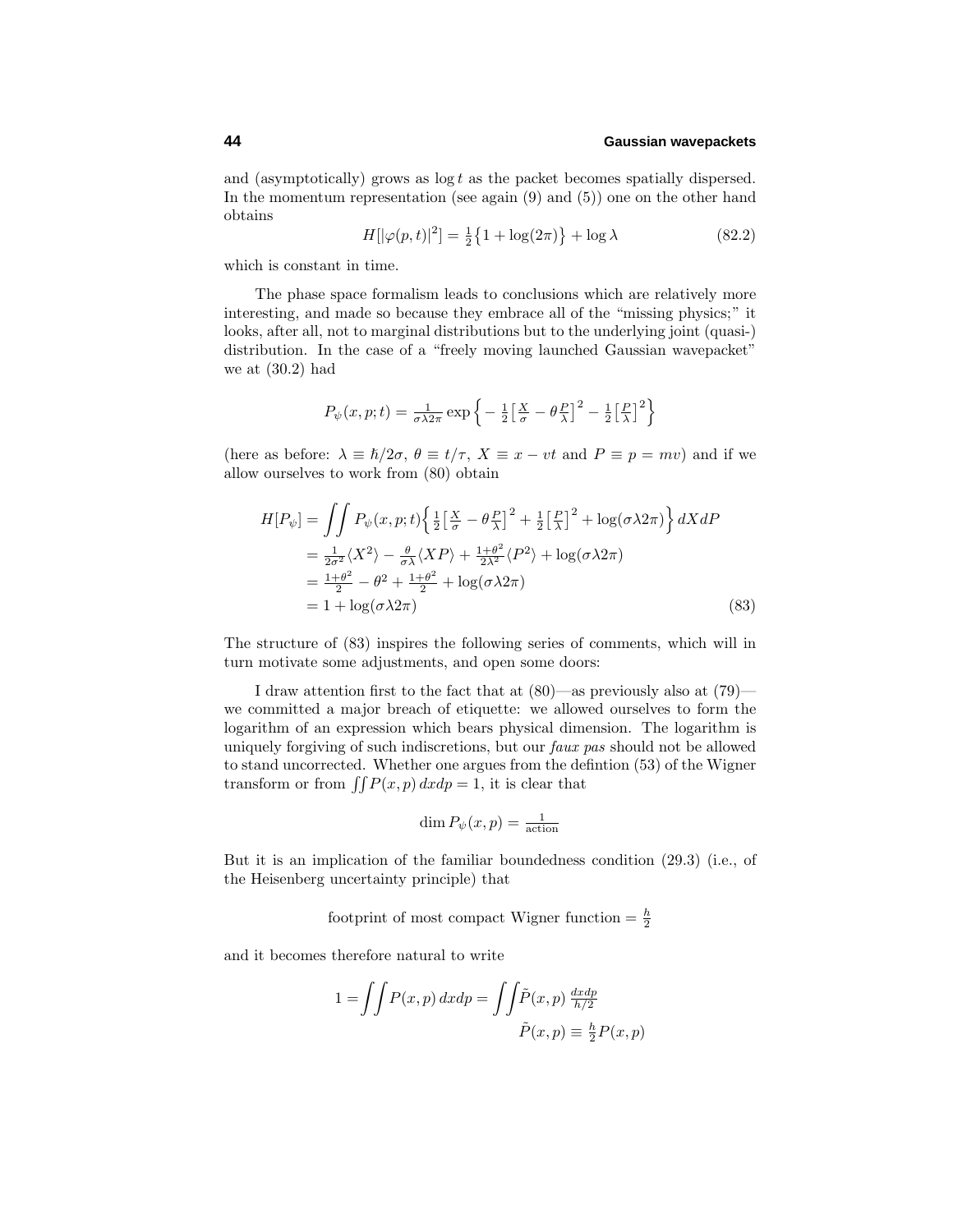and (asymptotically) grows as $\log t$ as the packet becomes spatially dispersed. In the momentum representation (see again (9) and (5)) one on the other hand obtains

$$H[|\varphi(p,t)|^2] = \tfrac{1}{2}\big\{1 + \log(2\pi)\big\} + \log\lambda \tag{82.2}$$

which is constant in time.

The phase space formalism leads to conclusions which are relatively more interesting, and made so because they embrace all of the "missing physics;" it looks, after all, not to marginal distributions but to the underlying joint (quasi-) distribution. In the case of a "freely moving launched Gaussian wavepacket" we at (30.2) had

$$P_\psi(x,p;t) = \tfrac{1}{\sigma\lambda 2\pi}\exp\Big\{-\tfrac{1}{2}\big[\tfrac{X}{\sigma} - \theta\tfrac{P}{\lambda}\big]^2 - \tfrac{1}{2}\big[\tfrac{P}{\lambda}\big]^2\Big\}$$

(here as before: $\lambda \equiv \hbar/2\sigma$, $\theta \equiv t/\tau$, $X \equiv x - vt$ and $P \equiv p = mv$) and if we allow ourselves to work from (80) obtain

$$\begin{aligned}
H[P_\psi] &= \iint P_\psi(x,p;t)\Big\{\tfrac{1}{2}\big[\tfrac{X}{\sigma} - \theta\tfrac{P}{\lambda}\big]^2 + \tfrac{1}{2}\big[\tfrac{P}{\lambda}\big]^2 + \log(\sigma\lambda 2\pi)\Big\}\,dXdP \\
&= \tfrac{1}{2\sigma^2}\langle X^2\rangle - \tfrac{\theta}{\sigma\lambda}\langle XP\rangle + \tfrac{1+\theta^2}{2\lambda^2}\langle P^2\rangle + \log(\sigma\lambda 2\pi) \\
&= \tfrac{1+\theta^2}{2} - \theta^2 + \tfrac{1+\theta^2}{2} + \log(\sigma\lambda 2\pi) \\
&= 1 + \log(\sigma\lambda 2\pi)
\end{aligned} \tag{83}$$

The structure of (83) inspires the following series of comments, which will in turn motivate some adjustments, and open some doors:

I draw attention first to the fact that at (80)—as previously also at (79)—we committed a major breach of etiquette: we allowed ourselves to form the logarithm of an expression which bears physical dimension. The logarithm is uniquely forgiving of such indiscretions, but our *faux pas* should not be allowed to stand uncorrected. Whether one argues from the defintion (53) of the Wigner transform or from $\iint P(x,p)\,dxdp = 1$, it is clear that

$$\dim P_\psi(x,p) = \tfrac{1}{\text{action}}$$

But it is an implication of the familiar boundedness condition (29.3) (i.e., of the Heisenberg uncertainty principle) that

$$\text{footprint of most compact Wigner function} = \tfrac{h}{2}$$

and it becomes therefore natural to write

$$1 = \iint P(x,p)\,dxdp = \iint \tilde{P}(x,p)\,\tfrac{dxdp}{h/2}$$

$$\tilde{P}(x,p) \equiv \tfrac{h}{2}P(x,p)$$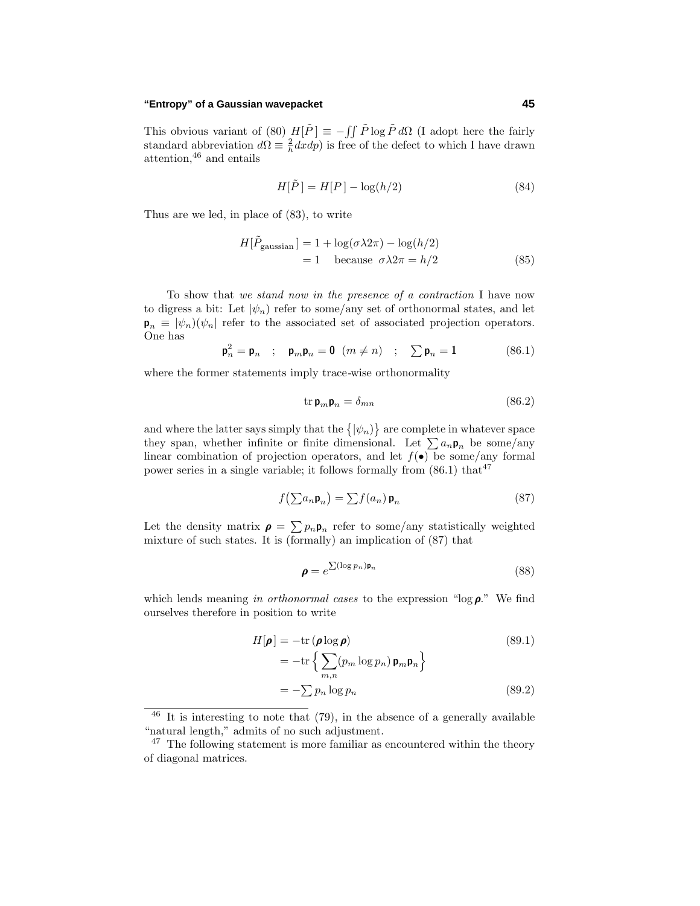This obvious variant of (80) $H[\tilde{P}\,] \equiv -\iint \tilde{P} \log \tilde{P}\, d\Omega$ (I adopt here the fairly standard abbreviation $d\Omega \equiv \frac{2}{h} dxdp$) is free of the defect to which I have drawn attention,[46] and entails

$$H[\tilde{P}\,] = H[P\,] - \log(h/2) \tag{84}$$

Thus are we led, in place of (83), to write

$$\begin{aligned} H[\tilde{P}_{\text{gaussian}}\,] &= 1 + \log(\sigma\lambda 2\pi) - \log(h/2) \\ &= 1 \quad \text{because } \sigma\lambda 2\pi = h/2 \end{aligned} \tag{85}$$

To show that *we stand now in the presence of a contraction* I have now to digress a bit: Let $|\psi_n)$ refer to some/any set of orthonormal states, and let $\mathsf{p}_n \equiv |\psi_n)(\psi_n|$ refer to the associated set of associated projection operators. One has

$$\mathsf{p}_n^2 = \mathsf{p}_n \quad ; \quad \mathsf{p}_m \mathsf{p}_n = \mathbf{0} \;\; (m \neq n) \quad ; \quad \sum \mathsf{p}_n = \mathbf{1} \tag{86.1}$$

where the former statements imply trace-wise orthonormality

$$\text{tr}\, \mathsf{p}_m \mathsf{p}_n = \delta_{mn} \tag{86.2}$$

and where the latter says simply that the $\{|\psi_n)\}$ are complete in whatever space they span, whether infinite or finite dimensional. Let $\sum a_n \mathsf{p}_n$ be some/any linear combination of projection operators, and let $f(\bullet)$ be some/any formal power series in a single variable; it follows formally from (86.1) that[47]

$$f\big(\textstyle\sum a_n \mathsf{p}_n\big) = \textstyle\sum f(a_n)\, \mathsf{p}_n \tag{87}$$

Let the density matrix $\boldsymbol{\rho} = \sum p_n \mathsf{p}_n$ refer to some/any statistically weighted mixture of such states. It is (formally) an implication of (87) that

$$\boldsymbol{\rho} = e^{\sum (\log p_n) \mathsf{p}_n} \tag{88}$$

which lends meaning *in orthonormal cases* to the expression "$\log \boldsymbol{\rho}$." We find ourselves therefore in position to write

$$\begin{aligned} H[\boldsymbol{\rho}] &= -\text{tr}\,(\boldsymbol{\rho} \log \boldsymbol{\rho}) &(89.1)\\ &= -\text{tr}\,\Big\{ \sum_{m,n} (p_m \log p_n)\, \mathsf{p}_m \mathsf{p}_n \Big\} \\ &= -\textstyle\sum p_n \log p_n &(89.2) \end{aligned}$$

---

[46] It is interesting to note that (79), in the absence of a generally available "natural length," admits of no such adjustment.

[47] The following statement is more familiar as encountered within the theory of diagonal matrices.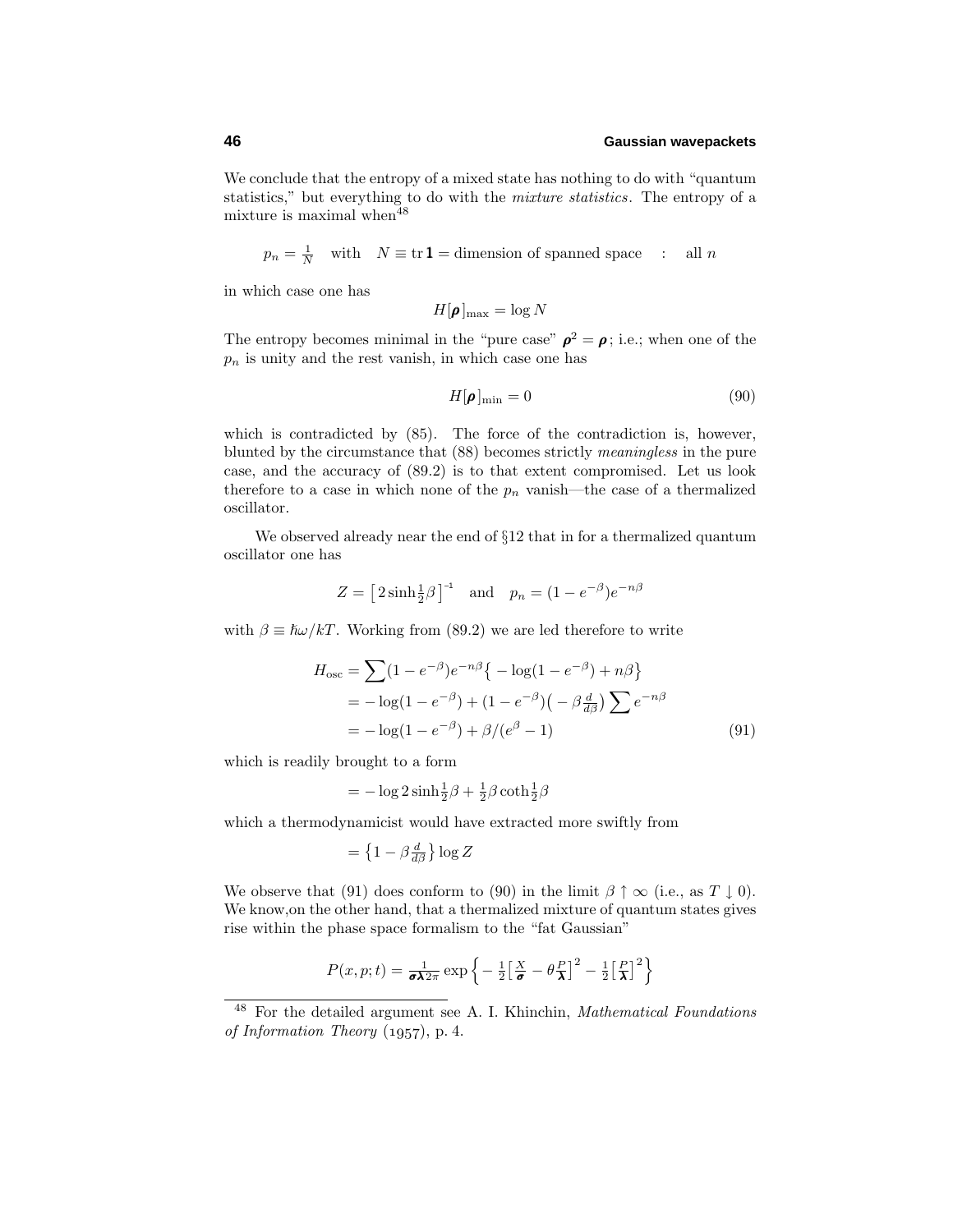We conclude that the entropy of a mixed state has nothing to do with "quantum statistics," but everything to do with the *mixture statistics*. The entropy of a mixture is maximal when[48]

$$p_n = \tfrac{1}{N} \quad \text{with} \quad N \equiv \text{tr}\,\mathbf{1} = \text{dimension of spanned space} \quad : \quad \text{all } n$$

in which case one has

$$H[\boldsymbol{\rho}]_{\text{max}} = \log N$$

The entropy becomes minimal in the "pure case" $\boldsymbol{\rho}^2 = \boldsymbol{\rho}$; i.e.; when one of the $p_n$ is unity and the rest vanish, in which case one has

$$H[\boldsymbol{\rho}]_{\text{min}} = 0 \tag{90}$$

which is contradicted by (85). The force of the contradiction is, however, blunted by the circumstance that (88) becomes strictly *meaningless* in the pure case, and the accuracy of (89.2) is to that extent compromised. Let us look therefore to a case in which none of the $p_n$ vanish—the case of a thermalized oscillator.

We observed already near the end of §12 that in for a thermalized quantum oscillator one has

$$Z = \big[\,2\sinh\tfrac{1}{2}\beta\,\big]^{-1} \quad \text{and} \quad p_n = (1-e^{-\beta})e^{-n\beta}$$

with $\beta \equiv \hbar\omega/kT$. Working from (89.2) we are led therefore to write

$$\begin{aligned} H_{\text{osc}} &= \sum(1-e^{-\beta})e^{-n\beta}\big\{-\log(1-e^{-\beta}) + n\beta\big\} \\ &= -\log(1-e^{-\beta}) + (1-e^{-\beta})\big(-\beta\tfrac{d}{d\beta}\big)\sum e^{-n\beta} \\ &= -\log(1-e^{-\beta}) + \beta/(e^{\beta}-1) \end{aligned} \tag{91}$$

which is readily brought to a form

$$= -\log 2\sinh\tfrac{1}{2}\beta + \tfrac{1}{2}\beta\coth\tfrac{1}{2}\beta$$

which a thermodynamicist would have extracted more swiftly from

$$= \big\{1 - \beta\tfrac{d}{d\beta}\big\}\log Z$$

We observe that (91) does conform to (90) in the limit $\beta \uparrow \infty$ (i.e., as $T \downarrow 0$). We know,on the other hand, that a thermalized mixture of quantum states gives rise within the phase space formalism to the "fat Gaussian"

$$P(x,p;t) = \frac{1}{\boldsymbol{\sigma}\boldsymbol{\lambda}2\pi}\exp\Big\{-\tfrac{1}{2}\big[\tfrac{X}{\boldsymbol{\sigma}} - \theta\tfrac{P}{\boldsymbol{\lambda}}\big]^2 - \tfrac{1}{2}\big[\tfrac{P}{\boldsymbol{\lambda}}\big]^2\Big\}$$

---

[48] For the detailed argument see A. I. Khinchin, *Mathematical Foundations of Information Theory* (1957), p. 4.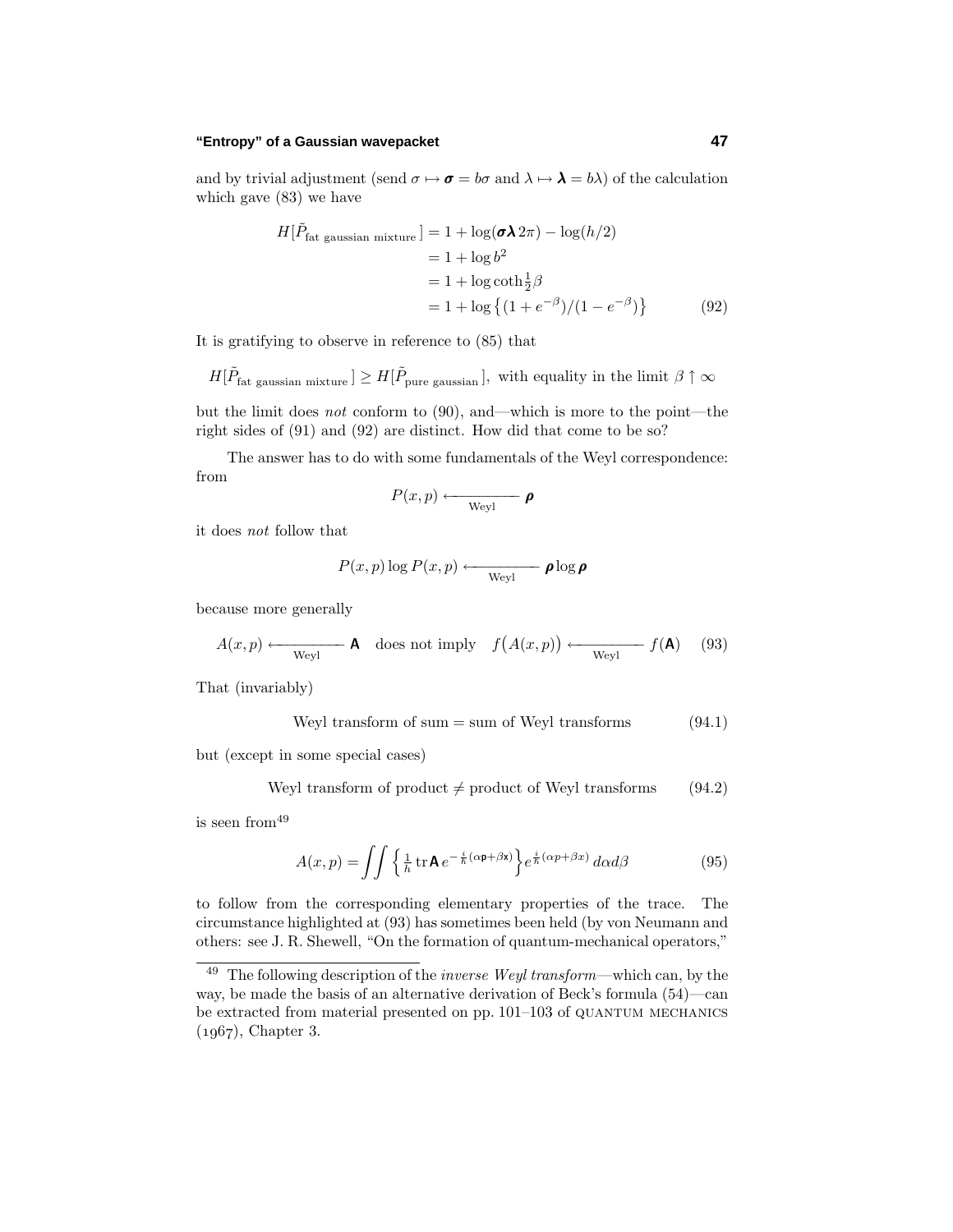and by trivial adjustment (send $\sigma \mapsto \boldsymbol{\sigma} = b\sigma$ and $\lambda \mapsto \boldsymbol{\lambda} = b\lambda$) of the calculation which gave (83) we have

$$
\begin{aligned}
H[\tilde{P}_{\text{fat gaussian mixture}}] &= 1 + \log(\boldsymbol{\sigma\lambda}\, 2\pi) - \log(h/2) \\
&= 1 + \log b^2 \\
&= 1 + \log \coth\tfrac{1}{2}\beta \\
&= 1 + \log\big\{(1+e^{-\beta})/(1-e^{-\beta})\big\}
\end{aligned} \tag{92}
$$

It is gratifying to observe in reference to (85) that

$$
H[\tilde{P}_{\text{fat gaussian mixture}}] \geq H[\tilde{P}_{\text{pure gaussian}}], \text{ with equality in the limit } \beta \uparrow \infty
$$

but the limit does *not* conform to (90), and—which is more to the point—the right sides of (91) and (92) are distinct. How did that come to be so?

The answer has to do with some fundamentals of the Weyl correspondence: from

$$
P(x,p) \xleftarrow[\text{Weyl}]{} \boldsymbol{\rho}
$$

it does *not* follow that

$$
P(x,p)\log P(x,p) \xleftarrow[\text{Weyl}]{} \boldsymbol{\rho}\log\boldsymbol{\rho}
$$

because more generally

$$
A(x,p) \xleftarrow[\text{Weyl}]{} \mathsf{A} \quad \text{does not imply} \quad f\big(A(x,p)\big) \xleftarrow[\text{Weyl}]{} f(\mathsf{A}) \tag{93}
$$

That (invariably)

$$
\text{Weyl transform of sum} = \text{sum of Weyl transforms} \tag{94.1}
$$

but (except in some special cases)

$$
\text{Weyl transform of product} \neq \text{product of Weyl transforms} \tag{94.2}
$$

is seen from[49]

$$
A(x,p) = \iint \Big\{ \tfrac{1}{h}\,\mathrm{tr}\,\mathsf{A}\, e^{-\frac{i}{\hbar}(\alpha\mathsf{p}+\beta\mathsf{x})} \Big\} e^{\frac{i}{\hbar}(\alpha p + \beta x)}\, d\alpha d\beta \tag{95}
$$

to follow from the corresponding elementary properties of the trace. The circumstance highlighted at (93) has sometimes been held (by von Neumann and others: see J. R. Shewell, "On the formation of quantum-mechanical operators,"

---

[49] The following description of the *inverse Weyl transform*—which can, by the way, be made the basis of an alternative derivation of Beck's formula (54)—can be extracted from material presented on pp. 101–103 of QUANTUM MECHANICS (1967), Chapter 3.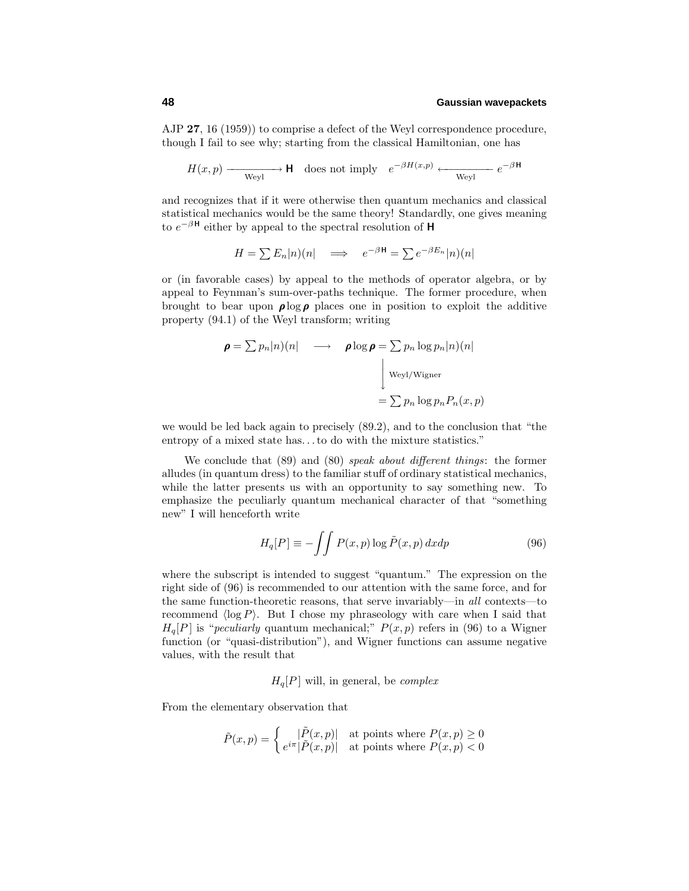AJP **27**, 16 (1959)) to comprise a defect of the Weyl correspondence procedure, though I fail to see why; starting from the classical Hamiltonian, one has

$$H(x,p) \xrightarrow[\text{Weyl}]{} \mathsf{H} \quad \text{does not imply} \quad e^{-\beta H(x,p)} \xleftarrow[\text{Weyl}]{} e^{-\beta \mathsf{H}}$$

and recognizes that if it were otherwise then quantum mechanics and classical statistical mechanics would be the same theory! Standardly, one gives meaning to $e^{-\beta \mathsf{H}}$ either by appeal to the spectral resolution of $\mathsf{H}$

$$H = \sum E_n |n)(n| \quad \Longrightarrow \quad e^{-\beta \mathsf{H}} = \sum e^{-\beta E_n} |n)(n|$$

or (in favorable cases) by appeal to the methods of operator algebra, or by appeal to Feynman's sum-over-paths technique. The former procedure, when brought to bear upon $\boldsymbol{\rho} \log \boldsymbol{\rho}$ places one in position to exploit the additive property (94.1) of the Weyl transform; writing

$$\begin{aligned}
\boldsymbol{\rho} = \sum p_n |n)(n| \quad \longrightarrow \quad \boldsymbol{\rho} \log \boldsymbol{\rho} &= \sum p_n \log p_n |n)(n| \\
&\quad \Big\downarrow \text{Weyl/Wigner} \\
&= \sum p_n \log p_n P_n(x,p)
\end{aligned}$$

we would be led back again to precisely (89.2), and to the conclusion that "the entropy of a mixed state has... to do with the mixture statistics."

We conclude that (89) and (80) *speak about different things*: the former alludes (in quantum dress) to the familiar stuff of ordinary statistical mechanics, while the latter presents us with an opportunity to say something new. To emphasize the peculiarly quantum mechanical character of that "something new" I will henceforth write

$$H_q[P] \equiv -\iint P(x,p) \log \tilde{P}(x,p)\, dxdp \tag{96}$$

where the subscript is intended to suggest "quantum." The expression on the right side of (96) is recommended to our attention with the same force, and for the same function-theoretic reasons, that serve invariably—in *all* contexts—to recommend $\langle \log P \rangle$. But I chose my phraseology with care when I said that $H_q[P]$ is "*peculiarly* quantum mechanical;" $P(x,p)$ refers in (96) to a Wigner function (or "quasi-distribution"), and Wigner functions can assume negative values, with the result that

$$H_q[P] \text{ will, in general, be } \textit{complex}$$

From the elementary observation that

$$\tilde{P}(x,p) = \begin{cases} |\tilde{P}(x,p)| & \text{at points where } P(x,p) \geq 0 \\ e^{i\pi}|\tilde{P}(x,p)| & \text{at points where } P(x,p) < 0 \end{cases}$$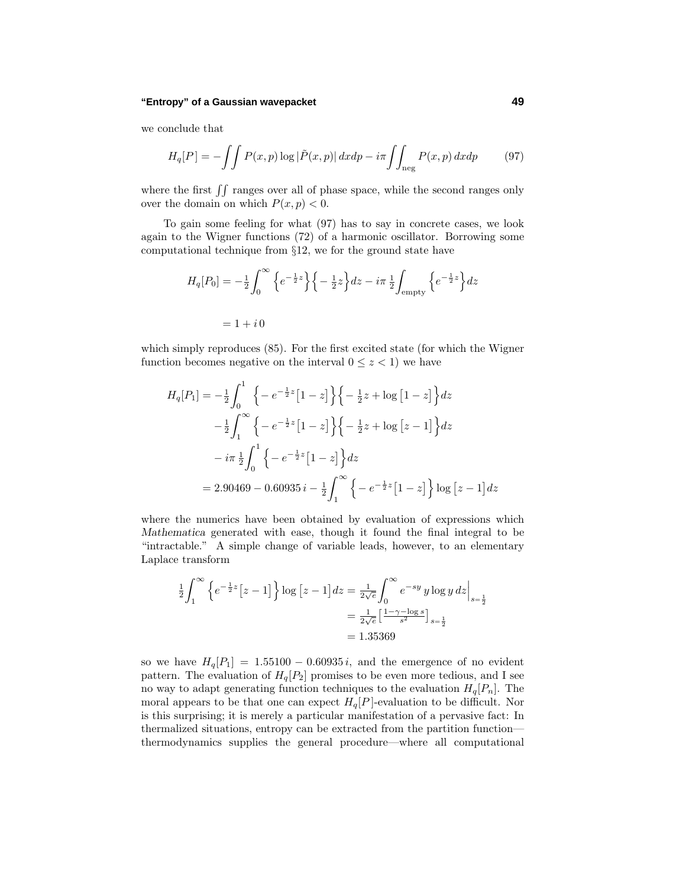we conclude that

$$H_q[P] = -\iint P(x,p)\log|\tilde{P}(x,p)|\,dxdp - i\pi\iint_{\text{neg}} P(x,p)\,dxdp \tag{97}$$

where the first $\iint$ ranges over all of phase space, while the second ranges only over the domain on which $P(x,p) < 0$.

To gain some feeling for what (97) has to say in concrete cases, we look again to the Wigner functions (72) of a harmonic oscillator. Borrowing some computational technique from §12, we for the ground state have

$$\begin{aligned}
H_q[P_0] &= -\tfrac{1}{2}\int_0^\infty \Big\{e^{-\frac{1}{2}z}\Big\}\Big\{-\tfrac{1}{2}z\Big\}dz - i\pi\,\tfrac{1}{2}\int_{\text{empty}}\Big\{e^{-\frac{1}{2}z}\Big\}dz \\
&= 1 + i\,0
\end{aligned}$$

which simply reproduces (85). For the first excited state (for which the Wigner function becomes negative on the interval $0 \le z < 1$) we have

$$\begin{aligned}
H_q[P_1] &= -\tfrac{1}{2}\int_0^1 \Big\{-e^{-\frac{1}{2}z}\big[1-z\big]\Big\}\Big\{-\tfrac{1}{2}z + \log\big[1-z\big]\Big\}dz \\
&\quad -\tfrac{1}{2}\int_1^\infty \Big\{-e^{-\frac{1}{2}z}\big[1-z\big]\Big\}\Big\{-\tfrac{1}{2}z + \log\big[z-1\big]\Big\}dz \\
&\quad - i\pi\,\tfrac{1}{2}\int_0^1 \Big\{-e^{-\frac{1}{2}z}\big[1-z\big]\Big\}dz \\
&= 2.90469 - 0.60935\,i - \tfrac{1}{2}\int_1^\infty \Big\{-e^{-\frac{1}{2}z}\big[1-z\big]\Big\}\log\big[z-1\big]dz
\end{aligned}$$

where the numerics have been obtained by evaluation of expressions which *Mathematica* generated with ease, though it found the final integral to be "intractable." A simple change of variable leads, however, to an elementary Laplace transform

$$\begin{aligned}
\tfrac{1}{2}\int_1^\infty \Big\{e^{-\frac{1}{2}z}\big[z-1\big]\Big\}\log\big[z-1\big]dz &= \tfrac{1}{2\sqrt{e}}\int_0^\infty e^{-sy}\,y\log y\,dz\Big|_{s=\frac{1}{2}} \\
&= \tfrac{1}{2\sqrt{e}}\Big[\tfrac{1-\gamma-\log s}{s^2}\Big]_{s=\frac{1}{2}} \\
&= 1.35369
\end{aligned}$$

so we have $H_q[P_1] = 1.55100 - 0.60935\,i$, and the emergence of no evident pattern. The evaluation of $H_q[P_2]$ promises to be even more tedious, and I see no way to adapt generating function techniques to the evaluation $H_q[P_n]$. The moral appears to be that one can expect $H_q[P]$-evaluation to be difficult. Nor is this surprising; it is merely a particular manifestation of a pervasive fact: In thermalized situations, entropy can be extracted from the partition function—thermodynamics supplies the general procedure—where all computational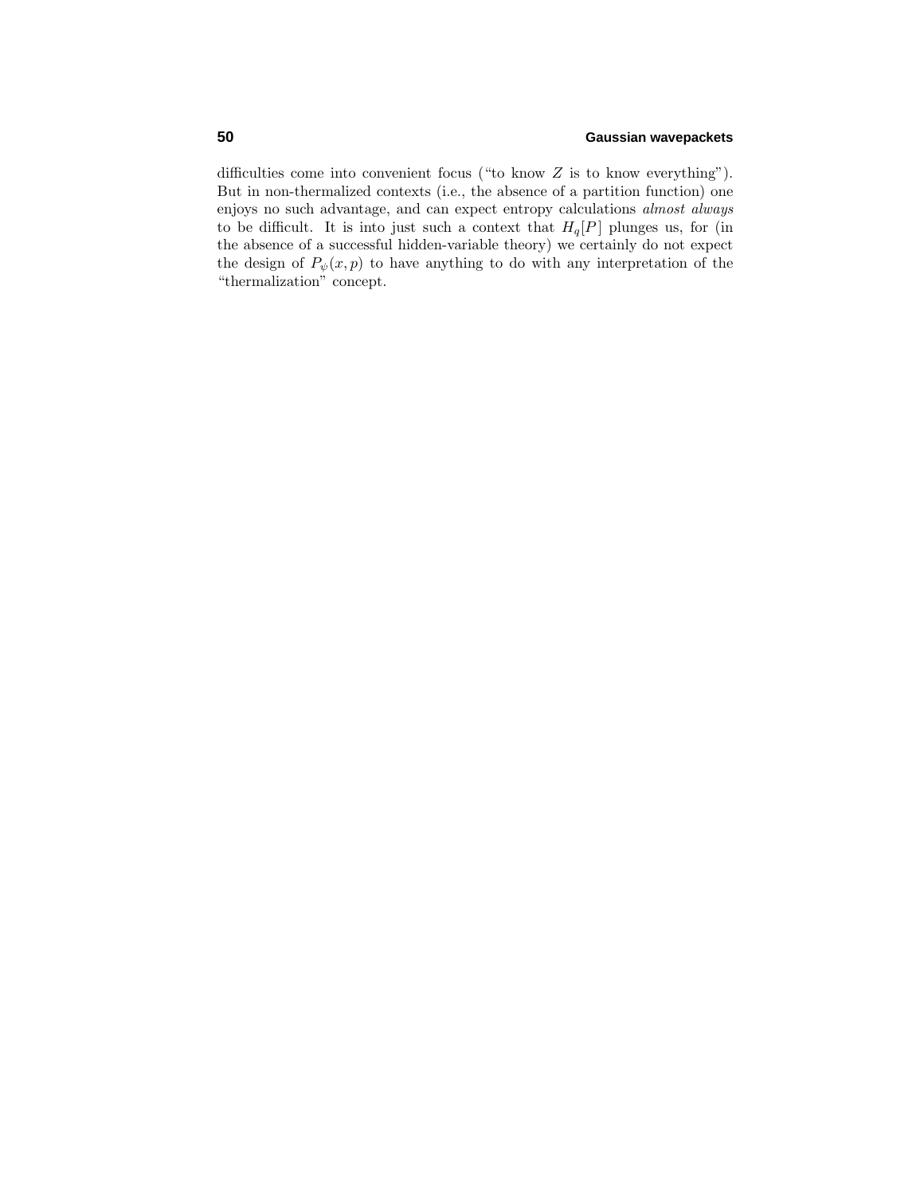difficulties come into convenient focus ("to know $Z$ is to know everything"). But in non-thermalized contexts (i.e., the absence of a partition function) one enjoys no such advantage, and can expect entropy calculations *almost always* to be difficult. It is into just such a context that $H_q[P]$ plunges us, for (in the absence of a successful hidden-variable theory) we certainly do not expect the design of $P_\psi(x, p)$ to have anything to do with any interpretation of the "thermalization" concept.